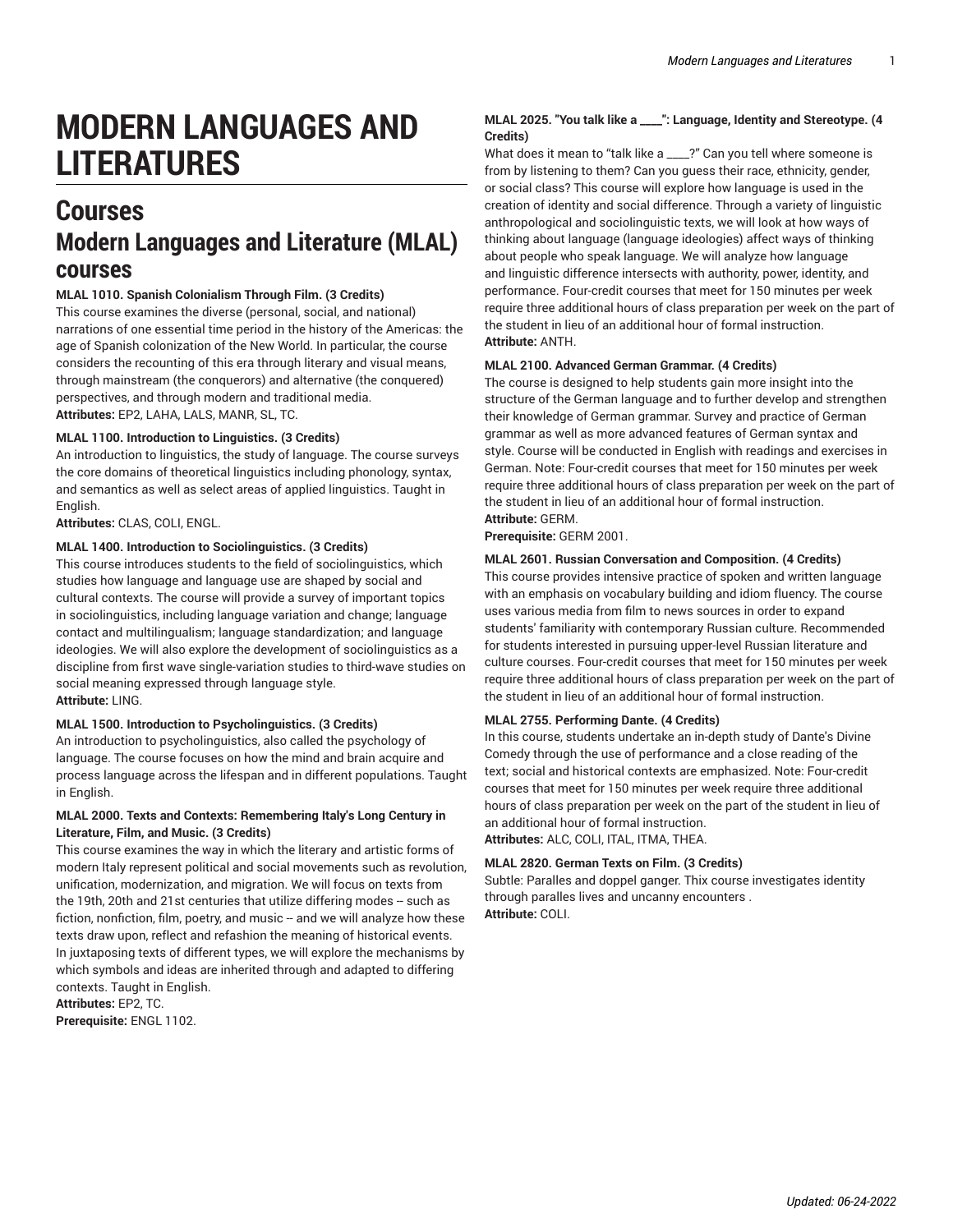# MODERN LANGUAGES AND LITERATURES

## Courses

## Modern Languages and Literature (MLAL) courses

**MLAL 1010. Spanish Colonialism Through Film. (3 Credits)**
This course examines the diverse (personal, social, and national) narrations of one essential time period in the history of the Americas: the age of Spanish colonization of the New World. In particular, the course considers the recounting of this era through literary and visual means, through mainstream (the conquerors) and alternative (the conquered) perspectives, and through modern and traditional media.
**Attributes:** EP2, LAHA, LALS, MANR, SL, TC.

**MLAL 1100. Introduction to Linguistics. (3 Credits)**
An introduction to linguistics, the study of language. The course surveys the core domains of theoretical linguistics including phonology, syntax, and semantics as well as select areas of applied linguistics. Taught in English.
**Attributes:** CLAS, COLI, ENGL.

**MLAL 1400. Introduction to Sociolinguistics. (3 Credits)**
This course introduces students to the field of sociolinguistics, which studies how language and language use are shaped by social and cultural contexts. The course will provide a survey of important topics in sociolinguistics, including language variation and change; language contact and multilingualism; language standardization; and language ideologies. We will also explore the development of sociolinguistics as a discipline from first wave single-variation studies to third-wave studies on social meaning expressed through language style.
**Attribute:** LING.

**MLAL 1500. Introduction to Psycholinguistics. (3 Credits)**
An introduction to psycholinguistics, also called the psychology of language. The course focuses on how the mind and brain acquire and process language across the lifespan and in different populations. Taught in English.

**MLAL 2000. Texts and Contexts: Remembering Italy's Long Century in Literature, Film, and Music. (3 Credits)**
This course examines the way in which the literary and artistic forms of modern Italy represent political and social movements such as revolution, unification, modernization, and migration. We will focus on texts from the 19th, 20th and 21st centuries that utilize differing modes -- such as fiction, nonfiction, film, poetry, and music -- and we will analyze how these texts draw upon, reflect and refashion the meaning of historical events. In juxtaposing texts of different types, we will explore the mechanisms by which symbols and ideas are inherited through and adapted to differing contexts. Taught in English.
**Attributes:** EP2, TC.
**Prerequisite:** ENGL 1102.

**MLAL 2025. "You talk like a ____": Language, Identity and Stereotype. (4 Credits)**
What does it mean to "talk like a ____?" Can you tell where someone is from by listening to them? Can you guess their race, ethnicity, gender, or social class? This course will explore how language is used in the creation of identity and social difference. Through a variety of linguistic anthropological and sociolinguistic texts, we will look at how ways of thinking about language (language ideologies) affect ways of thinking about people who speak language. We will analyze how language and linguistic difference intersects with authority, power, identity, and performance. Four-credit courses that meet for 150 minutes per week require three additional hours of class preparation per week on the part of the student in lieu of an additional hour of formal instruction.
**Attribute:** ANTH.

**MLAL 2100. Advanced German Grammar. (4 Credits)**
The course is designed to help students gain more insight into the structure of the German language and to further develop and strengthen their knowledge of German grammar. Survey and practice of German grammar as well as more advanced features of German syntax and style. Course will be conducted in English with readings and exercises in German. Note: Four-credit courses that meet for 150 minutes per week require three additional hours of class preparation per week on the part of the student in lieu of an additional hour of formal instruction.
**Attribute:** GERM.
**Prerequisite:** GERM 2001.

**MLAL 2601. Russian Conversation and Composition. (4 Credits)**
This course provides intensive practice of spoken and written language with an emphasis on vocabulary building and idiom fluency. The course uses various media from film to news sources in order to expand students' familiarity with contemporary Russian culture. Recommended for students interested in pursuing upper-level Russian literature and culture courses. Four-credit courses that meet for 150 minutes per week require three additional hours of class preparation per week on the part of the student in lieu of an additional hour of formal instruction.

**MLAL 2755. Performing Dante. (4 Credits)**
In this course, students undertake an in-depth study of Dante's Divine Comedy through the use of performance and a close reading of the text; social and historical contexts are emphasized. Note: Four-credit courses that meet for 150 minutes per week require three additional hours of class preparation per week on the part of the student in lieu of an additional hour of formal instruction.
**Attributes:** ALC, COLI, ITAL, ITMA, THEA.

**MLAL 2820. German Texts on Film. (3 Credits)**
Subtle: Paralles and doppel ganger. Thix course investigates identity through paralles lives and uncanny encounters .
**Attribute:** COLI.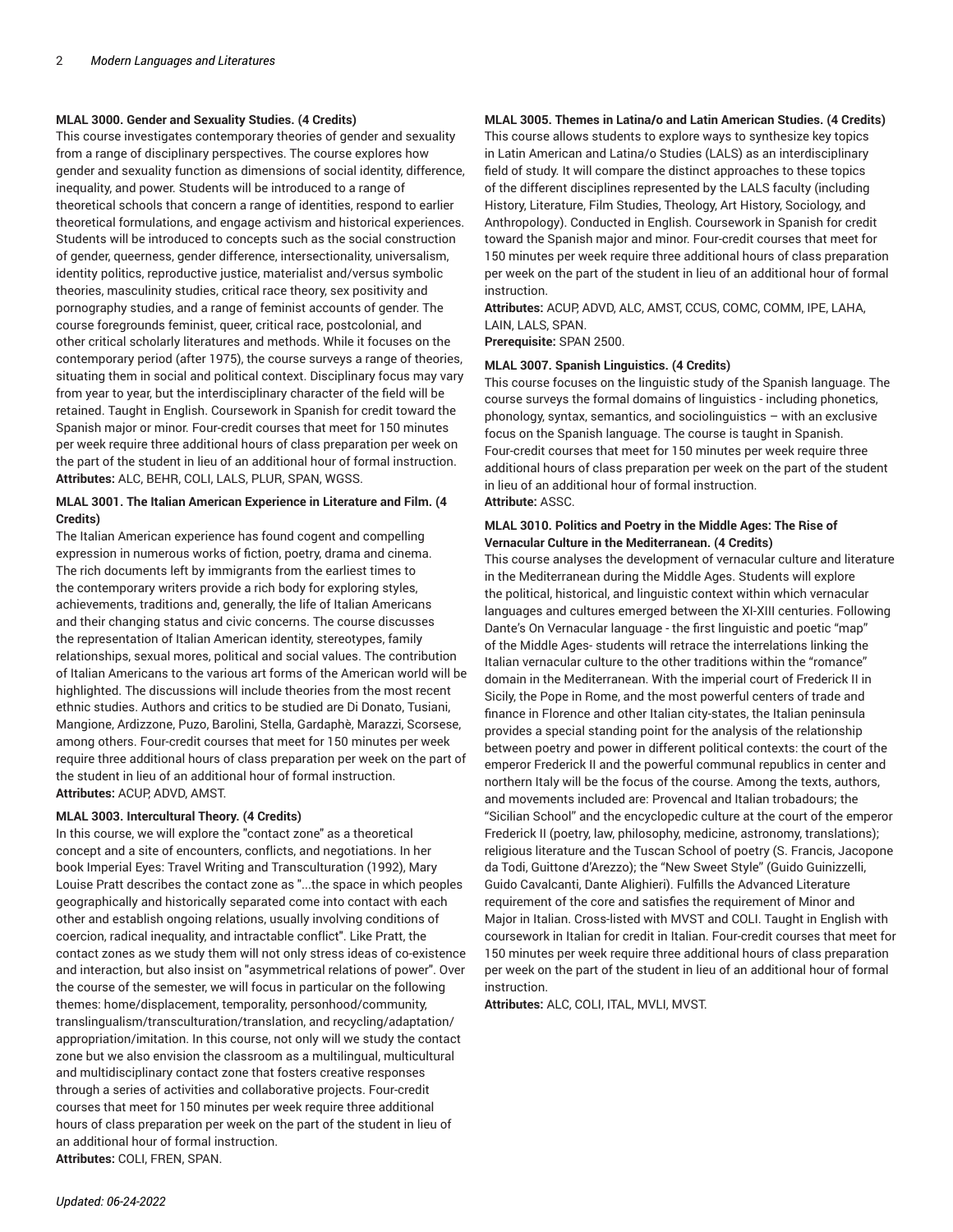**MLAL 3000. Gender and Sexuality Studies. (4 Credits)**

This course investigates contemporary theories of gender and sexuality from a range of disciplinary perspectives. The course explores how gender and sexuality function as dimensions of social identity, difference, inequality, and power. Students will be introduced to a range of theoretical schools that concern a range of identities, respond to earlier theoretical formulations, and engage activism and historical experiences. Students will be introduced to concepts such as the social construction of gender, queerness, gender difference, intersectionality, universalism, identity politics, reproductive justice, materialist and/versus symbolic theories, masculinity studies, critical race theory, sex positivity and pornography studies, and a range of feminist accounts of gender. The course foregrounds feminist, queer, critical race, postcolonial, and other critical scholarly literatures and methods. While it focuses on the contemporary period (after 1975), the course surveys a range of theories, situating them in social and political context. Disciplinary focus may vary from year to year, but the interdisciplinary character of the field will be retained. Taught in English. Coursework in Spanish for credit toward the Spanish major or minor. Four-credit courses that meet for 150 minutes per week require three additional hours of class preparation per week on the part of the student in lieu of an additional hour of formal instruction.
**Attributes:** ALC, BEHR, COLI, LALS, PLUR, SPAN, WGSS.

**MLAL 3001. The Italian American Experience in Literature and Film. (4 Credits)**

The Italian American experience has found cogent and compelling expression in numerous works of fiction, poetry, drama and cinema. The rich documents left by immigrants from the earliest times to the contemporary writers provide a rich body for exploring styles, achievements, traditions and, generally, the life of Italian Americans and their changing status and civic concerns. The course discusses the representation of Italian American identity, stereotypes, family relationships, sexual mores, political and social values. The contribution of Italian Americans to the various art forms of the American world will be highlighted. The discussions will include theories from the most recent ethnic studies. Authors and critics to be studied are Di Donato, Tusiani, Mangione, Ardizzone, Puzo, Barolini, Stella, Gardaphè, Marazzi, Scorsese, among others. Four-credit courses that meet for 150 minutes per week require three additional hours of class preparation per week on the part of the student in lieu of an additional hour of formal instruction.
**Attributes:** ACUP, ADVD, AMST.

**MLAL 3003. Intercultural Theory. (4 Credits)**

In this course, we will explore the "contact zone" as a theoretical concept and a site of encounters, conflicts, and negotiations. In her book Imperial Eyes: Travel Writing and Transculturation (1992), Mary Louise Pratt describes the contact zone as "...the space in which peoples geographically and historically separated come into contact with each other and establish ongoing relations, usually involving conditions of coercion, radical inequality, and intractable conflict". Like Pratt, the contact zones as we study them will not only stress ideas of co-existence and interaction, but also insist on "asymmetrical relations of power". Over the course of the semester, we will focus in particular on the following themes: home/displacement, temporality, personhood/community, translingualism/transculturation/translation, and recycling/adaptation/appropriation/imitation. In this course, not only will we study the contact zone but we also envision the classroom as a multilingual, multicultural and multidisciplinary contact zone that fosters creative responses through a series of activities and collaborative projects. Four-credit courses that meet for 150 minutes per week require three additional hours of class preparation per week on the part of the student in lieu of an additional hour of formal instruction.
**Attributes:** COLI, FREN, SPAN.

**MLAL 3005. Themes in Latina/o and Latin American Studies. (4 Credits)**

This course allows students to explore ways to synthesize key topics in Latin American and Latina/o Studies (LALS) as an interdisciplinary field of study. It will compare the distinct approaches to these topics of the different disciplines represented by the LALS faculty (including History, Literature, Film Studies, Theology, Art History, Sociology, and Anthropology). Conducted in English. Coursework in Spanish for credit toward the Spanish major and minor. Four-credit courses that meet for 150 minutes per week require three additional hours of class preparation per week on the part of the student in lieu of an additional hour of formal instruction.
**Attributes:** ACUP, ADVD, ALC, AMST, CCUS, COMC, COMM, IPE, LAHA, LAIN, LALS, SPAN.
**Prerequisite:** SPAN 2500.

**MLAL 3007. Spanish Linguistics. (4 Credits)**

This course focuses on the linguistic study of the Spanish language. The course surveys the formal domains of linguistics - including phonetics, phonology, syntax, semantics, and sociolinguistics – with an exclusive focus on the Spanish language. The course is taught in Spanish. Four-credit courses that meet for 150 minutes per week require three additional hours of class preparation per week on the part of the student in lieu of an additional hour of formal instruction.
**Attribute:** ASSC.

**MLAL 3010. Politics and Poetry in the Middle Ages: The Rise of Vernacular Culture in the Mediterranean. (4 Credits)**

This course analyses the development of vernacular culture and literature in the Mediterranean during the Middle Ages. Students will explore the political, historical, and linguistic context within which vernacular languages and cultures emerged between the XI-XIII centuries. Following Dante's On Vernacular language - the first linguistic and poetic "map" of the Middle Ages- students will retrace the interrelations linking the Italian vernacular culture to the other traditions within the "romance" domain in the Mediterranean. With the imperial court of Frederick II in Sicily, the Pope in Rome, and the most powerful centers of trade and finance in Florence and other Italian city-states, the Italian peninsula provides a special standing point for the analysis of the relationship between poetry and power in different political contexts: the court of the emperor Frederick II and the powerful communal republics in center and northern Italy will be the focus of the course. Among the texts, authors, and movements included are: Provencal and Italian trobadours; the "Sicilian School" and the encyclopedic culture at the court of the emperor Frederick II (poetry, law, philosophy, medicine, astronomy, translations); religious literature and the Tuscan School of poetry (S. Francis, Jacopone da Todi, Guittone d'Arezzo); the "New Sweet Style" (Guido Guinizzelli, Guido Cavalcanti, Dante Alighieri). Fulfills the Advanced Literature requirement of the core and satisfies the requirement of Minor and Major in Italian. Cross-listed with MVST and COLI. Taught in English with coursework in Italian for credit in Italian. Four-credit courses that meet for 150 minutes per week require three additional hours of class preparation per week on the part of the student in lieu of an additional hour of formal instruction.
**Attributes:** ALC, COLI, ITAL, MVLI, MVST.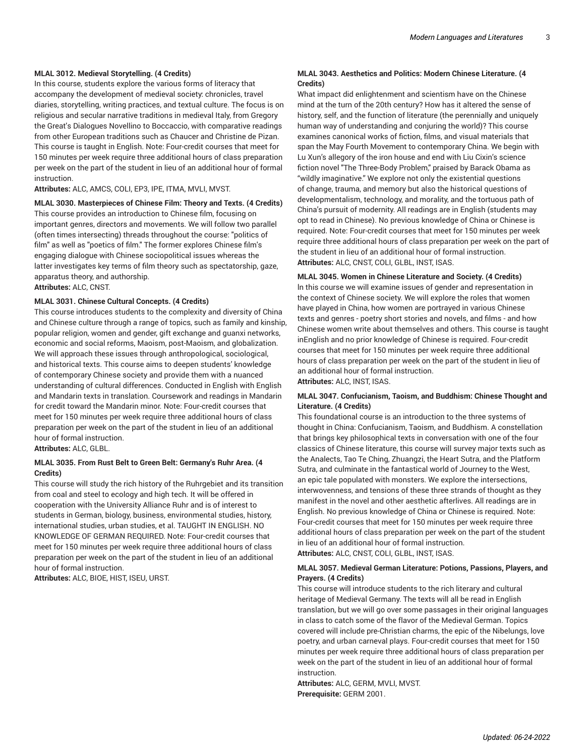#### MLAL 3012. Medieval Storytelling. (4 Credits)

In this course, students explore the various forms of literacy that accompany the development of medieval society: chronicles, travel diaries, storytelling, writing practices, and textual culture. The focus is on religious and secular narrative traditions in medieval Italy, from Gregory the Great's Dialogues Novellino to Boccaccio, with comparative readings from other European traditions such as Chaucer and Christine de Pizan. This course is taught in English. Note: Four-credit courses that meet for 150 minutes per week require three additional hours of class preparation per week on the part of the student in lieu of an additional hour of formal instruction.

**Attributes:** ALC, AMCS, COLI, EP3, IPE, ITMA, MVLI, MVST.

#### MLAL 3030. Masterpieces of Chinese Film: Theory and Texts. (4 Credits)

This course provides an introduction to Chinese film, focusing on important genres, directors and movements. We will follow two parallel (often times intersecting) threads throughout the course: "politics of film" as well as "poetics of film." The former explores Chinese film's engaging dialogue with Chinese sociopolitical issues whereas the latter investigates key terms of film theory such as spectatorship, gaze, apparatus theory, and authorship.

**Attributes:** ALC, CNST.

#### MLAL 3031. Chinese Cultural Concepts. (4 Credits)

This course introduces students to the complexity and diversity of China and Chinese culture through a range of topics, such as family and kinship, popular religion, women and gender, gift exchange and guanxi networks, economic and social reforms, Maoism, post-Maoism, and globalization. We will approach these issues through anthropological, sociological, and historical texts. This course aims to deepen students' knowledge of contemporary Chinese society and provide them with a nuanced understanding of cultural differences. Conducted in English with English and Mandarin texts in translation. Coursework and readings in Mandarin for credit toward the Mandarin minor. Note: Four-credit courses that meet for 150 minutes per week require three additional hours of class preparation per week on the part of the student in lieu of an additional hour of formal instruction.

**Attributes:** ALC, GLBL.

#### MLAL 3035. From Rust Belt to Green Belt: Germany's Ruhr Area. (4 Credits)

This course will study the rich history of the Ruhrgebiet and its transition from coal and steel to ecology and high tech. It will be offered in cooperation with the University Alliance Ruhr and is of interest to students in German, biology, business, environmental studies, history, international studies, urban studies, et al. TAUGHT IN ENGLISH. NO KNOWLEDGE OF GERMAN REQUIRED. Note: Four-credit courses that meet for 150 minutes per week require three additional hours of class preparation per week on the part of the student in lieu of an additional hour of formal instruction.

**Attributes:** ALC, BIOE, HIST, ISEU, URST.

#### MLAL 3043. Aesthetics and Politics: Modern Chinese Literature. (4 Credits)

What impact did enlightenment and scientism have on the Chinese mind at the turn of the 20th century? How has it altered the sense of history, self, and the function of literature (the perennially and uniquely human way of understanding and conjuring the world)? This course examines canonical works of fiction, films, and visual materials that span the May Fourth Movement to contemporary China. We begin with Lu Xun's allegory of the iron house and end with Liu Cixin's science fiction novel "The Three-Body Problem," praised by Barack Obama as "wildly imaginative." We explore not only the existential questions of change, trauma, and memory but also the historical questions of developmentalism, technology, and morality, and the tortuous path of China's pursuit of modernity. All readings are in English (students may opt to read in Chinese). No previous knowledge of China or Chinese is required. Note: Four-credit courses that meet for 150 minutes per week require three additional hours of class preparation per week on the part of the student in lieu of an additional hour of formal instruction.

**Attributes:** ALC, CNST, COLI, GLBL, INST, ISAS.

#### MLAL 3045. Women in Chinese Literature and Society. (4 Credits)

In this course we will examine issues of gender and representation in the context of Chinese society. We will explore the roles that women have played in China, how women are portrayed in various Chinese texts and genres - poetry short stories and novels, and films - and how Chinese women write about themselves and others. This course is taught inEnglish and no prior knowledge of Chinese is required. Four-credit courses that meet for 150 minutes per week require three additional hours of class preparation per week on the part of the student in lieu of an additional hour of formal instruction.

**Attributes:** ALC, INST, ISAS.

#### MLAL 3047. Confucianism, Taoism, and Buddhism: Chinese Thought and Literature. (4 Credits)

This foundational course is an introduction to the three systems of thought in China: Confucianism, Taoism, and Buddhism. A constellation that brings key philosophical texts in conversation with one of the four classics of Chinese literature, this course will survey major texts such as the Analects, Tao Te Ching, Zhuangzi, the Heart Sutra, and the Platform Sutra, and culminate in the fantastical world of Journey to the West, an epic tale populated with monsters. We explore the intersections, interwovenness, and tensions of these three strands of thought as they manifest in the novel and other aesthetic afterlives. All readings are in English. No previous knowledge of China or Chinese is required. Note: Four-credit courses that meet for 150 minutes per week require three additional hours of class preparation per week on the part of the student in lieu of an additional hour of formal instruction.

**Attributes:** ALC, CNST, COLI, GLBL, INST, ISAS.

#### MLAL 3057. Medieval German Literature: Potions, Passions, Players, and Prayers. (4 Credits)

This course will introduce students to the rich literary and cultural heritage of Medieval Germany. The texts will all be read in English translation, but we will go over some passages in their original languages in class to catch some of the flavor of the Medieval German. Topics covered will include pre-Christian charms, the epic of the Nibelungs, love poetry, and urban carneval plays. Four-credit courses that meet for 150 minutes per week require three additional hours of class preparation per week on the part of the student in lieu of an additional hour of formal instruction.

**Attributes:** ALC, GERM, MVLI, MVST.

**Prerequisite:** GERM 2001.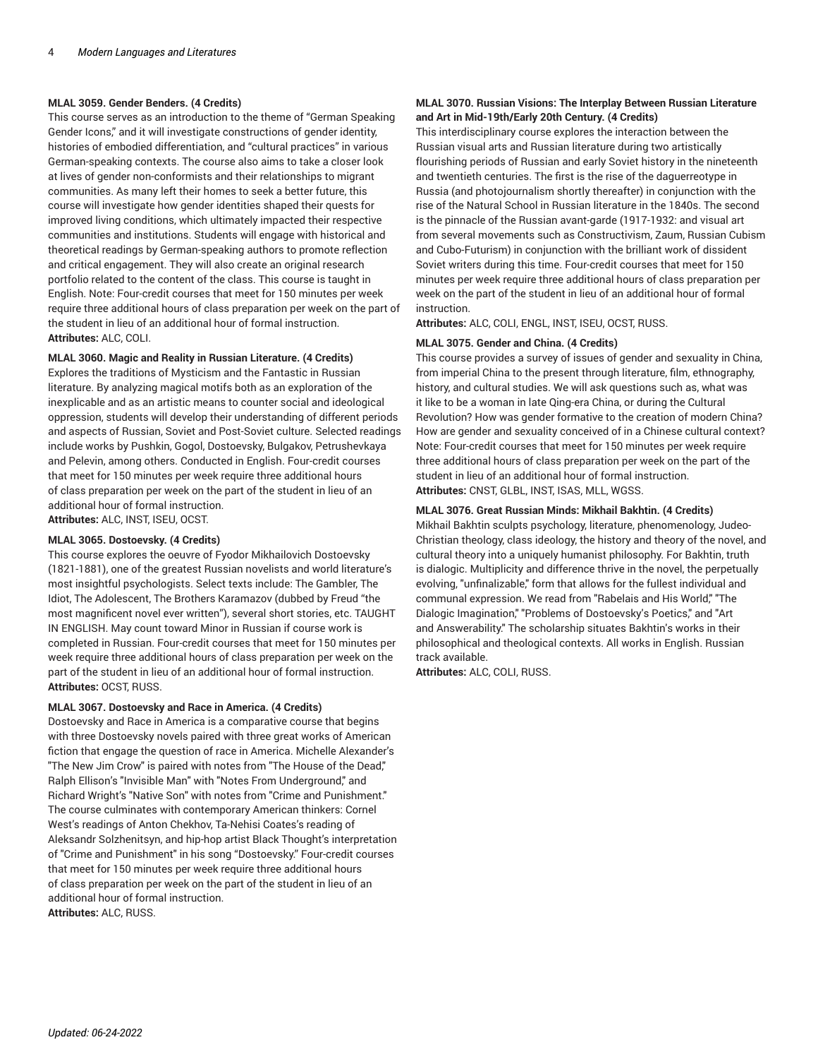**MLAL 3059. Gender Benders. (4 Credits)**

This course serves as an introduction to the theme of "German Speaking Gender Icons," and it will investigate constructions of gender identity, histories of embodied differentiation, and "cultural practices" in various German-speaking contexts. The course also aims to take a closer look at lives of gender non-conformists and their relationships to migrant communities. As many left their homes to seek a better future, this course will investigate how gender identities shaped their quests for improved living conditions, which ultimately impacted their respective communities and institutions. Students will engage with historical and theoretical readings by German-speaking authors to promote reflection and critical engagement. They will also create an original research portfolio related to the content of the class. This course is taught in English. Note: Four-credit courses that meet for 150 minutes per week require three additional hours of class preparation per week on the part of the student in lieu of an additional hour of formal instruction.
**Attributes:** ALC, COLI.

**MLAL 3060. Magic and Reality in Russian Literature. (4 Credits)**

Explores the traditions of Mysticism and the Fantastic in Russian literature. By analyzing magical motifs both as an exploration of the inexplicable and as an artistic means to counter social and ideological oppression, students will develop their understanding of different periods and aspects of Russian, Soviet and Post-Soviet culture. Selected readings include works by Pushkin, Gogol, Dostoevsky, Bulgakov, Petrushevkaya and Pelevin, among others. Conducted in English. Four-credit courses that meet for 150 minutes per week require three additional hours of class preparation per week on the part of the student in lieu of an additional hour of formal instruction.
**Attributes:** ALC, INST, ISEU, OCST.

**MLAL 3065. Dostoevsky. (4 Credits)**

This course explores the oeuvre of Fyodor Mikhailovich Dostoevsky (1821-1881), one of the greatest Russian novelists and world literature's most insightful psychologists. Select texts include: The Gambler, The Idiot, The Adolescent, The Brothers Karamazov (dubbed by Freud "the most magnificent novel ever written"), several short stories, etc. TAUGHT IN ENGLISH. May count toward Minor in Russian if course work is completed in Russian. Four-credit courses that meet for 150 minutes per week require three additional hours of class preparation per week on the part of the student in lieu of an additional hour of formal instruction.
**Attributes:** OCST, RUSS.

**MLAL 3067. Dostoevsky and Race in America. (4 Credits)**

Dostoevsky and Race in America is a comparative course that begins with three Dostoevsky novels paired with three great works of American fiction that engage the question of race in America. Michelle Alexander's "The New Jim Crow" is paired with notes from "The House of the Dead," Ralph Ellison's "Invisible Man" with "Notes From Underground," and Richard Wright's "Native Son" with notes from "Crime and Punishment." The course culminates with contemporary American thinkers: Cornel West's readings of Anton Chekhov, Ta-Nehisi Coates's reading of Aleksandr Solzhenitsyn, and hip-hop artist Black Thought's interpretation of "Crime and Punishment" in his song "Dostoevsky." Four-credit courses that meet for 150 minutes per week require three additional hours of class preparation per week on the part of the student in lieu of an additional hour of formal instruction.
**Attributes:** ALC, RUSS.

**MLAL 3070. Russian Visions: The Interplay Between Russian Literature and Art in Mid-19th/Early 20th Century. (4 Credits)**

This interdisciplinary course explores the interaction between the Russian visual arts and Russian literature during two artistically flourishing periods of Russian and early Soviet history in the nineteenth and twentieth centuries. The first is the rise of the daguerreotype in Russia (and photojournalism shortly thereafter) in conjunction with the rise of the Natural School in Russian literature in the 1840s. The second is the pinnacle of the Russian avant-garde (1917-1932: and visual art from several movements such as Constructivism, Zaum, Russian Cubism and Cubo-Futurism) in conjunction with the brilliant work of dissident Soviet writers during this time. Four-credit courses that meet for 150 minutes per week require three additional hours of class preparation per week on the part of the student in lieu of an additional hour of formal instruction.
**Attributes:** ALC, COLI, ENGL, INST, ISEU, OCST, RUSS.

**MLAL 3075. Gender and China. (4 Credits)**

This course provides a survey of issues of gender and sexuality in China, from imperial China to the present through literature, film, ethnography, history, and cultural studies. We will ask questions such as, what was it like to be a woman in late Qing-era China, or during the Cultural Revolution? How was gender formative to the creation of modern China? How are gender and sexuality conceived of in a Chinese cultural context? Note: Four-credit courses that meet for 150 minutes per week require three additional hours of class preparation per week on the part of the student in lieu of an additional hour of formal instruction.
**Attributes:** CNST, GLBL, INST, ISAS, MLL, WGSS.

**MLAL 3076. Great Russian Minds: Mikhail Bakhtin. (4 Credits)**

Mikhail Bakhtin sculpts psychology, literature, phenomenology, Judeo-Christian theology, class ideology, the history and theory of the novel, and cultural theory into a uniquely humanist philosophy. For Bakhtin, truth is dialogic. Multiplicity and difference thrive in the novel, the perpetually evolving, "unfinalizable," form that allows for the fullest individual and communal expression. We read from "Rabelais and His World," "The Dialogic Imagination," "Problems of Dostoevsky's Poetics," and "Art and Answerability." The scholarship situates Bakhtin's works in their philosophical and theological contexts. All works in English. Russian track available.
**Attributes:** ALC, COLI, RUSS.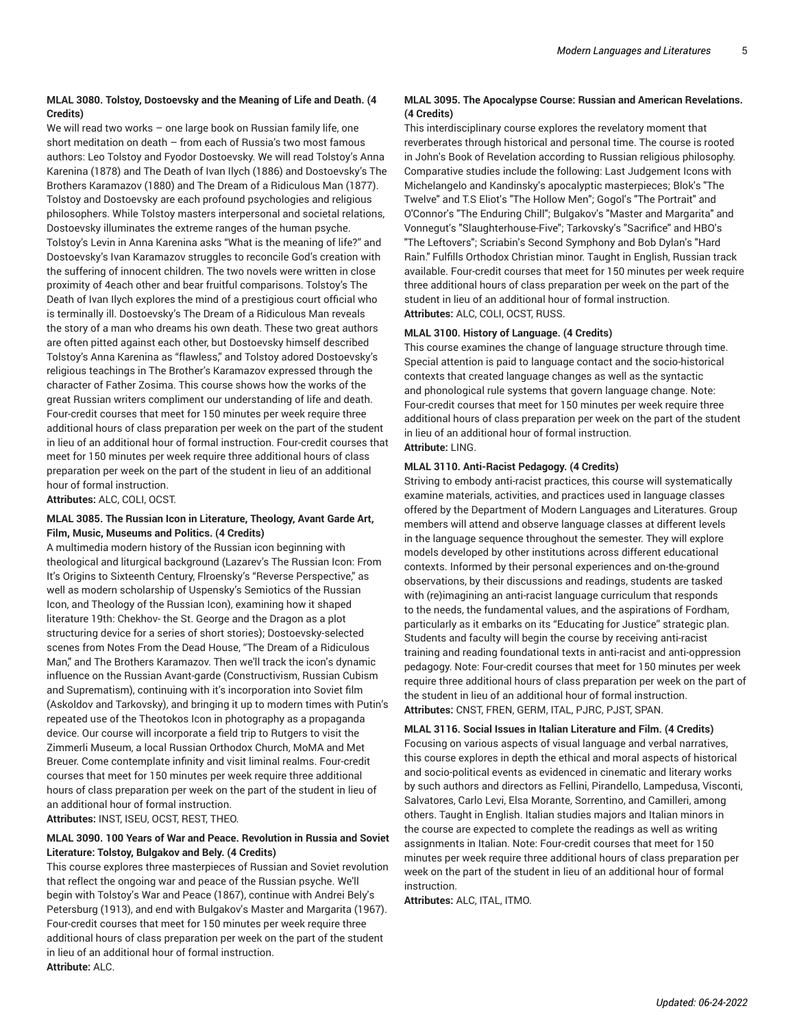**MLAL 3080. Tolstoy, Dostoevsky and the Meaning of Life and Death. (4 Credits)**

We will read two works – one large book on Russian family life, one short meditation on death – from each of Russia's two most famous authors: Leo Tolstoy and Fyodor Dostoevsky. We will read Tolstoy's Anna Karenina (1878) and The Death of Ivan Ilych (1886) and Dostoevsky's The Brothers Karamazov (1880) and The Dream of a Ridiculous Man (1877). Tolstoy and Dostoevsky are each profound psychologies and religious philosophers. While Tolstoy masters interpersonal and societal relations, Dostoevsky illuminates the extreme ranges of the human psyche. Tolstoy's Levin in Anna Karenina asks "What is the meaning of life?" and Dostoevsky's Ivan Karamazov struggles to reconcile God's creation with the suffering of innocent children. The two novels were written in close proximity of 4each other and bear fruitful comparisons. Tolstoy's The Death of Ivan Ilych explores the mind of a prestigious court official who is terminally ill. Dostoevsky's The Dream of a Ridiculous Man reveals the story of a man who dreams his own death. These two great authors are often pitted against each other, but Dostoevsky himself described Tolstoy's Anna Karenina as "flawless," and Tolstoy adored Dostoevsky's religious teachings in The Brother's Karamazov expressed through the character of Father Zosima. This course shows how the works of the great Russian writers compliment our understanding of life and death. Four-credit courses that meet for 150 minutes per week require three additional hours of class preparation per week on the part of the student in lieu of an additional hour of formal instruction. Four-credit courses that meet for 150 minutes per week require three additional hours of class preparation per week on the part of the student in lieu of an additional hour of formal instruction.

**Attributes:** ALC, COLI, OCST.

**MLAL 3085. The Russian Icon in Literature, Theology, Avant Garde Art, Film, Music, Museums and Politics. (4 Credits)**

A multimedia modern history of the Russian icon beginning with theological and liturgical background (Lazarev's The Russian Icon: From It's Origins to Sixteenth Century, Flroensky's "Reverse Perspective," as well as modern scholarship of Uspensky's Semiotics of the Russian Icon, and Theology of the Russian Icon), examining how it shaped literature 19th: Chekhov- the St. George and the Dragon as a plot structuring device for a series of short stories); Dostoevsky-selected scenes from Notes From the Dead House, "The Dream of a Ridiculous Man," and The Brothers Karamazov. Then we'll track the icon's dynamic influence on the Russian Avant-garde (Constructivism, Russian Cubism and Suprematism), continuing with it's incorporation into Soviet film (Askoldov and Tarkovsky), and bringing it up to modern times with Putin's repeated use of the Theotokos Icon in photography as a propaganda device. Our course will incorporate a field trip to Rutgers to visit the Zimmerli Museum, a local Russian Orthodox Church, MoMA and Met Breuer. Come contemplate infinity and visit liminal realms. Four-credit courses that meet for 150 minutes per week require three additional hours of class preparation per week on the part of the student in lieu of an additional hour of formal instruction.

**Attributes:** INST, ISEU, OCST, REST, THEO.

**MLAL 3090. 100 Years of War and Peace. Revolution in Russia and Soviet Literature: Tolstoy, Bulgakov and Bely. (4 Credits)**

This course explores three masterpieces of Russian and Soviet revolution that reflect the ongoing war and peace of the Russian psyche. We'll begin with Tolstoy's War and Peace (1867), continue with Andrei Bely's Petersburg (1913), and end with Bulgakov's Master and Margarita (1967). Four-credit courses that meet for 150 minutes per week require three additional hours of class preparation per week on the part of the student in lieu of an additional hour of formal instruction.

**Attribute:** ALC.

**MLAL 3095. The Apocalypse Course: Russian and American Revelations. (4 Credits)**

This interdisciplinary course explores the revelatory moment that reverberates through historical and personal time. The course is rooted in John's Book of Revelation according to Russian religious philosophy. Comparative studies include the following: Last Judgement Icons with Michelangelo and Kandinsky's apocalyptic masterpieces; Blok's "The Twelve" and T.S Eliot's "The Hollow Men"; Gogol's "The Portrait" and O'Connor's "The Enduring Chill"; Bulgakov's "Master and Margarita" and Vonnegut's "Slaughterhouse-Five"; Tarkovsky's "Sacrifice" and HBO's "The Leftovers"; Scriabin's Second Symphony and Bob Dylan's "Hard Rain." Fulfills Orthodox Christian minor. Taught in English, Russian track available. Four-credit courses that meet for 150 minutes per week require three additional hours of class preparation per week on the part of the student in lieu of an additional hour of formal instruction.

**Attributes:** ALC, COLI, OCST, RUSS.

**MLAL 3100. History of Language. (4 Credits)**

This course examines the change of language structure through time. Special attention is paid to language contact and the socio-historical contexts that created language changes as well as the syntactic and phonological rule systems that govern language change. Note: Four-credit courses that meet for 150 minutes per week require three additional hours of class preparation per week on the part of the student in lieu of an additional hour of formal instruction.

**Attribute:** LING.

**MLAL 3110. Anti-Racist Pedagogy. (4 Credits)**

Striving to embody anti-racist practices, this course will systematically examine materials, activities, and practices used in language classes offered by the Department of Modern Languages and Literatures. Group members will attend and observe language classes at different levels in the language sequence throughout the semester. They will explore models developed by other institutions across different educational contexts. Informed by their personal experiences and on-the-ground observations, by their discussions and readings, students are tasked with (re)imagining an anti-racist language curriculum that responds to the needs, the fundamental values, and the aspirations of Fordham, particularly as it embarks on its "Educating for Justice" strategic plan. Students and faculty will begin the course by receiving anti-racist training and reading foundational texts in anti-racist and anti-oppression pedagogy. Note: Four-credit courses that meet for 150 minutes per week require three additional hours of class preparation per week on the part of the student in lieu of an additional hour of formal instruction.

**Attributes:** CNST, FREN, GERM, ITAL, PJRC, PJST, SPAN.

**MLAL 3116. Social Issues in Italian Literature and Film. (4 Credits)**

Focusing on various aspects of visual language and verbal narratives, this course explores in depth the ethical and moral aspects of historical and socio-political events as evidenced in cinematic and literary works by such authors and directors as Fellini, Pirandello, Lampedusa, Visconti, Salvatores, Carlo Levi, Elsa Morante, Sorrentino, and Camilleri, among others. Taught in English. Italian studies majors and Italian minors in the course are expected to complete the readings as well as writing assignments in Italian. Note: Four-credit courses that meet for 150 minutes per week require three additional hours of class preparation per week on the part of the student in lieu of an additional hour of formal instruction.

**Attributes:** ALC, ITAL, ITMO.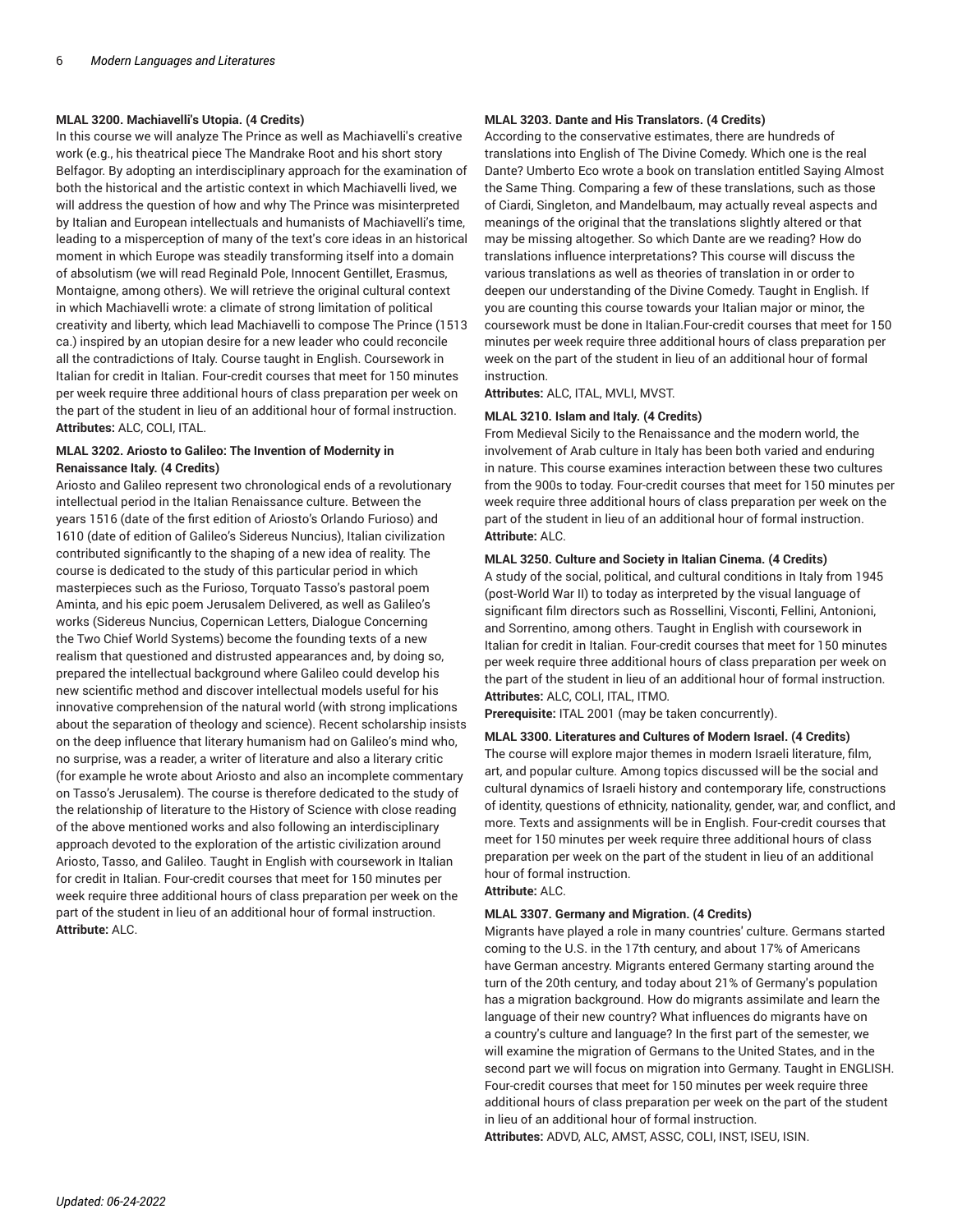**MLAL 3200. Machiavelli's Utopia. (4 Credits)**

In this course we will analyze The Prince as well as Machiavelli's creative work (e.g., his theatrical piece The Mandrake Root and his short story Belfagor. By adopting an interdisciplinary approach for the examination of both the historical and the artistic context in which Machiavelli lived, we will address the question of how and why The Prince was misinterpreted by Italian and European intellectuals and humanists of Machiavelli's time, leading to a misperception of many of the text's core ideas in an historical moment in which Europe was steadily transforming itself into a domain of absolutism (we will read Reginald Pole, Innocent Gentillet, Erasmus, Montaigne, among others). We will retrieve the original cultural context in which Machiavelli wrote: a climate of strong limitation of political creativity and liberty, which lead Machiavelli to compose The Prince (1513 ca.) inspired by an utopian desire for a new leader who could reconcile all the contradictions of Italy. Course taught in English. Coursework in Italian for credit in Italian. Four-credit courses that meet for 150 minutes per week require three additional hours of class preparation per week on the part of the student in lieu of an additional hour of formal instruction.
**Attributes:** ALC, COLI, ITAL.

**MLAL 3202. Ariosto to Galileo: The Invention of Modernity in Renaissance Italy. (4 Credits)**

Ariosto and Galileo represent two chronological ends of a revolutionary intellectual period in the Italian Renaissance culture. Between the years 1516 (date of the first edition of Ariosto's Orlando Furioso) and 1610 (date of edition of Galileo's Sidereus Nuncius), Italian civilization contributed significantly to the shaping of a new idea of reality. The course is dedicated to the study of this particular period in which masterpieces such as the Furioso, Torquato Tasso's pastoral poem Aminta, and his epic poem Jerusalem Delivered, as well as Galileo's works (Sidereus Nuncius, Copernican Letters, Dialogue Concerning the Two Chief World Systems) become the founding texts of a new realism that questioned and distrusted appearances and, by doing so, prepared the intellectual background where Galileo could develop his new scientific method and discover intellectual models useful for his innovative comprehension of the natural world (with strong implications about the separation of theology and science). Recent scholarship insists on the deep influence that literary humanism had on Galileo's mind who, no surprise, was a reader, a writer of literature and also a literary critic (for example he wrote about Ariosto and also an incomplete commentary on Tasso's Jerusalem). The course is therefore dedicated to the study of the relationship of literature to the History of Science with close reading of the above mentioned works and also following an interdisciplinary approach devoted to the exploration of the artistic civilization around Ariosto, Tasso, and Galileo. Taught in English with coursework in Italian for credit in Italian. Four-credit courses that meet for 150 minutes per week require three additional hours of class preparation per week on the part of the student in lieu of an additional hour of formal instruction.
**Attribute:** ALC.

**MLAL 3203. Dante and His Translators. (4 Credits)**

According to the conservative estimates, there are hundreds of translations into English of The Divine Comedy. Which one is the real Dante? Umberto Eco wrote a book on translation entitled Saying Almost the Same Thing. Comparing a few of these translations, such as those of Ciardi, Singleton, and Mandelbaum, may actually reveal aspects and meanings of the original that the translations slightly altered or that may be missing altogether. So which Dante are we reading? How do translations influence interpretations? This course will discuss the various translations as well as theories of translation in or order to deepen our understanding of the Divine Comedy. Taught in English. If you are counting this course towards your Italian major or minor, the coursework must be done in Italian.Four-credit courses that meet for 150 minutes per week require three additional hours of class preparation per week on the part of the student in lieu of an additional hour of formal instruction.
**Attributes:** ALC, ITAL, MVLI, MVST.

**MLAL 3210. Islam and Italy. (4 Credits)**

From Medieval Sicily to the Renaissance and the modern world, the involvement of Arab culture in Italy has been both varied and enduring in nature. This course examines interaction between these two cultures from the 900s to today. Four-credit courses that meet for 150 minutes per week require three additional hours of class preparation per week on the part of the student in lieu of an additional hour of formal instruction.
**Attribute:** ALC.

**MLAL 3250. Culture and Society in Italian Cinema. (4 Credits)**

A study of the social, political, and cultural conditions in Italy from 1945 (post-World War II) to today as interpreted by the visual language of significant film directors such as Rossellini, Visconti, Fellini, Antonioni, and Sorrentino, among others. Taught in English with coursework in Italian for credit in Italian. Four-credit courses that meet for 150 minutes per week require three additional hours of class preparation per week on the part of the student in lieu of an additional hour of formal instruction.
**Attributes:** ALC, COLI, ITAL, ITMO.
**Prerequisite:** ITAL 2001 (may be taken concurrently).

**MLAL 3300. Literatures and Cultures of Modern Israel. (4 Credits)**

The course will explore major themes in modern Israeli literature, film, art, and popular culture. Among topics discussed will be the social and cultural dynamics of Israeli history and contemporary life, constructions of identity, questions of ethnicity, nationality, gender, war, and conflict, and more. Texts and assignments will be in English. Four-credit courses that meet for 150 minutes per week require three additional hours of class preparation per week on the part of the student in lieu of an additional hour of formal instruction.
**Attribute:** ALC.

**MLAL 3307. Germany and Migration. (4 Credits)**

Migrants have played a role in many countries' culture. Germans started coming to the U.S. in the 17th century, and about 17% of Americans have German ancestry. Migrants entered Germany starting around the turn of the 20th century, and today about 21% of Germany's population has a migration background. How do migrants assimilate and learn the language of their new country? What influences do migrants have on a country's culture and language? In the first part of the semester, we will examine the migration of Germans to the United States, and in the second part we will focus on migration into Germany. Taught in ENGLISH. Four-credit courses that meet for 150 minutes per week require three additional hours of class preparation per week on the part of the student in lieu of an additional hour of formal instruction.
**Attributes:** ADVD, ALC, AMST, ASSC, COLI, INST, ISEU, ISIN.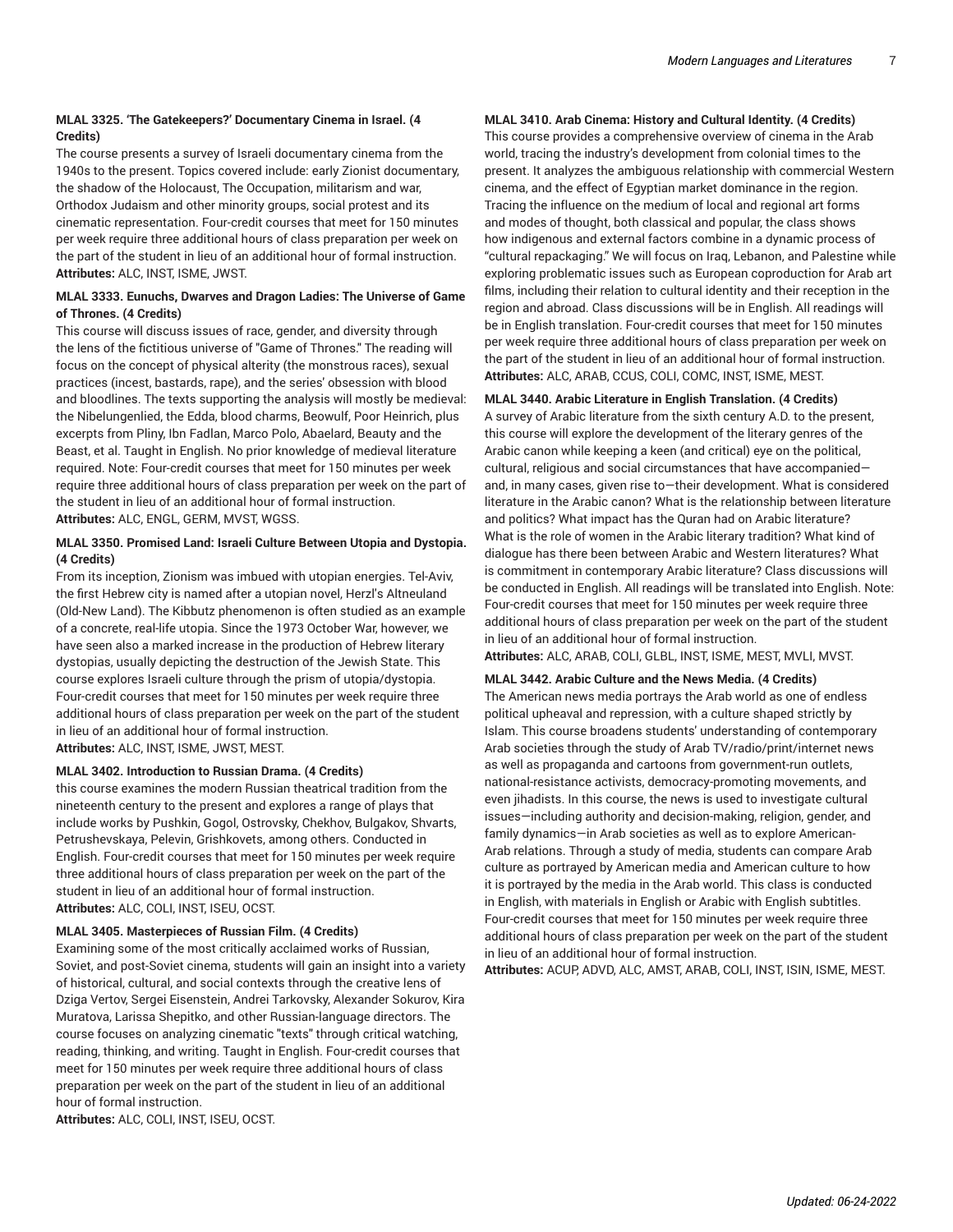**MLAL 3325. 'The Gatekeepers?' Documentary Cinema in Israel. (4 Credits)**
The course presents a survey of Israeli documentary cinema from the 1940s to the present. Topics covered include: early Zionist documentary, the shadow of the Holocaust, The Occupation, militarism and war, Orthodox Judaism and other minority groups, social protest and its cinematic representation. Four-credit courses that meet for 150 minutes per week require three additional hours of class preparation per week on the part of the student in lieu of an additional hour of formal instruction.
**Attributes:** ALC, INST, ISME, JWST.

**MLAL 3333. Eunuchs, Dwarves and Dragon Ladies: The Universe of Game of Thrones. (4 Credits)**
This course will discuss issues of race, gender, and diversity through the lens of the fictitious universe of "Game of Thrones." The reading will focus on the concept of physical alterity (the monstrous races), sexual practices (incest, bastards, rape), and the series' obsession with blood and bloodlines. The texts supporting the analysis will mostly be medieval: the Nibelungenlied, the Edda, blood charms, Beowulf, Poor Heinrich, plus excerpts from Pliny, Ibn Fadlan, Marco Polo, Abaelard, Beauty and the Beast, et al. Taught in English. No prior knowledge of medieval literature required. Note: Four-credit courses that meet for 150 minutes per week require three additional hours of class preparation per week on the part of the student in lieu of an additional hour of formal instruction.
**Attributes:** ALC, ENGL, GERM, MVST, WGSS.

**MLAL 3350. Promised Land: Israeli Culture Between Utopia and Dystopia. (4 Credits)**
From its inception, Zionism was imbued with utopian energies. Tel-Aviv, the first Hebrew city is named after a utopian novel, Herzl's Altneuland (Old-New Land). The Kibbutz phenomenon is often studied as an example of a concrete, real-life utopia. Since the 1973 October War, however, we have seen also a marked increase in the production of Hebrew literary dystopias, usually depicting the destruction of the Jewish State. This course explores Israeli culture through the prism of utopia/dystopia. Four-credit courses that meet for 150 minutes per week require three additional hours of class preparation per week on the part of the student in lieu of an additional hour of formal instruction.
**Attributes:** ALC, INST, ISME, JWST, MEST.

**MLAL 3402. Introduction to Russian Drama. (4 Credits)**
this course examines the modern Russian theatrical tradition from the nineteenth century to the present and explores a range of plays that include works by Pushkin, Gogol, Ostrovsky, Chekhov, Bulgakov, Shvarts, Petrushevskaya, Pelevin, Grishkovets, among others. Conducted in English. Four-credit courses that meet for 150 minutes per week require three additional hours of class preparation per week on the part of the student in lieu of an additional hour of formal instruction.
**Attributes:** ALC, COLI, INST, ISEU, OCST.

**MLAL 3405. Masterpieces of Russian Film. (4 Credits)**
Examining some of the most critically acclaimed works of Russian, Soviet, and post-Soviet cinema, students will gain an insight into a variety of historical, cultural, and social contexts through the creative lens of Dziga Vertov, Sergei Eisenstein, Andrei Tarkovsky, Alexander Sokurov, Kira Muratova, Larissa Shepitko, and other Russian-language directors. The course focuses on analyzing cinematic "texts" through critical watching, reading, thinking, and writing. Taught in English. Four-credit courses that meet for 150 minutes per week require three additional hours of class preparation per week on the part of the student in lieu of an additional hour of formal instruction.
**Attributes:** ALC, COLI, INST, ISEU, OCST.

**MLAL 3410. Arab Cinema: History and Cultural Identity. (4 Credits)**
This course provides a comprehensive overview of cinema in the Arab world, tracing the industry's development from colonial times to the present. It analyzes the ambiguous relationship with commercial Western cinema, and the effect of Egyptian market dominance in the region. Tracing the influence on the medium of local and regional art forms and modes of thought, both classical and popular, the class shows how indigenous and external factors combine in a dynamic process of "cultural repackaging." We will focus on Iraq, Lebanon, and Palestine while exploring problematic issues such as European coproduction for Arab art films, including their relation to cultural identity and their reception in the region and abroad. Class discussions will be in English. All readings will be in English translation. Four-credit courses that meet for 150 minutes per week require three additional hours of class preparation per week on the part of the student in lieu of an additional hour of formal instruction.
**Attributes:** ALC, ARAB, CCUS, COLI, COMC, INST, ISME, MEST.

**MLAL 3440. Arabic Literature in English Translation. (4 Credits)**
A survey of Arabic literature from the sixth century A.D. to the present, this course will explore the development of the literary genres of the Arabic canon while keeping a keen (and critical) eye on the political, cultural, religious and social circumstances that have accompanied—and, in many cases, given rise to—their development. What is considered literature in the Arabic canon? What is the relationship between literature and politics? What impact has the Quran had on Arabic literature? What is the role of women in the Arabic literary tradition? What kind of dialogue has there been between Arabic and Western literatures? What is commitment in contemporary Arabic literature? Class discussions will be conducted in English. All readings will be translated into English. Note: Four-credit courses that meet for 150 minutes per week require three additional hours of class preparation per week on the part of the student in lieu of an additional hour of formal instruction.
**Attributes:** ALC, ARAB, COLI, GLBL, INST, ISME, MEST, MVLI, MVST.

**MLAL 3442. Arabic Culture and the News Media. (4 Credits)**
The American news media portrays the Arab world as one of endless political upheaval and repression, with a culture shaped strictly by Islam. This course broadens students' understanding of contemporary Arab societies through the study of Arab TV/radio/print/internet news as well as propaganda and cartoons from government-run outlets, national-resistance activists, democracy-promoting movements, and even jihadists. In this course, the news is used to investigate cultural issues—including authority and decision-making, religion, gender, and family dynamics—in Arab societies as well as to explore American-Arab relations. Through a study of media, students can compare Arab culture as portrayed by American media and American culture to how it is portrayed by the media in the Arab world. This class is conducted in English, with materials in English or Arabic with English subtitles. Four-credit courses that meet for 150 minutes per week require three additional hours of class preparation per week on the part of the student in lieu of an additional hour of formal instruction.
**Attributes:** ACUP, ADVD, ALC, AMST, ARAB, COLI, INST, ISIN, ISME, MEST.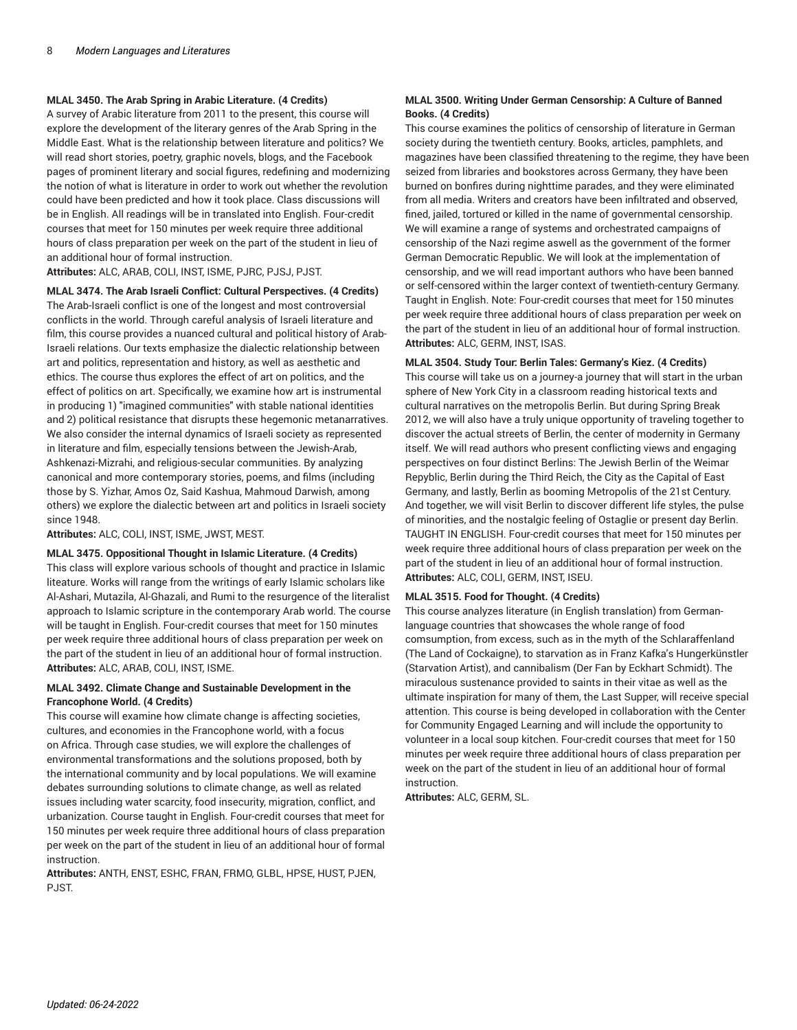**MLAL 3450. The Arab Spring in Arabic Literature. (4 Credits)**
A survey of Arabic literature from 2011 to the present, this course will explore the development of the literary genres of the Arab Spring in the Middle East. What is the relationship between literature and politics? We will read short stories, poetry, graphic novels, blogs, and the Facebook pages of prominent literary and social figures, redefining and modernizing the notion of what is literature in order to work out whether the revolution could have been predicted and how it took place. Class discussions will be in English. All readings will be in translated into English. Four-credit courses that meet for 150 minutes per week require three additional hours of class preparation per week on the part of the student in lieu of an additional hour of formal instruction.
**Attributes:** ALC, ARAB, COLI, INST, ISME, PJRC, PJSJ, PJST.

**MLAL 3474. The Arab Israeli Conflict: Cultural Perspectives. (4 Credits)**
The Arab-Israeli conflict is one of the longest and most controversial conflicts in the world. Through careful analysis of Israeli literature and film, this course provides a nuanced cultural and political history of Arab-Israeli relations. Our texts emphasize the dialectic relationship between art and politics, representation and history, as well as aesthetic and ethics. The course thus explores the effect of art on politics, and the effect of politics on art. Specifically, we examine how art is instrumental in producing 1) "imagined communities" with stable national identities and 2) political resistance that disrupts these hegemonic metanarratives. We also consider the internal dynamics of Israeli society as represented in literature and film, especially tensions between the Jewish-Arab, Ashkenazi-Mizrahi, and religious-secular communities. By analyzing canonical and more contemporary stories, poems, and films (including those by S. Yizhar, Amos Oz, Said Kashua, Mahmoud Darwish, among others) we explore the dialectic between art and politics in Israeli society since 1948.
**Attributes:** ALC, COLI, INST, ISME, JWST, MEST.

**MLAL 3475. Oppositional Thought in Islamic Literature. (4 Credits)**
This class will explore various schools of thought and practice in Islamic literature. Works will range from the writings of early Islamic scholars like Al-Ashari, Mutazila, Al-Ghazali, and Rumi to the resurgence of the literalist approach to Islamic scripture in the contemporary Arab world. The course will be taught in English. Four-credit courses that meet for 150 minutes per week require three additional hours of class preparation per week on the part of the student in lieu of an additional hour of formal instruction.
**Attributes:** ALC, ARAB, COLI, INST, ISME.

**MLAL 3492. Climate Change and Sustainable Development in the Francophone World. (4 Credits)**
This course will examine how climate change is affecting societies, cultures, and economies in the Francophone world, with a focus on Africa. Through case studies, we will explore the challenges of environmental transformations and the solutions proposed, both by the international community and by local populations. We will examine debates surrounding solutions to climate change, as well as related issues including water scarcity, food insecurity, migration, conflict, and urbanization. Course taught in English. Four-credit courses that meet for 150 minutes per week require three additional hours of class preparation per week on the part of the student in lieu of an additional hour of formal instruction.
**Attributes:** ANTH, ENST, ESHC, FRAN, FRMO, GLBL, HPSE, HUST, PJEN, PJST.

**MLAL 3500. Writing Under German Censorship: A Culture of Banned Books. (4 Credits)**
This course examines the politics of censorship of literature in German society during the twentieth century. Books, articles, pamphlets, and magazines have been classified threatening to the regime, they have been seized from libraries and bookstores across Germany, they have been burned on bonfires during nighttime parades, and they were eliminated from all media. Writers and creators have been infiltrated and observed, fined, jailed, tortured or killed in the name of governmental censorship. We will examine a range of systems and orchestrated campaigns of censorship of the Nazi regime aswell as the government of the former German Democratic Republic. We will look at the implementation of censorship, and we will read important authors who have been banned or self-censored within the larger context of twentieth-century Germany. Taught in English. Note: Four-credit courses that meet for 150 minutes per week require three additional hours of class preparation per week on the part of the student in lieu of an additional hour of formal instruction.
**Attributes:** ALC, GERM, INST, ISAS.

**MLAL 3504. Study Tour: Berlin Tales: Germany's Kiez. (4 Credits)**
This course will take us on a journey-a journey that will start in the urban sphere of New York City in a classroom reading historical texts and cultural narratives on the metropolis Berlin. But during Spring Break 2012, we will also have a truly unique opportunity of traveling together to discover the actual streets of Berlin, the center of modernity in Germany itself. We will read authors who present conflicting views and engaging perspectives on four distinct Berlins: The Jewish Berlin of the Weimar Repyblic, Berlin during the Third Reich, the City as the Capital of East Germany, and lastly, Berlin as booming Metropolis of the 21st Century. And together, we will visit Berlin to discover different life styles, the pulse of minorities, and the nostalgic feeling of Ostaglie or present day Berlin. TAUGHT IN ENGLISH. Four-credit courses that meet for 150 minutes per week require three additional hours of class preparation per week on the part of the student in lieu of an additional hour of formal instruction.
**Attributes:** ALC, COLI, GERM, INST, ISEU.

**MLAL 3515. Food for Thought. (4 Credits)**
This course analyzes literature (in English translation) from German-language countries that showcases the whole range of food comsumption, from excess, such as in the myth of the Schlaraffenland (The Land of Cockaigne), to starvation as in Franz Kafka's Hungerkünstler (Starvation Artist), and cannibalism (Der Fan by Eckhart Schmidt). The miraculous sustenance provided to saints in their vitae as well as the ultimate inspiration for many of them, the Last Supper, will receive special attention. This course is being developed in collaboration with the Center for Community Engaged Learning and will include the opportunity to volunteer in a local soup kitchen. Four-credit courses that meet for 150 minutes per week require three additional hours of class preparation per week on the part of the student in lieu of an additional hour of formal instruction.
**Attributes:** ALC, GERM, SL.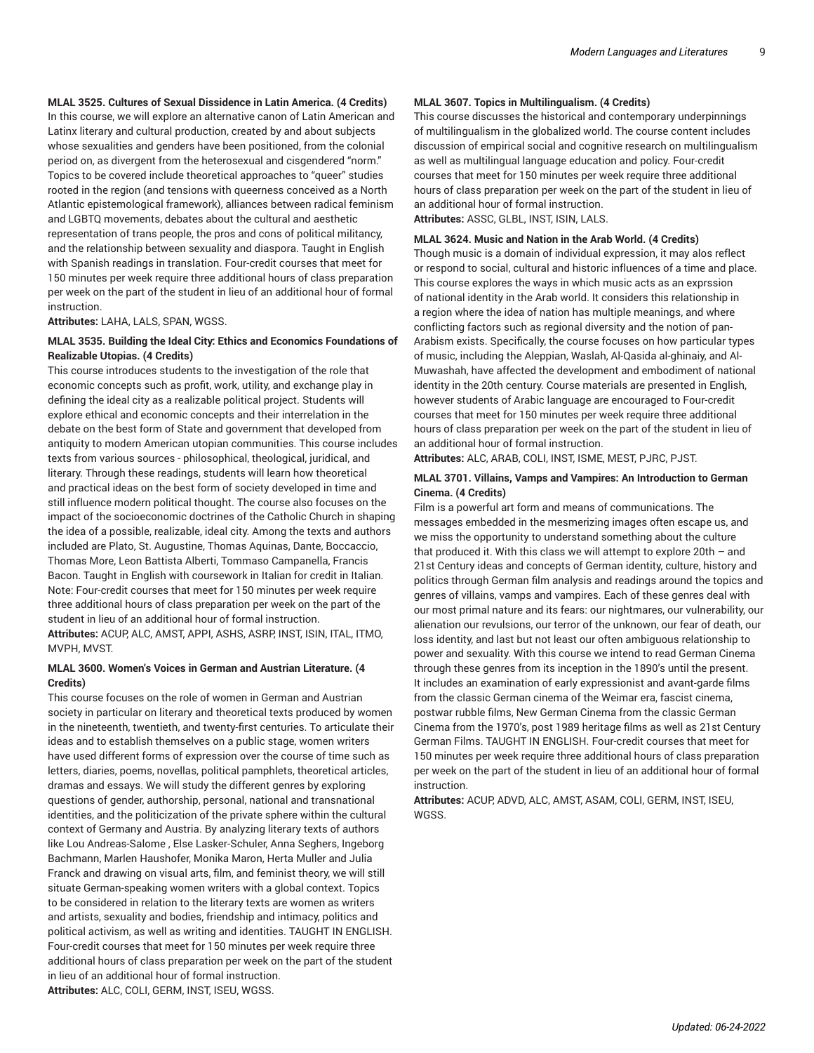**MLAL 3525. Cultures of Sexual Dissidence in Latin America. (4 Credits)**
In this course, we will explore an alternative canon of Latin American and Latinx literary and cultural production, created by and about subjects whose sexualities and genders have been positioned, from the colonial period on, as divergent from the heterosexual and cisgendered "norm." Topics to be covered include theoretical approaches to "queer" studies rooted in the region (and tensions with queerness conceived as a North Atlantic epistemological framework), alliances between radical feminism and LGBTQ movements, debates about the cultural and aesthetic representation of trans people, the pros and cons of political militancy, and the relationship between sexuality and diaspora. Taught in English with Spanish readings in translation. Four-credit courses that meet for 150 minutes per week require three additional hours of class preparation per week on the part of the student in lieu of an additional hour of formal instruction.
**Attributes:** LAHA, LALS, SPAN, WGSS.

**MLAL 3535. Building the Ideal City: Ethics and Economics Foundations of Realizable Utopias. (4 Credits)**
This course introduces students to the investigation of the role that economic concepts such as profit, work, utility, and exchange play in defining the ideal city as a realizable political project. Students will explore ethical and economic concepts and their interrelation in the debate on the best form of State and government that developed from antiquity to modern American utopian communities. This course includes texts from various sources - philosophical, theological, juridical, and literary. Through these readings, students will learn how theoretical and practical ideas on the best form of society developed in time and still influence modern political thought. The course also focuses on the impact of the socioeconomic doctrines of the Catholic Church in shaping the idea of a possible, realizable, ideal city. Among the texts and authors included are Plato, St. Augustine, Thomas Aquinas, Dante, Boccaccio, Thomas More, Leon Battista Alberti, Tommaso Campanella, Francis Bacon. Taught in English with coursework in Italian for credit in Italian. Note: Four-credit courses that meet for 150 minutes per week require three additional hours of class preparation per week on the part of the student in lieu of an additional hour of formal instruction.
**Attributes:** ACUP, ALC, AMST, APPI, ASHS, ASRP, INST, ISIN, ITAL, ITMO, MVPH, MVST.

**MLAL 3600. Women's Voices in German and Austrian Literature. (4 Credits)**
This course focuses on the role of women in German and Austrian society in particular on literary and theoretical texts produced by women in the nineteenth, twentieth, and twenty-first centuries. To articulate their ideas and to establish themselves on a public stage, women writers have used different forms of expression over the course of time such as letters, diaries, poems, novellas, political pamphlets, theoretical articles, dramas and essays. We will study the different genres by exploring questions of gender, authorship, personal, national and transnational identities, and the politicization of the private sphere within the cultural context of Germany and Austria. By analyzing literary texts of authors like Lou Andreas-Salome , Else Lasker-Schuler, Anna Seghers, Ingeborg Bachmann, Marlen Haushofer, Monika Maron, Herta Muller and Julia Franck and drawing on visual arts, film, and feminist theory, we will still situate German-speaking women writers with a global context. Topics to be considered in relation to the literary texts are women as writers and artists, sexuality and bodies, friendship and intimacy, politics and political activism, as well as writing and identities. TAUGHT IN ENGLISH. Four-credit courses that meet for 150 minutes per week require three additional hours of class preparation per week on the part of the student in lieu of an additional hour of formal instruction.
**Attributes:** ALC, COLI, GERM, INST, ISEU, WGSS.

**MLAL 3607. Topics in Multilingualism. (4 Credits)**
This course discusses the historical and contemporary underpinnings of multilingualism in the globalized world. The course content includes discussion of empirical social and cognitive research on multilingualism as well as multilingual language education and policy. Four-credit courses that meet for 150 minutes per week require three additional hours of class preparation per week on the part of the student in lieu of an additional hour of formal instruction.
**Attributes:** ASSC, GLBL, INST, ISIN, LALS.

**MLAL 3624. Music and Nation in the Arab World. (4 Credits)**
Though music is a domain of individual expression, it may alos reflect or respond to social, cultural and historic influences of a time and place. This course explores the ways in which music acts as an exprssion of national identity in the Arab world. It considers this relationship in a region where the idea of nation has multiple meanings, and where conflicting factors such as regional diversity and the notion of pan-Arabism exists. Specifically, the course focuses on how particular types of music, including the Aleppian, Waslah, Al-Qasida al-ghinaiy, and Al-Muwashah, have affected the development and embodiment of national identity in the 20th century. Course materials are presented in English, however students of Arabic language are encouraged to Four-credit courses that meet for 150 minutes per week require three additional hours of class preparation per week on the part of the student in lieu of an additional hour of formal instruction.
**Attributes:** ALC, ARAB, COLI, INST, ISME, MEST, PJRC, PJST.

**MLAL 3701. Villains, Vamps and Vampires: An Introduction to German Cinema. (4 Credits)**
Film is a powerful art form and means of communications. The messages embedded in the mesmerizing images often escape us, and we miss the opportunity to understand something about the culture that produced it. With this class we will attempt to explore 20th – and 21st Century ideas and concepts of German identity, culture, history and politics through German film analysis and readings around the topics and genres of villains, vamps and vampires. Each of these genres deal with our most primal nature and its fears: our nightmares, our vulnerability, our alienation our revulsions, our terror of the unknown, our fear of death, our loss identity, and last but not least our often ambiguous relationship to power and sexuality. With this course we intend to read German Cinema through these genres from its inception in the 1890's until the present. It includes an examination of early expressionist and avant-garde films from the classic German cinema of the Weimar era, fascist cinema, postwar rubble films, New German Cinema from the classic German Cinema from the 1970's, post 1989 heritage films as well as 21st Century German Films. TAUGHT IN ENGLISH. Four-credit courses that meet for 150 minutes per week require three additional hours of class preparation per week on the part of the student in lieu of an additional hour of formal instruction.
**Attributes:** ACUP, ADVD, ALC, AMST, ASAM, COLI, GERM, INST, ISEU, WGSS.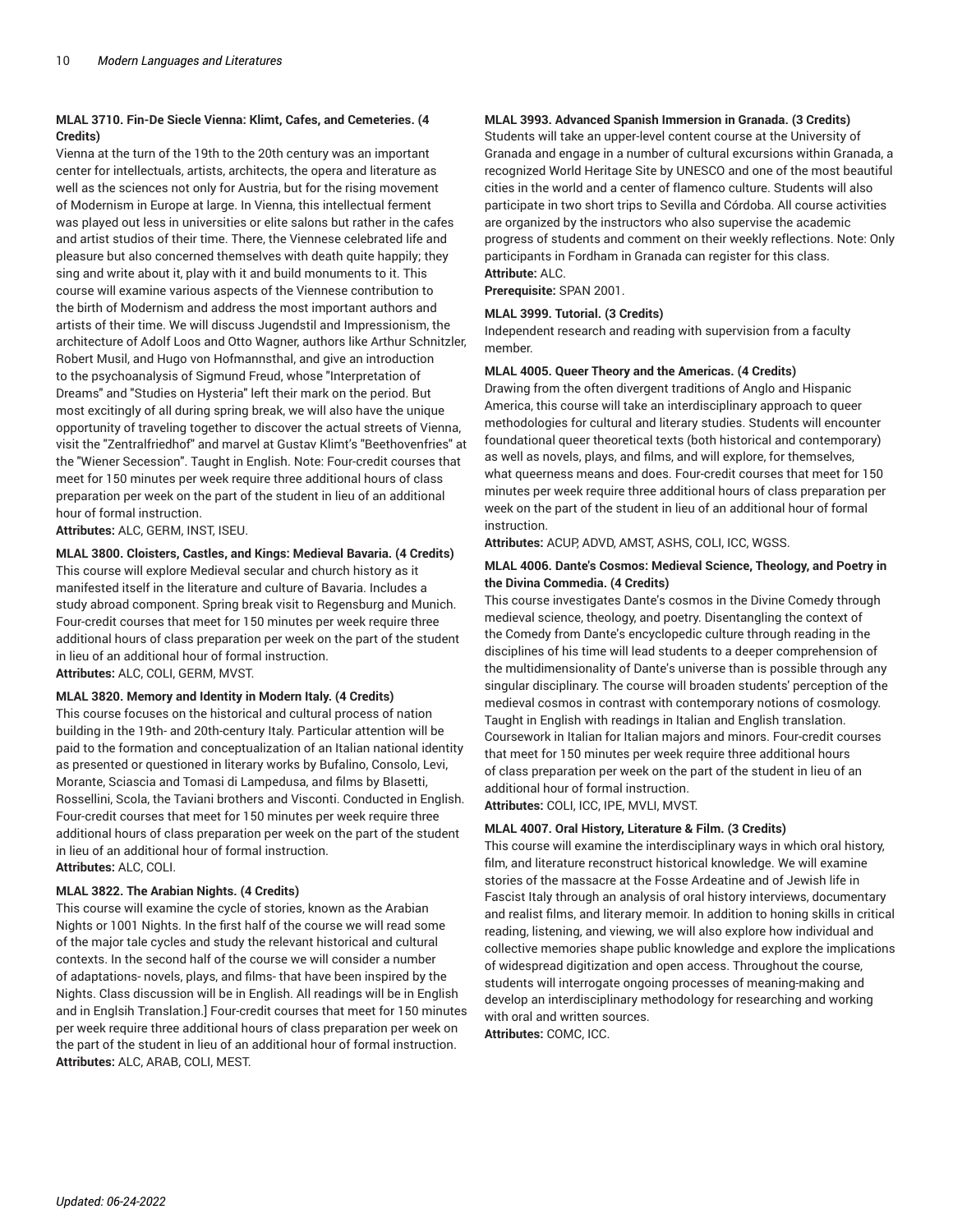**MLAL 3710. Fin-De Siecle Vienna: Klimt, Cafes, and Cemeteries. (4 Credits)**

Vienna at the turn of the 19th to the 20th century was an important center for intellectuals, artists, architects, the opera and literature as well as the sciences not only for Austria, but for the rising movement of Modernism in Europe at large. In Vienna, this intellectual ferment was played out less in universities or elite salons but rather in the cafes and artist studios of their time. There, the Viennese celebrated life and pleasure but also concerned themselves with death quite happily; they sing and write about it, play with it and build monuments to it. This course will examine various aspects of the Viennese contribution to the birth of Modernism and address the most important authors and artists of their time. We will discuss Jugendstil and Impressionism, the architecture of Adolf Loos and Otto Wagner, authors like Arthur Schnitzler, Robert Musil, and Hugo von Hofmannsthal, and give an introduction to the psychoanalysis of Sigmund Freud, whose "Interpretation of Dreams" and "Studies on Hysteria" left their mark on the period. But most excitingly of all during spring break, we will also have the unique opportunity of traveling together to discover the actual streets of Vienna, visit the "Zentralfriedhof" and marvel at Gustav Klimt's "Beethovenfries" at the "Wiener Secession". Taught in English. Note: Four-credit courses that meet for 150 minutes per week require three additional hours of class preparation per week on the part of the student in lieu of an additional hour of formal instruction.

**Attributes:** ALC, GERM, INST, ISEU.

**MLAL 3800. Cloisters, Castles, and Kings: Medieval Bavaria. (4 Credits)**

This course will explore Medieval secular and church history as it manifested itself in the literature and culture of Bavaria. Includes a study abroad component. Spring break visit to Regensburg and Munich. Four-credit courses that meet for 150 minutes per week require three additional hours of class preparation per week on the part of the student in lieu of an additional hour of formal instruction.

**Attributes:** ALC, COLI, GERM, MVST.

**MLAL 3820. Memory and Identity in Modern Italy. (4 Credits)**

This course focuses on the historical and cultural process of nation building in the 19th- and 20th-century Italy. Particular attention will be paid to the formation and conceptualization of an Italian national identity as presented or questioned in literary works by Bufalino, Consolo, Levi, Morante, Sciascia and Tomasi di Lampedusa, and films by Blasetti, Rossellini, Scola, the Taviani brothers and Visconti. Conducted in English. Four-credit courses that meet for 150 minutes per week require three additional hours of class preparation per week on the part of the student in lieu of an additional hour of formal instruction.

**Attributes:** ALC, COLI.

**MLAL 3822. The Arabian Nights. (4 Credits)**

This course will examine the cycle of stories, known as the Arabian Nights or 1001 Nights. In the first half of the course we will read some of the major tale cycles and study the relevant historical and cultural contexts. In the second half of the course we will consider a number of adaptations- novels, plays, and films- that have been inspired by the Nights. Class discussion will be in English. All readings will be in English and in Englsih Translation.] Four-credit courses that meet for 150 minutes per week require three additional hours of class preparation per week on the part of the student in lieu of an additional hour of formal instruction.

**Attributes:** ALC, ARAB, COLI, MEST.

**MLAL 3993. Advanced Spanish Immersion in Granada. (3 Credits)**

Students will take an upper-level content course at the University of Granada and engage in a number of cultural excursions within Granada, a recognized World Heritage Site by UNESCO and one of the most beautiful cities in the world and a center of flamenco culture. Students will also participate in two short trips to Sevilla and Córdoba. All course activities are organized by the instructors who also supervise the academic progress of students and comment on their weekly reflections. Note: Only participants in Fordham in Granada can register for this class.

**Attribute:** ALC.

**Prerequisite:** SPAN 2001.

**MLAL 3999. Tutorial. (3 Credits)**

Independent research and reading with supervision from a faculty member.

**MLAL 4005. Queer Theory and the Americas. (4 Credits)**

Drawing from the often divergent traditions of Anglo and Hispanic America, this course will take an interdisciplinary approach to queer methodologies for cultural and literary studies. Students will encounter foundational queer theoretical texts (both historical and contemporary) as well as novels, plays, and films, and will explore, for themselves, what queerness means and does. Four-credit courses that meet for 150 minutes per week require three additional hours of class preparation per week on the part of the student in lieu of an additional hour of formal instruction.

**Attributes:** ACUP, ADVD, AMST, ASHS, COLI, ICC, WGSS.

**MLAL 4006. Dante's Cosmos: Medieval Science, Theology, and Poetry in the Divina Commedia. (4 Credits)**

This course investigates Dante's cosmos in the Divine Comedy through medieval science, theology, and poetry. Disentangling the context of the Comedy from Dante's encyclopedic culture through reading in the disciplines of his time will lead students to a deeper comprehension of the multidimensionality of Dante's universe than is possible through any singular disciplinary. The course will broaden students' perception of the medieval cosmos in contrast with contemporary notions of cosmology. Taught in English with readings in Italian and English translation. Coursework in Italian for Italian majors and minors. Four-credit courses that meet for 150 minutes per week require three additional hours of class preparation per week on the part of the student in lieu of an additional hour of formal instruction.

**Attributes:** COLI, ICC, IPE, MVLI, MVST.

**MLAL 4007. Oral History, Literature & Film. (3 Credits)**

This course will examine the interdisciplinary ways in which oral history, film, and literature reconstruct historical knowledge. We will examine stories of the massacre at the Fosse Ardeatine and of Jewish life in Fascist Italy through an analysis of oral history interviews, documentary and realist films, and literary memoir. In addition to honing skills in critical reading, listening, and viewing, we will also explore how individual and collective memories shape public knowledge and explore the implications of widespread digitization and open access. Throughout the course, students will interrogate ongoing processes of meaning-making and develop an interdisciplinary methodology for researching and working with oral and written sources.

**Attributes:** COMC, ICC.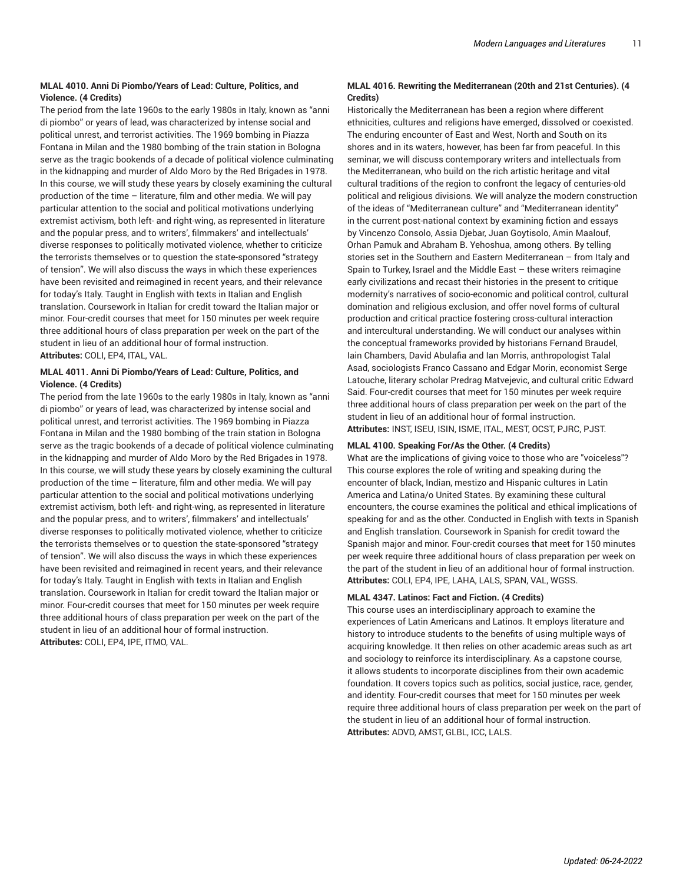**MLAL 4010. Anni Di Piombo/Years of Lead: Culture, Politics, and Violence. (4 Credits)**

The period from the late 1960s to the early 1980s in Italy, known as "anni di piombo" or years of lead, was characterized by intense social and political unrest, and terrorist activities. The 1969 bombing in Piazza Fontana in Milan and the 1980 bombing of the train station in Bologna serve as the tragic bookends of a decade of political violence culminating in the kidnapping and murder of Aldo Moro by the Red Brigades in 1978. In this course, we will study these years by closely examining the cultural production of the time – literature, film and other media. We will pay particular attention to the social and political motivations underlying extremist activism, both left- and right-wing, as represented in literature and the popular press, and to writers', filmmakers' and intellectuals' diverse responses to politically motivated violence, whether to criticize the terrorists themselves or to question the state-sponsored "strategy of tension". We will also discuss the ways in which these experiences have been revisited and reimagined in recent years, and their relevance for today's Italy. Taught in English with texts in Italian and English translation. Coursework in Italian for credit toward the Italian major or minor. Four-credit courses that meet for 150 minutes per week require three additional hours of class preparation per week on the part of the student in lieu of an additional hour of formal instruction.
**Attributes:** COLI, EP4, ITAL, VAL.

**MLAL 4011. Anni Di Piombo/Years of Lead: Culture, Politics, and Violence. (4 Credits)**

The period from the late 1960s to the early 1980s in Italy, known as "anni di piombo" or years of lead, was characterized by intense social and political unrest, and terrorist activities. The 1969 bombing in Piazza Fontana in Milan and the 1980 bombing of the train station in Bologna serve as the tragic bookends of a decade of political violence culminating in the kidnapping and murder of Aldo Moro by the Red Brigades in 1978. In this course, we will study these years by closely examining the cultural production of the time – literature, film and other media. We will pay particular attention to the social and political motivations underlying extremist activism, both left- and right-wing, as represented in literature and the popular press, and to writers', filmmakers' and intellectuals' diverse responses to politically motivated violence, whether to criticize the terrorists themselves or to question the state-sponsored "strategy of tension". We will also discuss the ways in which these experiences have been revisited and reimagined in recent years, and their relevance for today's Italy. Taught in English with texts in Italian and English translation. Coursework in Italian for credit toward the Italian major or minor. Four-credit courses that meet for 150 minutes per week require three additional hours of class preparation per week on the part of the student in lieu of an additional hour of formal instruction.
**Attributes:** COLI, EP4, IPE, ITMO, VAL.

**MLAL 4016. Rewriting the Mediterranean (20th and 21st Centuries). (4 Credits)**

Historically the Mediterranean has been a region where different ethnicities, cultures and religions have emerged, dissolved or coexisted. The enduring encounter of East and West, North and South on its shores and in its waters, however, has been far from peaceful. In this seminar, we will discuss contemporary writers and intellectuals from the Mediterranean, who build on the rich artistic heritage and vital cultural traditions of the region to confront the legacy of centuries-old political and religious divisions. We will analyze the modern construction of the ideas of "Mediterranean culture" and "Mediterranean identity" in the current post-national context by examining fiction and essays by Vincenzo Consolo, Assia Djebar, Juan Goytisolo, Amin Maalouf, Orhan Pamuk and Abraham B. Yehoshua, among others. By telling stories set in the Southern and Eastern Mediterranean – from Italy and Spain to Turkey, Israel and the Middle East – these writers reimagine early civilizations and recast their histories in the present to critique modernity's narratives of socio-economic and political control, cultural domination and religious exclusion, and offer novel forms of cultural production and critical practice fostering cross-cultural interaction and intercultural understanding. We will conduct our analyses within the conceptual frameworks provided by historians Fernand Braudel, Iain Chambers, David Abulafia and Ian Morris, anthropologist Talal Asad, sociologists Franco Cassano and Edgar Morin, economist Serge Latouche, literary scholar Predrag Matvejevic, and cultural critic Edward Said. Four-credit courses that meet for 150 minutes per week require three additional hours of class preparation per week on the part of the student in lieu of an additional hour of formal instruction.
**Attributes:** INST, ISEU, ISIN, ISME, ITAL, MEST, OCST, PJRC, PJST.

**MLAL 4100. Speaking For/As the Other. (4 Credits)**

What are the implications of giving voice to those who are "voiceless"? This course explores the role of writing and speaking during the encounter of black, Indian, mestizo and Hispanic cultures in Latin America and Latina/o United States. By examining these cultural encounters, the course examines the political and ethical implications of speaking for and as the other. Conducted in English with texts in Spanish and English translation. Coursework in Spanish for credit toward the Spanish major and minor. Four-credit courses that meet for 150 minutes per week require three additional hours of class preparation per week on the part of the student in lieu of an additional hour of formal instruction.
**Attributes:** COLI, EP4, IPE, LAHA, LALS, SPAN, VAL, WGSS.

**MLAL 4347. Latinos: Fact and Fiction. (4 Credits)**

This course uses an interdisciplinary approach to examine the experiences of Latin Americans and Latinos. It employs literature and history to introduce students to the benefits of using multiple ways of acquiring knowledge. It then relies on other academic areas such as art and sociology to reinforce its interdisciplinary. As a capstone course, it allows students to incorporate disciplines from their own academic foundation. It covers topics such as politics, social justice, race, gender, and identity. Four-credit courses that meet for 150 minutes per week require three additional hours of class preparation per week on the part of the student in lieu of an additional hour of formal instruction.
**Attributes:** ADVD, AMST, GLBL, ICC, LALS.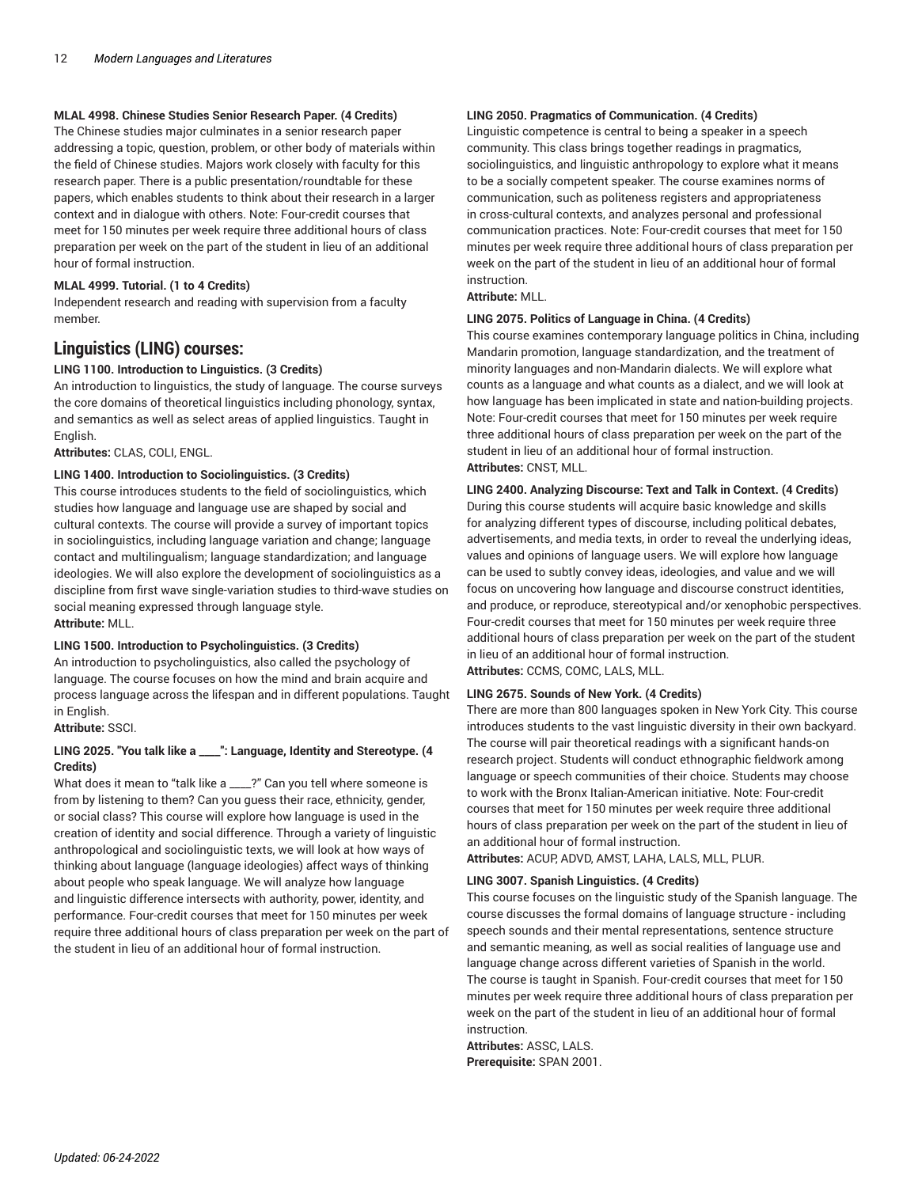**MLAL 4998. Chinese Studies Senior Research Paper. (4 Credits)**
The Chinese studies major culminates in a senior research paper addressing a topic, question, problem, or other body of materials within the field of Chinese studies. Majors work closely with faculty for this research paper. There is a public presentation/roundtable for these papers, which enables students to think about their research in a larger context and in dialogue with others. Note: Four-credit courses that meet for 150 minutes per week require three additional hours of class preparation per week on the part of the student in lieu of an additional hour of formal instruction.

**MLAL 4999. Tutorial. (1 to 4 Credits)**
Independent research and reading with supervision from a faculty member.

## Linguistics (LING) courses:

**LING 1100. Introduction to Linguistics. (3 Credits)**
An introduction to linguistics, the study of language. The course surveys the core domains of theoretical linguistics including phonology, syntax, and semantics as well as select areas of applied linguistics. Taught in English.
**Attributes:** CLAS, COLI, ENGL.

**LING 1400. Introduction to Sociolinguistics. (3 Credits)**
This course introduces students to the field of sociolinguistics, which studies how language and language use are shaped by social and cultural contexts. The course will provide a survey of important topics in sociolinguistics, including language variation and change; language contact and multilingualism; language standardization; and language ideologies. We will also explore the development of sociolinguistics as a discipline from first wave single-variation studies to third-wave studies on social meaning expressed through language style.
**Attribute:** MLL.

**LING 1500. Introduction to Psycholinguistics. (3 Credits)**
An introduction to psycholinguistics, also called the psychology of language. The course focuses on how the mind and brain acquire and process language across the lifespan and in different populations. Taught in English.
**Attribute:** SSCI.

**LING 2025. "You talk like a ____": Language, Identity and Stereotype. (4 Credits)**
What does it mean to "talk like a ____?" Can you tell where someone is from by listening to them? Can you guess their race, ethnicity, gender, or social class? This course will explore how language is used in the creation of identity and social difference. Through a variety of linguistic anthropological and sociolinguistic texts, we will look at how ways of thinking about language (language ideologies) affect ways of thinking about people who speak language. We will analyze how language and linguistic difference intersects with authority, power, identity, and performance. Four-credit courses that meet for 150 minutes per week require three additional hours of class preparation per week on the part of the student in lieu of an additional hour of formal instruction.

**LING 2050. Pragmatics of Communication. (4 Credits)**
Linguistic competence is central to being a speaker in a speech community. This class brings together readings in pragmatics, sociolinguistics, and linguistic anthropology to explore what it means to be a socially competent speaker. The course examines norms of communication, such as politeness registers and appropriateness in cross-cultural contexts, and analyzes personal and professional communication practices. Note: Four-credit courses that meet for 150 minutes per week require three additional hours of class preparation per week on the part of the student in lieu of an additional hour of formal instruction.
**Attribute:** MLL.

**LING 2075. Politics of Language in China. (4 Credits)**
This course examines contemporary language politics in China, including Mandarin promotion, language standardization, and the treatment of minority languages and non-Mandarin dialects. We will explore what counts as a language and what counts as a dialect, and we will look at how language has been implicated in state and nation-building projects. Note: Four-credit courses that meet for 150 minutes per week require three additional hours of class preparation per week on the part of the student in lieu of an additional hour of formal instruction.
**Attributes:** CNST, MLL.

**LING 2400. Analyzing Discourse: Text and Talk in Context. (4 Credits)**
During this course students will acquire basic knowledge and skills for analyzing different types of discourse, including political debates, advertisements, and media texts, in order to reveal the underlying ideas, values and opinions of language users. We will explore how language can be used to subtly convey ideas, ideologies, and value and we will focus on uncovering how language and discourse construct identities, and produce, or reproduce, stereotypical and/or xenophobic perspectives. Four-credit courses that meet for 150 minutes per week require three additional hours of class preparation per week on the part of the student in lieu of an additional hour of formal instruction.
**Attributes:** CCMS, COMC, LALS, MLL.

**LING 2675. Sounds of New York. (4 Credits)**
There are more than 800 languages spoken in New York City. This course introduces students to the vast linguistic diversity in their own backyard. The course will pair theoretical readings with a significant hands-on research project. Students will conduct ethnographic fieldwork among language or speech communities of their choice. Students may choose to work with the Bronx Italian-American initiative. Note: Four-credit courses that meet for 150 minutes per week require three additional hours of class preparation per week on the part of the student in lieu of an additional hour of formal instruction.
**Attributes:** ACUP, ADVD, AMST, LAHA, LALS, MLL, PLUR.

**LING 3007. Spanish Linguistics. (4 Credits)**
This course focuses on the linguistic study of the Spanish language. The course discusses the formal domains of language structure - including speech sounds and their mental representations, sentence structure and semantic meaning, as well as social realities of language use and language change across different varieties of Spanish in the world. The course is taught in Spanish. Four-credit courses that meet for 150 minutes per week require three additional hours of class preparation per week on the part of the student in lieu of an additional hour of formal instruction.
**Attributes:** ASSC, LALS.
**Prerequisite:** SPAN 2001.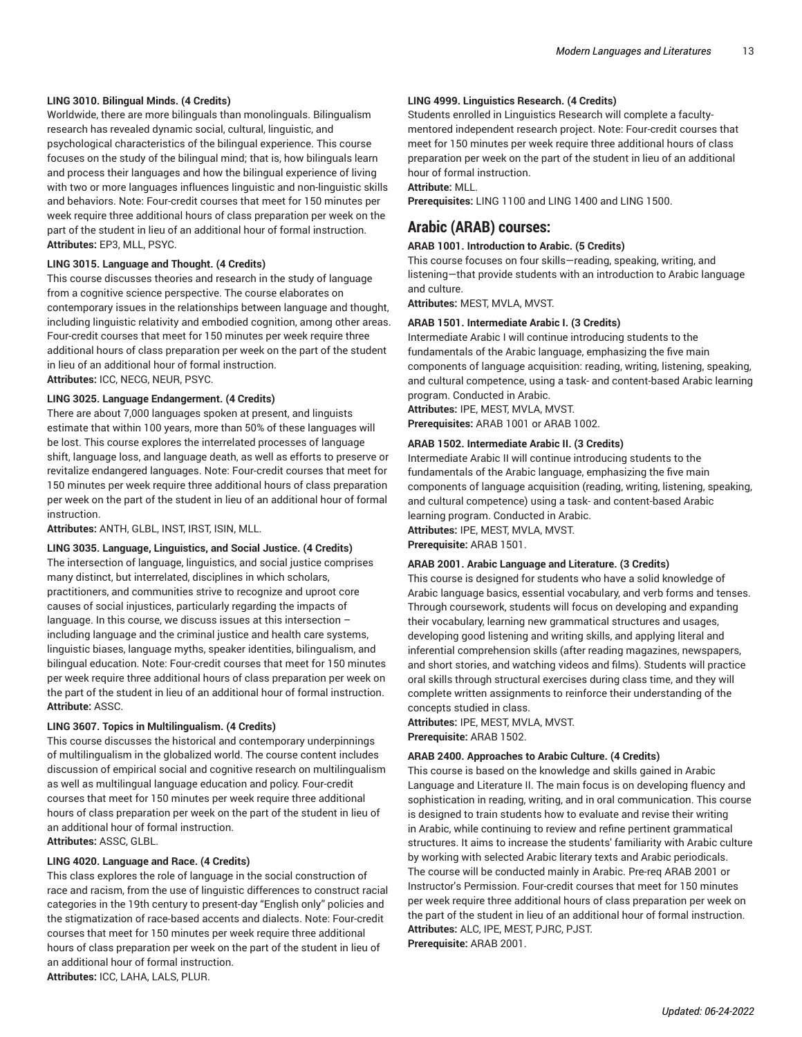**LING 3010. Bilingual Minds. (4 Credits)**
Worldwide, there are more bilinguals than monolinguals. Bilingualism research has revealed dynamic social, cultural, linguistic, and psychological characteristics of the bilingual experience. This course focuses on the study of the bilingual mind; that is, how bilinguals learn and process their languages and how the bilingual experience of living with two or more languages influences linguistic and non-linguistic skills and behaviors. Note: Four-credit courses that meet for 150 minutes per week require three additional hours of class preparation per week on the part of the student in lieu of an additional hour of formal instruction.
**Attributes:** EP3, MLL, PSYC.

**LING 3015. Language and Thought. (4 Credits)**
This course discusses theories and research in the study of language from a cognitive science perspective. The course elaborates on contemporary issues in the relationships between language and thought, including linguistic relativity and embodied cognition, among other areas. Four-credit courses that meet for 150 minutes per week require three additional hours of class preparation per week on the part of the student in lieu of an additional hour of formal instruction.
**Attributes:** ICC, NECG, NEUR, PSYC.

**LING 3025. Language Endangerment. (4 Credits)**
There are about 7,000 languages spoken at present, and linguists estimate that within 100 years, more than 50% of these languages will be lost. This course explores the interrelated processes of language shift, language loss, and language death, as well as efforts to preserve or revitalize endangered languages. Note: Four-credit courses that meet for 150 minutes per week require three additional hours of class preparation per week on the part of the student in lieu of an additional hour of formal instruction.
**Attributes:** ANTH, GLBL, INST, IRST, ISIN, MLL.

**LING 3035. Language, Linguistics, and Social Justice. (4 Credits)**
The intersection of language, linguistics, and social justice comprises many distinct, but interrelated, disciplines in which scholars, practitioners, and communities strive to recognize and uproot core causes of social injustices, particularly regarding the impacts of language. In this course, we discuss issues at this intersection – including language and the criminal justice and health care systems, linguistic biases, language myths, speaker identities, bilingualism, and bilingual education. Note: Four-credit courses that meet for 150 minutes per week require three additional hours of class preparation per week on the part of the student in lieu of an additional hour of formal instruction.
**Attribute:** ASSC.

**LING 3607. Topics in Multilingualism. (4 Credits)**
This course discusses the historical and contemporary underpinnings of multilingualism in the globalized world. The course content includes discussion of empirical social and cognitive research on multilingualism as well as multilingual language education and policy. Four-credit courses that meet for 150 minutes per week require three additional hours of class preparation per week on the part of the student in lieu of an additional hour of formal instruction.
**Attributes:** ASSC, GLBL.

**LING 4020. Language and Race. (4 Credits)**
This class explores the role of language in the social construction of race and racism, from the use of linguistic differences to construct racial categories in the 19th century to present-day "English only" policies and the stigmatization of race-based accents and dialects. Note: Four-credit courses that meet for 150 minutes per week require three additional hours of class preparation per week on the part of the student in lieu of an additional hour of formal instruction.
**Attributes:** ICC, LAHA, LALS, PLUR.

**LING 4999. Linguistics Research. (4 Credits)**
Students enrolled in Linguistics Research will complete a faculty-mentored independent research project. Note: Four-credit courses that meet for 150 minutes per week require three additional hours of class preparation per week on the part of the student in lieu of an additional hour of formal instruction.
**Attribute:** MLL.
**Prerequisites:** LING 1100 and LING 1400 and LING 1500.

## Arabic (ARAB) courses:

**ARAB 1001. Introduction to Arabic. (5 Credits)**
This course focuses on four skills—reading, speaking, writing, and listening—that provide students with an introduction to Arabic language and culture.
**Attributes:** MEST, MVLA, MVST.

**ARAB 1501. Intermediate Arabic I. (3 Credits)**
Intermediate Arabic I will continue introducing students to the fundamentals of the Arabic language, emphasizing the five main components of language acquisition: reading, writing, listening, speaking, and cultural competence, using a task- and content-based Arabic learning program. Conducted in Arabic.
**Attributes:** IPE, MEST, MVLA, MVST.
**Prerequisites:** ARAB 1001 or ARAB 1002.

**ARAB 1502. Intermediate Arabic II. (3 Credits)**
Intermediate Arabic II will continue introducing students to the fundamentals of the Arabic language, emphasizing the five main components of language acquisition (reading, writing, listening, speaking, and cultural competence) using a task- and content-based Arabic learning program. Conducted in Arabic.
**Attributes:** IPE, MEST, MVLA, MVST.
**Prerequisite:** ARAB 1501.

**ARAB 2001. Arabic Language and Literature. (3 Credits)**
This course is designed for students who have a solid knowledge of Arabic language basics, essential vocabulary, and verb forms and tenses. Through coursework, students will focus on developing and expanding their vocabulary, learning new grammatical structures and usages, developing good listening and writing skills, and applying literal and inferential comprehension skills (after reading magazines, newspapers, and short stories, and watching videos and films). Students will practice oral skills through structural exercises during class time, and they will complete written assignments to reinforce their understanding of the concepts studied in class.
**Attributes:** IPE, MEST, MVLA, MVST.
**Prerequisite:** ARAB 1502.

**ARAB 2400. Approaches to Arabic Culture. (4 Credits)**
This course is based on the knowledge and skills gained in Arabic Language and Literature II. The main focus is on developing fluency and sophistication in reading, writing, and in oral communication. This course is designed to train students how to evaluate and revise their writing in Arabic, while continuing to review and refine pertinent grammatical structures. It aims to increase the students' familiarity with Arabic culture by working with selected Arabic literary texts and Arabic periodicals. The course will be conducted mainly in Arabic. Pre-req ARAB 2001 or Instructor's Permission. Four-credit courses that meet for 150 minutes per week require three additional hours of class preparation per week on the part of the student in lieu of an additional hour of formal instruction.
**Attributes:** ALC, IPE, MEST, PJRC, PJST.
**Prerequisite:** ARAB 2001.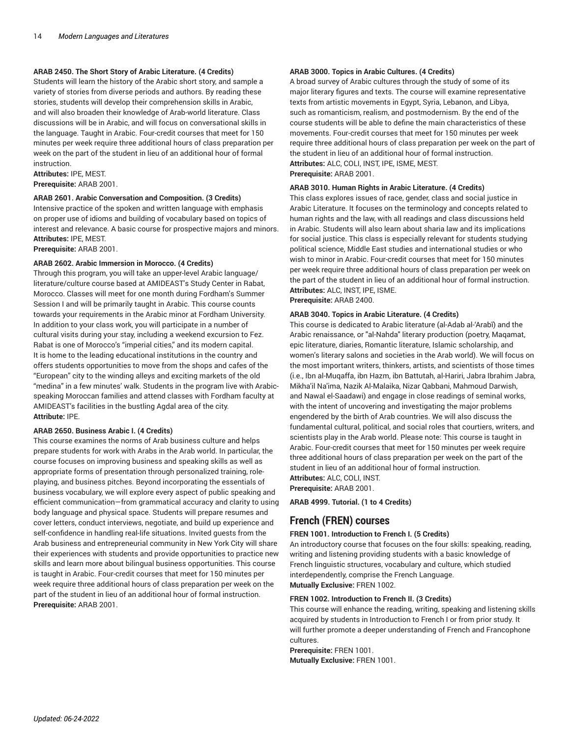**ARAB 2450. The Short Story of Arabic Literature. (4 Credits)**
Students will learn the history of the Arabic short story, and sample a variety of stories from diverse periods and authors. By reading these stories, students will develop their comprehension skills in Arabic, and will also broaden their knowledge of Arab-world literature. Class discussions will be in Arabic, and will focus on conversational skills in the language. Taught in Arabic. Four-credit courses that meet for 150 minutes per week require three additional hours of class preparation per week on the part of the student in lieu of an additional hour of formal instruction.
**Attributes:** IPE, MEST.
**Prerequisite:** ARAB 2001.

**ARAB 2601. Arabic Conversation and Composition. (3 Credits)**
Intensive practice of the spoken and written language with emphasis on proper use of idioms and building of vocabulary based on topics of interest and relevance. A basic course for prospective majors and minors.
**Attributes:** IPE, MEST.
**Prerequisite:** ARAB 2001.

**ARAB 2602. Arabic Immersion in Morocco. (4 Credits)**
Through this program, you will take an upper-level Arabic language/literature/culture course based at AMIDEAST's Study Center in Rabat, Morocco. Classes will meet for one month during Fordham's Summer Session I and will be primarily taught in Arabic. This course counts towards your requirements in the Arabic minor at Fordham University. In addition to your class work, you will participate in a number of cultural visits during your stay, including a weekend excursion to Fez. Rabat is one of Morocco's "imperial cities," and its modern capital. It is home to the leading educational institutions in the country and offers students opportunities to move from the shops and cafes of the "European" city to the winding alleys and exciting markets of the old "medina" in a few minutes' walk. Students in the program live with Arabic-speaking Moroccan families and attend classes with Fordham faculty at AMIDEAST's facilities in the bustling Agdal area of the city.
**Attribute:** IPE.

**ARAB 2650. Business Arabic I. (4 Credits)**
This course examines the norms of Arab business culture and helps prepare students for work with Arabs in the Arab world. In particular, the course focuses on improving business and speaking skills as well as appropriate forms of presentation through personalized training, role-playing, and business pitches. Beyond incorporating the essentials of business vocabulary, we will explore every aspect of public speaking and efficient communication—from grammatical accuracy and clarity to using body language and physical space. Students will prepare resumes and cover letters, conduct interviews, negotiate, and build up experience and self-confidence in handling real-life situations. Invited guests from the Arab business and entrepreneurial community in New York City will share their experiences with students and provide opportunities to practice new skills and learn more about bilingual business opportunities. This course is taught in Arabic. Four-credit courses that meet for 150 minutes per week require three additional hours of class preparation per week on the part of the student in lieu of an additional hour of formal instruction.
**Prerequisite:** ARAB 2001.

**ARAB 3000. Topics in Arabic Cultures. (4 Credits)**
A broad survey of Arabic cultures through the study of some of its major literary figures and texts. The course will examine representative texts from artistic movements in Egypt, Syria, Lebanon, and Libya, such as romanticism, realism, and postmodernism. By the end of the course students will be able to define the main characteristics of these movements. Four-credit courses that meet for 150 minutes per week require three additional hours of class preparation per week on the part of the student in lieu of an additional hour of formal instruction.
**Attributes:** ALC, COLI, INST, IPE, ISME, MEST.
**Prerequisite:** ARAB 2001.

**ARAB 3010. Human Rights in Arabic Literature. (4 Credits)**
This class explores issues of race, gender, class and social justice in Arabic Literature. It focuses on the terminology and concepts related to human rights and the law, with all readings and class discussions held in Arabic. Students will also learn about sharia law and its implications for social justice. This class is especially relevant for students studying political science, Middle East studies and international studies or who wish to minor in Arabic. Four-credit courses that meet for 150 minutes per week require three additional hours of class preparation per week on the part of the student in lieu of an additional hour of formal instruction.
**Attributes:** ALC, INST, IPE, ISME.
**Prerequisite:** ARAB 2400.

**ARAB 3040. Topics in Arabic Literature. (4 Credits)**
This course is dedicated to Arabic literature (al-Adab al-'Arabī) and the Arabic renaissance, or "al-Nahda" literary production (poetry, Maqamat, epic literature, diaries, Romantic literature, Islamic scholarship, and women's literary salons and societies in the Arab world). We will focus on the most important writers, thinkers, artists, and scientists of those times (i.e., Ibn al-Muqaffa, ibn Hazm, ibn Battutah, al-Hariri, Jabra Ibrahim Jabra, Mikha'il Na'ima, Nazik Al-Malaika, Nizar Qabbani, Mahmoud Darwish, and Nawal el-Saadawi) and engage in close readings of seminal works, with the intent of uncovering and investigating the major problems engendered by the birth of Arab countries. We will also discuss the fundamental cultural, political, and social roles that courtiers, writers, and scientists play in the Arab world. Please note: This course is taught in Arabic. Four-credit courses that meet for 150 minutes per week require three additional hours of class preparation per week on the part of the student in lieu of an additional hour of formal instruction.
**Attributes:** ALC, COLI, INST.
**Prerequisite:** ARAB 2001.

**ARAB 4999. Tutorial. (1 to 4 Credits)**

## French (FREN) courses

**FREN 1001. Introduction to French I. (5 Credits)**
An introductory course that focuses on the four skills: speaking, reading, writing and listening providing students with a basic knowledge of French linguistic structures, vocabulary and culture, which studied interdependently, comprise the French Language.
**Mutually Exclusive:** FREN 1002.

**FREN 1002. Introduction to French II. (3 Credits)**
This course will enhance the reading, writing, speaking and listening skills acquired by students in Introduction to French I or from prior study. It will further promote a deeper understanding of French and Francophone cultures.
**Prerequisite:** FREN 1001.
**Mutually Exclusive:** FREN 1001.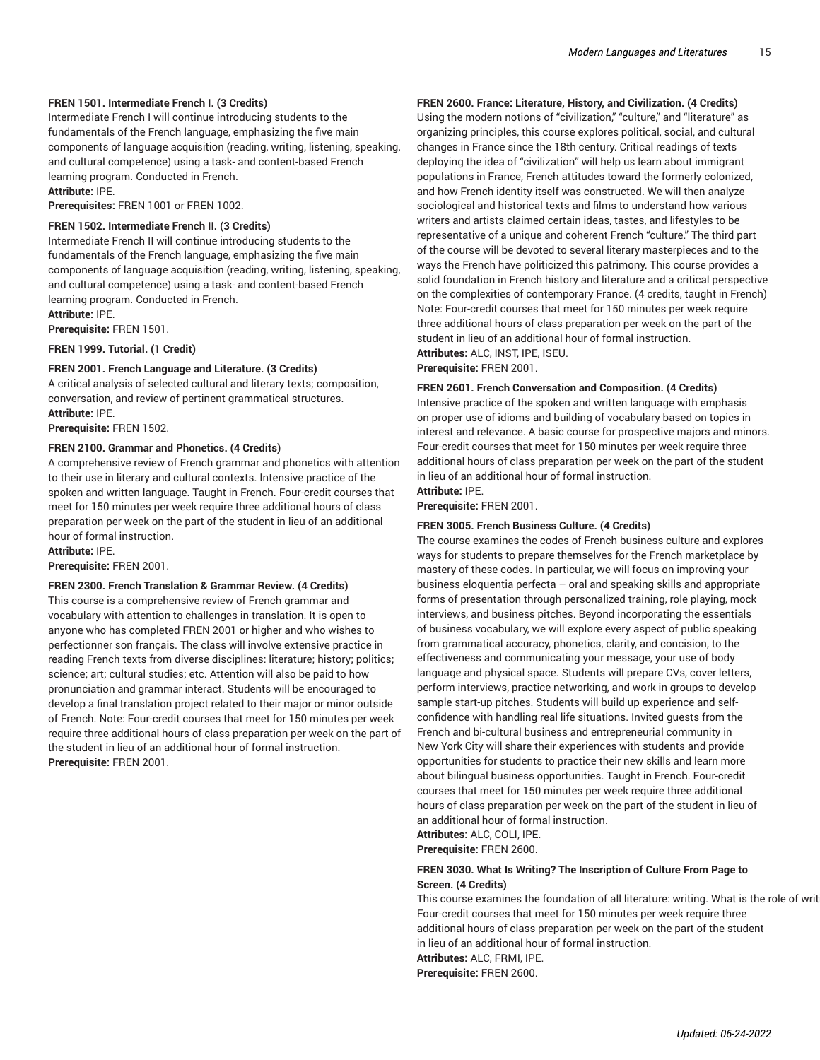**FREN 1501. Intermediate French I. (3 Credits)**
Intermediate French I will continue introducing students to the fundamentals of the French language, emphasizing the five main components of language acquisition (reading, writing, listening, speaking, and cultural competence) using a task- and content-based French learning program. Conducted in French.
**Attribute:** IPE.
**Prerequisites:** FREN 1001 or FREN 1002.

**FREN 1502. Intermediate French II. (3 Credits)**
Intermediate French II will continue introducing students to the fundamentals of the French language, emphasizing the five main components of language acquisition (reading, writing, listening, speaking, and cultural competence) using a task- and content-based French learning program. Conducted in French.
**Attribute:** IPE.
**Prerequisite:** FREN 1501.

**FREN 1999. Tutorial. (1 Credit)**

**FREN 2001. French Language and Literature. (3 Credits)**
A critical analysis of selected cultural and literary texts; composition, conversation, and review of pertinent grammatical structures.
**Attribute:** IPE.
**Prerequisite:** FREN 1502.

**FREN 2100. Grammar and Phonetics. (4 Credits)**
A comprehensive review of French grammar and phonetics with attention to their use in literary and cultural contexts. Intensive practice of the spoken and written language. Taught in French. Four-credit courses that meet for 150 minutes per week require three additional hours of class preparation per week on the part of the student in lieu of an additional hour of formal instruction.
**Attribute:** IPE.
**Prerequisite:** FREN 2001.

**FREN 2300. French Translation & Grammar Review. (4 Credits)**
This course is a comprehensive review of French grammar and vocabulary with attention to challenges in translation. It is open to anyone who has completed FREN 2001 or higher and who wishes to perfectionner son français. The class will involve extensive practice in reading French texts from diverse disciplines: literature; history; politics; science; art; cultural studies; etc. Attention will also be paid to how pronunciation and grammar interact. Students will be encouraged to develop a final translation project related to their major or minor outside of French. Note: Four-credit courses that meet for 150 minutes per week require three additional hours of class preparation per week on the part of the student in lieu of an additional hour of formal instruction.
**Prerequisite:** FREN 2001.

**FREN 2600. France: Literature, History, and Civilization. (4 Credits)**
Using the modern notions of "civilization," "culture," and "literature" as organizing principles, this course explores political, social, and cultural changes in France since the 18th century. Critical readings of texts deploying the idea of "civilization" will help us learn about immigrant populations in France, French attitudes toward the formerly colonized, and how French identity itself was constructed. We will then analyze sociological and historical texts and films to understand how various writers and artists claimed certain ideas, tastes, and lifestyles to be representative of a unique and coherent French "culture." The third part of the course will be devoted to several literary masterpieces and to the ways the French have politicized this patrimony. This course provides a solid foundation in French history and literature and a critical perspective on the complexities of contemporary France. (4 credits, taught in French) Note: Four-credit courses that meet for 150 minutes per week require three additional hours of class preparation per week on the part of the student in lieu of an additional hour of formal instruction.
**Attributes:** ALC, INST, IPE, ISEU.
**Prerequisite:** FREN 2001.

**FREN 2601. French Conversation and Composition. (4 Credits)**
Intensive practice of the spoken and written language with emphasis on proper use of idioms and building of vocabulary based on topics in interest and relevance. A basic course for prospective majors and minors. Four-credit courses that meet for 150 minutes per week require three additional hours of class preparation per week on the part of the student in lieu of an additional hour of formal instruction.
**Attribute:** IPE.
**Prerequisite:** FREN 2001.

**FREN 3005. French Business Culture. (4 Credits)**
The course examines the codes of French business culture and explores ways for students to prepare themselves for the French marketplace by mastery of these codes. In particular, we will focus on improving your business eloquentia perfecta – oral and speaking skills and appropriate forms of presentation through personalized training, role playing, mock interviews, and business pitches. Beyond incorporating the essentials of business vocabulary, we will explore every aspect of public speaking from grammatical accuracy, phonetics, clarity, and concision, to the effectiveness and communicating your message, your use of body language and physical space. Students will prepare CVs, cover letters, perform interviews, practice networking, and work in groups to develop sample start-up pitches. Students will build up experience and self-confidence with handling real life situations. Invited guests from the French and bi-cultural business and entrepreneurial community in New York City will share their experiences with students and provide opportunities for students to practice their new skills and learn more about bilingual business opportunities. Taught in French. Four-credit courses that meet for 150 minutes per week require three additional hours of class preparation per week on the part of the student in lieu of an additional hour of formal instruction.
**Attributes:** ALC, COLI, IPE.
**Prerequisite:** FREN 2600.

**FREN 3030. What Is Writing? The Inscription of Culture From Page to Screen. (4 Credits)**
This course examines the foundation of all literature: writing. What is the role of writ Four-credit courses that meet for 150 minutes per week require three additional hours of class preparation per week on the part of the student in lieu of an additional hour of formal instruction.
**Attributes:** ALC, FRMI, IPE.
**Prerequisite:** FREN 2600.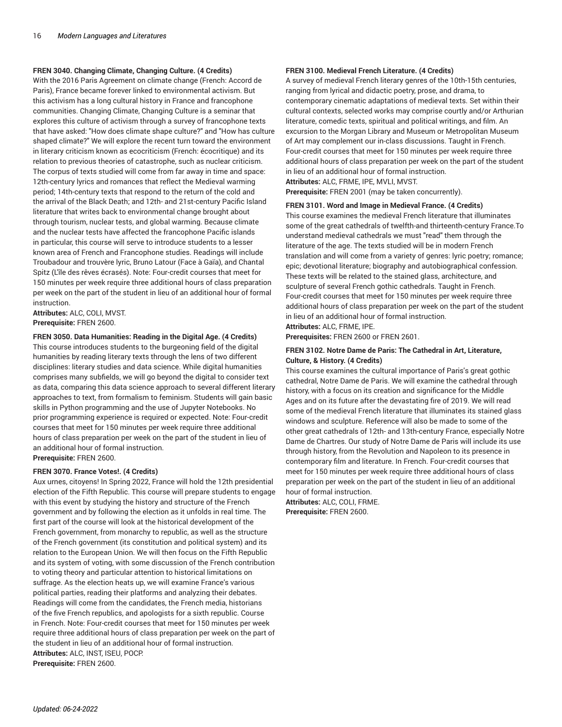**FREN 3040. Changing Climate, Changing Culture. (4 Credits)**
With the 2016 Paris Agreement on climate change (French: Accord de Paris), France became forever linked to environmental activism. But this activism has a long cultural history in France and francophone communities. Changing Climate, Changing Culture is a seminar that explores this culture of activism through a survey of francophone texts that have asked: "How does climate shape culture?" and "How has culture shaped climate?" We will explore the recent turn toward the environment in literary criticism known as ecocriticism (French: écocritique) and its relation to previous theories of catastrophe, such as nuclear criticism. The corpus of texts studied will come from far away in time and space: 12th-century lyrics and romances that reflect the Medieval warming period; 14th-century texts that respond to the return of the cold and the arrival of the Black Death; and 12th- and 21st-century Pacific Island literature that writes back to environmental change brought about through tourism, nuclear tests, and global warming. Because climate and the nuclear tests have affected the francophone Pacific islands in particular, this course will serve to introduce students to a lesser known area of French and Francophone studies. Readings will include Troubadour and trouvère lyric, Bruno Latour (Face à Gaïa), and Chantal Spitz (L'île des rêves écrasés). Note: Four-credit courses that meet for 150 minutes per week require three additional hours of class preparation per week on the part of the student in lieu of an additional hour of formal instruction.
**Attributes:** ALC, COLI, MVST.
**Prerequisite:** FREN 2600.

**FREN 3050. Data Humanities: Reading in the Digital Age. (4 Credits)**
This course introduces students to the burgeoning field of the digital humanities by reading literary texts through the lens of two different disciplines: literary studies and data science. While digital humanities comprises many subfields, we will go beyond the digital to consider text as data, comparing this data science approach to several different literary approaches to text, from formalism to feminism. Students will gain basic skills in Python programming and the use of Jupyter Notebooks. No prior programming experience is required or expected. Note: Four-credit courses that meet for 150 minutes per week require three additional hours of class preparation per week on the part of the student in lieu of an additional hour of formal instruction.
**Prerequisite:** FREN 2600.

**FREN 3070. France Votes!. (4 Credits)**
Aux urnes, citoyens! In Spring 2022, France will hold the 12th presidential election of the Fifth Republic. This course will prepare students to engage with this event by studying the history and structure of the French government and by following the election as it unfolds in real time. The first part of the course will look at the historical development of the French government, from monarchy to republic, as well as the structure of the French government (its constitution and political system) and its relation to the European Union. We will then focus on the Fifth Republic and its system of voting, with some discussion of the French contribution to voting theory and particular attention to historical limitations on suffrage. As the election heats up, we will examine France's various political parties, reading their platforms and analyzing their debates. Readings will come from the candidates, the French media, historians of the five French republics, and apologists for a sixth republic. Course in French. Note: Four-credit courses that meet for 150 minutes per week require three additional hours of class preparation per week on the part of the student in lieu of an additional hour of formal instruction.
**Attributes:** ALC, INST, ISEU, POCP.
**Prerequisite:** FREN 2600.

**FREN 3100. Medieval French Literature. (4 Credits)**
A survey of medieval French literary genres of the 10th-15th centuries, ranging from lyrical and didactic poetry, prose, and drama, to contemporary cinematic adaptations of medieval texts. Set within their cultural contexts, selected works may comprise courtly and/or Arthurian literature, comedic texts, spiritual and political writings, and film. An excursion to the Morgan Library and Museum or Metropolitan Museum of Art may complement our in-class discussions. Taught in French. Four-credit courses that meet for 150 minutes per week require three additional hours of class preparation per week on the part of the student in lieu of an additional hour of formal instruction.
**Attributes:** ALC, FRME, IPE, MVLI, MVST.
**Prerequisite:** FREN 2001 (may be taken concurrently).

**FREN 3101. Word and Image in Medieval France. (4 Credits)**
This course examines the medieval French literature that illuminates some of the great cathedrals of twelfth-and thirteenth-century France.To understand medieval cathedrals we must "read" them through the literature of the age. The texts studied will be in modern French translation and will come from a variety of genres: lyric poetry; romance; epic; devotional literature; biography and autobiographical confession. These texts will be related to the stained glass, architecture, and sculpture of several French gothic cathedrals. Taught in French. Four-credit courses that meet for 150 minutes per week require three additional hours of class preparation per week on the part of the student in lieu of an additional hour of formal instruction.
**Attributes:** ALC, FRME, IPE.
**Prerequisites:** FREN 2600 or FREN 2601.

**FREN 3102. Notre Dame de Paris: The Cathedral in Art, Literature, Culture, & History. (4 Credits)**
This course examines the cultural importance of Paris's great gothic cathedral, Notre Dame de Paris. We will examine the cathedral through history, with a focus on its creation and significance for the Middle Ages and on its future after the devastating fire of 2019. We will read some of the medieval French literature that illuminates its stained glass windows and sculpture. Reference will also be made to some of the other great cathedrals of 12th- and 13th-century France, especially Notre Dame de Chartres. Our study of Notre Dame de Paris will include its use through history, from the Revolution and Napoleon to its presence in contemporary film and literature. In French. Four-credit courses that meet for 150 minutes per week require three additional hours of class preparation per week on the part of the student in lieu of an additional hour of formal instruction.
**Attributes:** ALC, COLI, FRME.
**Prerequisite:** FREN 2600.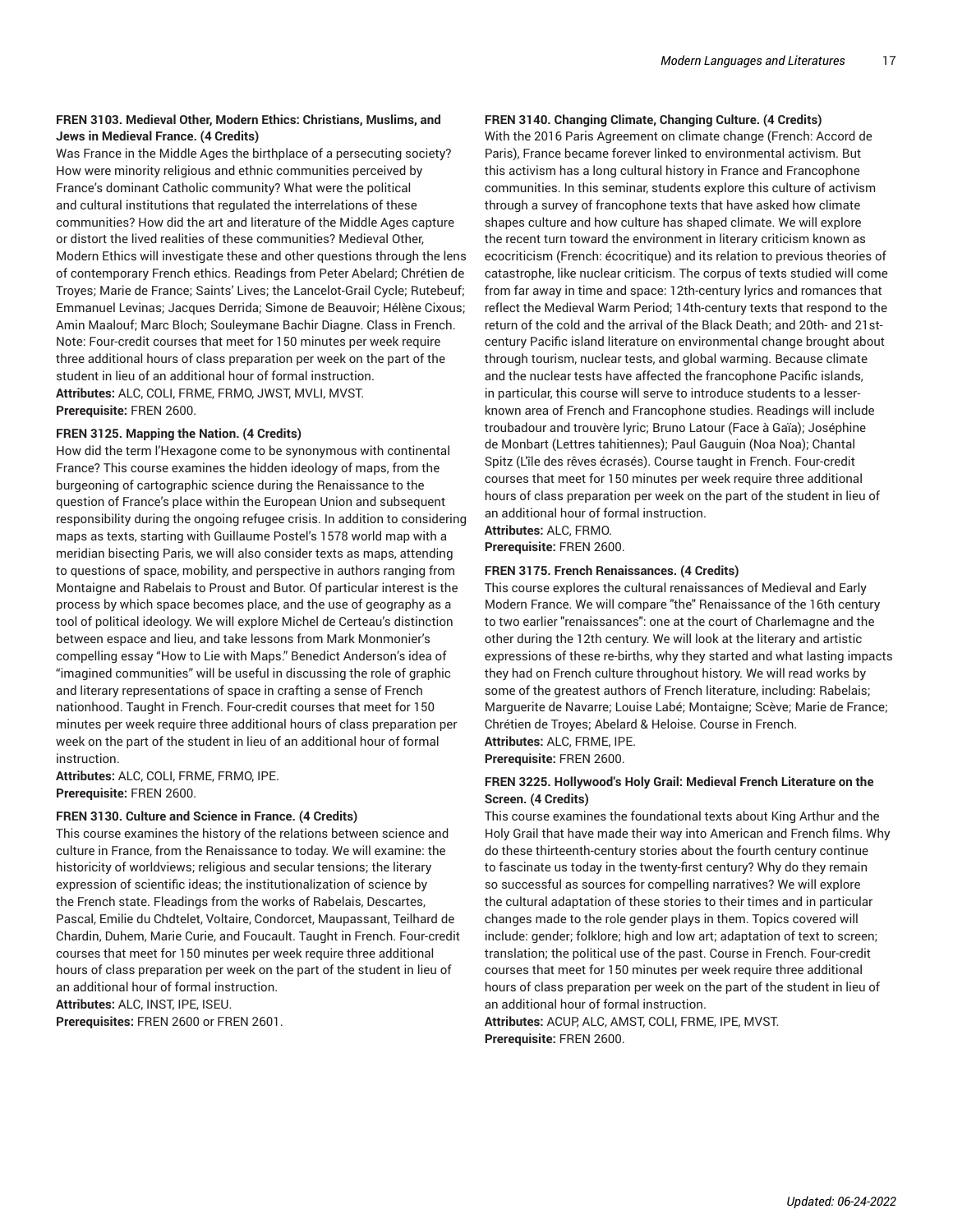**FREN 3103. Medieval Other, Modern Ethics: Christians, Muslims, and Jews in Medieval France. (4 Credits)**

Was France in the Middle Ages the birthplace of a persecuting society? How were minority religious and ethnic communities perceived by France's dominant Catholic community? What were the political and cultural institutions that regulated the interrelations of these communities? How did the art and literature of the Middle Ages capture or distort the lived realities of these communities? Medieval Other, Modern Ethics will investigate these and other questions through the lens of contemporary French ethics. Readings from Peter Abelard; Chrétien de Troyes; Marie de France; Saints' Lives; the Lancelot-Grail Cycle; Rutebeuf; Emmanuel Levinas; Jacques Derrida; Simone de Beauvoir; Hélène Cixous; Amin Maalouf; Marc Bloch; Souleymane Bachir Diagne. Class in French. Note: Four-credit courses that meet for 150 minutes per week require three additional hours of class preparation per week on the part of the student in lieu of an additional hour of formal instruction.

**Attributes:** ALC, COLI, FRME, FRMO, JWST, MVLI, MVST.

**Prerequisite:** FREN 2600.

**FREN 3125. Mapping the Nation. (4 Credits)**

How did the term l'Hexagone come to be synonymous with continental France? This course examines the hidden ideology of maps, from the burgeoning of cartographic science during the Renaissance to the question of France's place within the European Union and subsequent responsibility during the ongoing refugee crisis. In addition to considering maps as texts, starting with Guillaume Postel's 1578 world map with a meridian bisecting Paris, we will also consider texts as maps, attending to questions of space, mobility, and perspective in authors ranging from Montaigne and Rabelais to Proust and Butor. Of particular interest is the process by which space becomes place, and the use of geography as a tool of political ideology. We will explore Michel de Certeau's distinction between espace and lieu, and take lessons from Mark Monmonier's compelling essay "How to Lie with Maps." Benedict Anderson's idea of "imagined communities" will be useful in discussing the role of graphic and literary representations of space in crafting a sense of French nationhood. Taught in French. Four-credit courses that meet for 150 minutes per week require three additional hours of class preparation per week on the part of the student in lieu of an additional hour of formal instruction.

**Attributes:** ALC, COLI, FRME, FRMO, IPE.

**Prerequisite:** FREN 2600.

**FREN 3130. Culture and Science in France. (4 Credits)**

This course examines the history of the relations between science and culture in France, from the Renaissance to today. We will examine: the historicity of worldviews; religious and secular tensions; the literary expression of scientific ideas; the institutionalization of science by the French state. Fleadings from the works of Rabelais, Descartes, Pascal, Emilie du Chdtelet, Voltaire, Condorcet, Maupassant, Teilhard de Chardin, Duhem, Marie Curie, and Foucault. Taught in French. Four-credit courses that meet for 150 minutes per week require three additional hours of class preparation per week on the part of the student in lieu of an additional hour of formal instruction.

**Attributes:** ALC, INST, IPE, ISEU.

**Prerequisites:** FREN 2600 or FREN 2601.

**FREN 3140. Changing Climate, Changing Culture. (4 Credits)**

With the 2016 Paris Agreement on climate change (French: Accord de Paris), France became forever linked to environmental activism. But this activism has a long cultural history in France and Francophone communities. In this seminar, students explore this culture of activism through a survey of francophone texts that have asked how climate shapes culture and how culture has shaped climate. We will explore the recent turn toward the environment in literary criticism known as ecocriticism (French: écocritique) and its relation to previous theories of catastrophe, like nuclear criticism. The corpus of texts studied will come from far away in time and space: 12th-century lyrics and romances that reflect the Medieval Warm Period; 14th-century texts that respond to the return of the cold and the arrival of the Black Death; and 20th- and 21st-century Pacific island literature on environmental change brought about through tourism, nuclear tests, and global warming. Because climate and the nuclear tests have affected the francophone Pacific islands, in particular, this course will serve to introduce students to a lesser-known area of French and Francophone studies. Readings will include troubadour and trouvère lyric; Bruno Latour (Face à Gaïa); Joséphine de Monbart (Lettres tahitiennes); Paul Gauguin (Noa Noa); Chantal Spitz (L'île des rêves écrasés). Course taught in French. Four-credit courses that meet for 150 minutes per week require three additional hours of class preparation per week on the part of the student in lieu of an additional hour of formal instruction.

**Attributes:** ALC, FRMO.

**Prerequisite:** FREN 2600.

**FREN 3175. French Renaissances. (4 Credits)**

This course explores the cultural renaissances of Medieval and Early Modern France. We will compare "the" Renaissance of the 16th century to two earlier "renaissances": one at the court of Charlemagne and the other during the 12th century. We will look at the literary and artistic expressions of these re-births, why they started and what lasting impacts they had on French culture throughout history. We will read works by some of the greatest authors of French literature, including: Rabelais; Marguerite de Navarre; Louise Labé; Montaigne; Scève; Marie de France; Chrétien de Troyes; Abelard & Heloise. Course in French.

**Attributes:** ALC, FRME, IPE.

**Prerequisite:** FREN 2600.

**FREN 3225. Hollywood's Holy Grail: Medieval French Literature on the Screen. (4 Credits)**

This course examines the foundational texts about King Arthur and the Holy Grail that have made their way into American and French films. Why do these thirteenth-century stories about the fourth century continue to fascinate us today in the twenty-first century? Why do they remain so successful as sources for compelling narratives? We will explore the cultural adaptation of these stories to their times and in particular changes made to the role gender plays in them. Topics covered will include: gender; folklore; high and low art; adaptation of text to screen; translation; the political use of the past. Course in French. Four-credit courses that meet for 150 minutes per week require three additional hours of class preparation per week on the part of the student in lieu of an additional hour of formal instruction.

**Attributes:** ACUP, ALC, AMST, COLI, FRME, IPE, MVST.

**Prerequisite:** FREN 2600.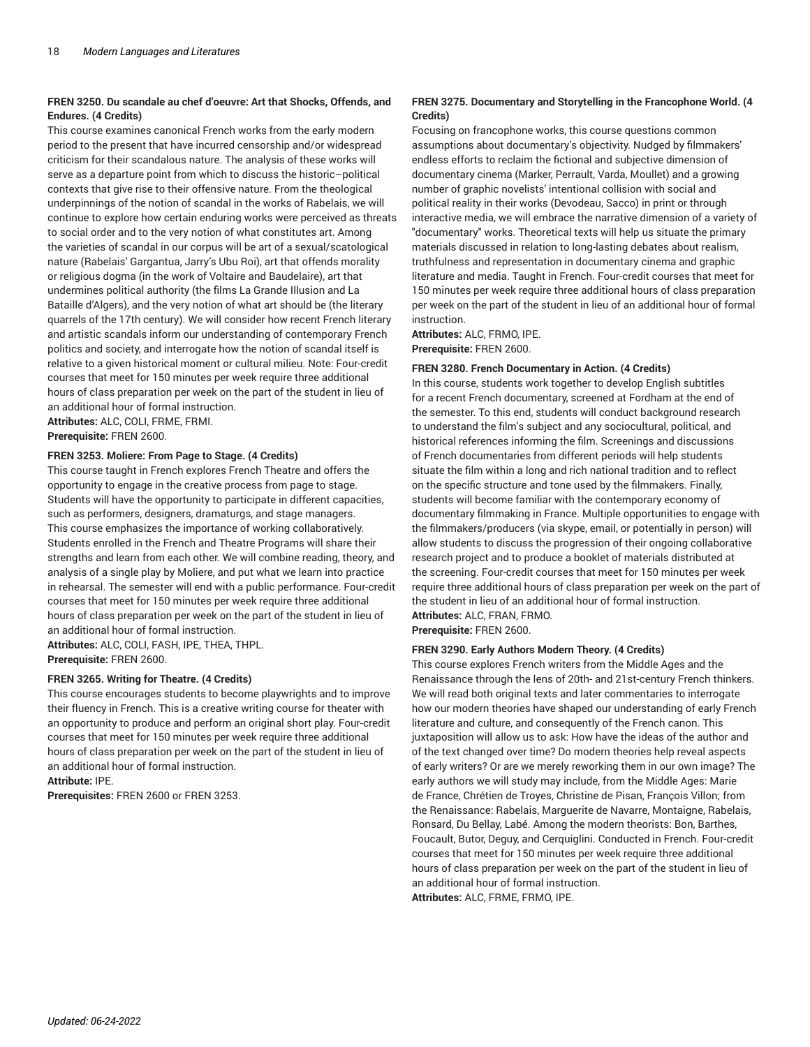**FREN 3250. Du scandale au chef d'oeuvre: Art that Shocks, Offends, and Endures. (4 Credits)**

This course examines canonical French works from the early modern period to the present that have incurred censorship and/or widespread criticism for their scandalous nature. The analysis of these works will serve as a departure point from which to discuss the historic–political contexts that give rise to their offensive nature. From the theological underpinnings of the notion of scandal in the works of Rabelais, we will continue to explore how certain enduring works were perceived as threats to social order and to the very notion of what constitutes art. Among the varieties of scandal in our corpus will be art of a sexual/scatological nature (Rabelais' Gargantua, Jarry's Ubu Roi), art that offends morality or religious dogma (in the work of Voltaire and Baudelaire), art that undermines political authority (the films La Grande Illusion and La Bataille d'Algers), and the very notion of what art should be (the literary quarrels of the 17th century). We will consider how recent French literary and artistic scandals inform our understanding of contemporary French politics and society, and interrogate how the notion of scandal itself is relative to a given historical moment or cultural milieu. Note: Four-credit courses that meet for 150 minutes per week require three additional hours of class preparation per week on the part of the student in lieu of an additional hour of formal instruction.

**Attributes:** ALC, COLI, FRME, FRMI.
**Prerequisite:** FREN 2600.

**FREN 3253. Moliere: From Page to Stage. (4 Credits)**

This course taught in French explores French Theatre and offers the opportunity to engage in the creative process from page to stage. Students will have the opportunity to participate in different capacities, such as performers, designers, dramaturgs, and stage managers. This course emphasizes the importance of working collaboratively. Students enrolled in the French and Theatre Programs will share their strengths and learn from each other. We will combine reading, theory, and analysis of a single play by Moliere, and put what we learn into practice in rehearsal. The semester will end with a public performance. Four-credit courses that meet for 150 minutes per week require three additional hours of class preparation per week on the part of the student in lieu of an additional hour of formal instruction.

**Attributes:** ALC, COLI, FASH, IPE, THEA, THPL.
**Prerequisite:** FREN 2600.

**FREN 3265. Writing for Theatre. (4 Credits)**

This course encourages students to become playwrights and to improve their fluency in French. This is a creative writing course for theater with an opportunity to produce and perform an original short play. Four-credit courses that meet for 150 minutes per week require three additional hours of class preparation per week on the part of the student in lieu of an additional hour of formal instruction.

**Attribute:** IPE.
**Prerequisites:** FREN 2600 or FREN 3253.

**FREN 3275. Documentary and Storytelling in the Francophone World. (4 Credits)**

Focusing on francophone works, this course questions common assumptions about documentary's objectivity. Nudged by filmmakers' endless efforts to reclaim the fictional and subjective dimension of documentary cinema (Marker, Perrault, Varda, Moullet) and a growing number of graphic novelists' intentional collision with social and political reality in their works (Devodeau, Sacco) in print or through interactive media, we will embrace the narrative dimension of a variety of "documentary" works. Theoretical texts will help us situate the primary materials discussed in relation to long-lasting debates about realism, truthfulness and representation in documentary cinema and graphic literature and media. Taught in French. Four-credit courses that meet for 150 minutes per week require three additional hours of class preparation per week on the part of the student in lieu of an additional hour of formal instruction.

**Attributes:** ALC, FRMO, IPE.
**Prerequisite:** FREN 2600.

**FREN 3280. French Documentary in Action. (4 Credits)**

In this course, students work together to develop English subtitles for a recent French documentary, screened at Fordham at the end of the semester. To this end, students will conduct background research to understand the film's subject and any sociocultural, political, and historical references informing the film. Screenings and discussions of French documentaries from different periods will help students situate the film within a long and rich national tradition and to reflect on the specific structure and tone used by the filmmakers. Finally, students will become familiar with the contemporary economy of documentary filmmaking in France. Multiple opportunities to engage with the filmmakers/producers (via skype, email, or potentially in person) will allow students to discuss the progression of their ongoing collaborative research project and to produce a booklet of materials distributed at the screening. Four-credit courses that meet for 150 minutes per week require three additional hours of class preparation per week on the part of the student in lieu of an additional hour of formal instruction.

**Attributes:** ALC, FRAN, FRMO.
**Prerequisite:** FREN 2600.

**FREN 3290. Early Authors Modern Theory. (4 Credits)**

This course explores French writers from the Middle Ages and the Renaissance through the lens of 20th- and 21st-century French thinkers. We will read both original texts and later commentaries to interrogate how our modern theories have shaped our understanding of early French literature and culture, and consequently of the French canon. This juxtaposition will allow us to ask: How have the ideas of the author and of the text changed over time? Do modern theories help reveal aspects of early writers? Or are we merely reworking them in our own image? The early authors we will study may include, from the Middle Ages: Marie de France, Chrétien de Troyes, Christine de Pisan, François Villon; from the Renaissance: Rabelais, Marguerite de Navarre, Montaigne, Rabelais, Ronsard, Du Bellay, Labé. Among the modern theorists: Bon, Barthes, Foucault, Butor, Deguy, and Cerquiglini. Conducted in French. Four-credit courses that meet for 150 minutes per week require three additional hours of class preparation per week on the part of the student in lieu of an additional hour of formal instruction.

**Attributes:** ALC, FRME, FRMO, IPE.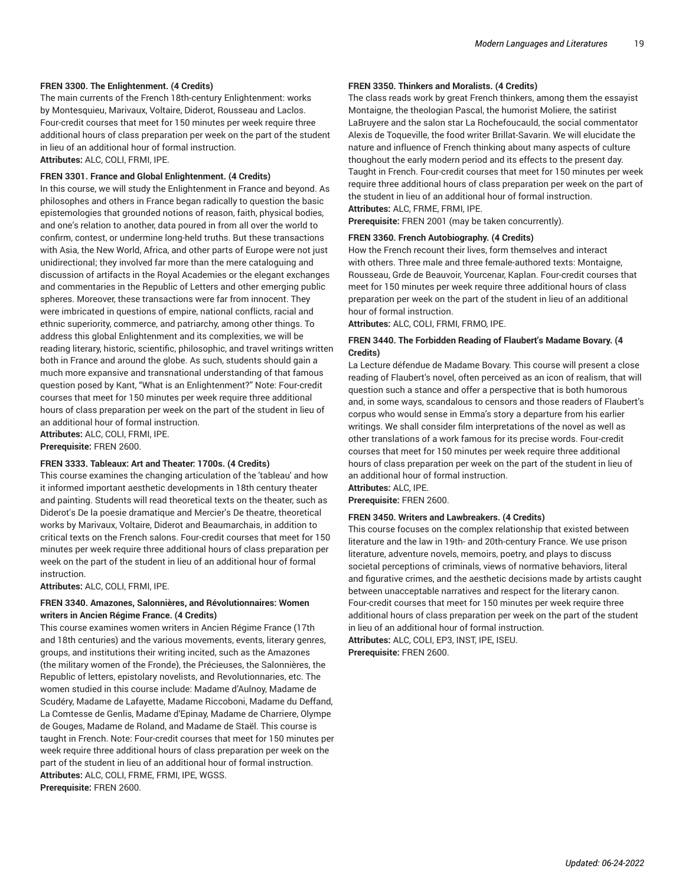**FREN 3300. The Enlightenment. (4 Credits)**

The main currents of the French 18th-century Enlightenment: works by Montesquieu, Marivaux, Voltaire, Diderot, Rousseau and Laclos. Four-credit courses that meet for 150 minutes per week require three additional hours of class preparation per week on the part of the student in lieu of an additional hour of formal instruction.

**Attributes:** ALC, COLI, FRMI, IPE.

**FREN 3301. France and Global Enlightenment. (4 Credits)**

In this course, we will study the Enlightenment in France and beyond. As philosophes and others in France began radically to question the basic epistemologies that grounded notions of reason, faith, physical bodies, and one's relation to another, data poured in from all over the world to confirm, contest, or undermine long-held truths. But these transactions with Asia, the New World, Africa, and other parts of Europe were not just unidirectional; they involved far more than the mere cataloguing and discussion of artifacts in the Royal Academies or the elegant exchanges and commentaries in the Republic of Letters and other emerging public spheres. Moreover, these transactions were far from innocent. They were imbricated in questions of empire, national conflicts, racial and ethnic superiority, commerce, and patriarchy, among other things. To address this global Enlightenment and its complexities, we will be reading literary, historic, scientific, philosophic, and travel writings written both in France and around the globe. As such, students should gain a much more expansive and transnational understanding of that famous question posed by Kant, "What is an Enlightenment?" Note: Four-credit courses that meet for 150 minutes per week require three additional hours of class preparation per week on the part of the student in lieu of an additional hour of formal instruction.

**Attributes:** ALC, COLI, FRMI, IPE.

**Prerequisite:** FREN 2600.

**FREN 3333. Tableaux: Art and Theater: 1700s. (4 Credits)**

This course examines the changing articulation of the 'tableau' and how it informed important aesthetic developments in 18th century theater and painting. Students will read theoretical texts on the theater, such as Diderot's De la poesie dramatique and Mercier's De theatre, theoretical works by Marivaux, Voltaire, Diderot and Beaumarchais, in addition to critical texts on the French salons. Four-credit courses that meet for 150 minutes per week require three additional hours of class preparation per week on the part of the student in lieu of an additional hour of formal instruction.

**Attributes:** ALC, COLI, FRMI, IPE.

**FREN 3340. Amazones, Salonnières, and Révolutionnaires: Women writers in Ancien Régime France. (4 Credits)**

This course examines women writers in Ancien Régime France (17th and 18th centuries) and the various movements, events, literary genres, groups, and institutions their writing incited, such as the Amazones (the military women of the Fronde), the Précieuses, the Salonnières, the Republic of letters, epistolary novelists, and Revolutionnaries, etc. The women studied in this course include: Madame d'Aulnoy, Madame de Scudéry, Madame de Lafayette, Madame Riccoboni, Madame du Deffand, La Comtesse de Genlis, Madame d'Epinay, Madame de Charriere, Olympe de Gouges, Madame de Roland, and Madame de Staël. This course is taught in French. Note: Four-credit courses that meet for 150 minutes per week require three additional hours of class preparation per week on the part of the student in lieu of an additional hour of formal instruction.

**Attributes:** ALC, COLI, FRME, FRMI, IPE, WGSS.

**Prerequisite:** FREN 2600.

**FREN 3350. Thinkers and Moralists. (4 Credits)**

The class reads work by great French thinkers, among them the essayist Montaigne, the theologian Pascal, the humorist Moliere, the satirist LaBruyere and the salon star La Rochefoucauld, the social commentator Alexis de Toqueville, the food writer Brillat-Savarin. We will elucidate the nature and influence of French thinking about many aspects of culture thoughout the early modern period and its effects to the present day. Taught in French. Four-credit courses that meet for 150 minutes per week require three additional hours of class preparation per week on the part of the student in lieu of an additional hour of formal instruction.

**Attributes:** ALC, FRME, FRMI, IPE.

**Prerequisite:** FREN 2001 (may be taken concurrently).

**FREN 3360. French Autobiography. (4 Credits)**

How the French recount their lives, form themselves and interact with others. Three male and three female-authored texts: Montaigne, Rousseau, Grde de Beauvoir, Yourcenar, Kaplan. Four-credit courses that meet for 150 minutes per week require three additional hours of class preparation per week on the part of the student in lieu of an additional hour of formal instruction.

**Attributes:** ALC, COLI, FRMI, FRMO, IPE.

**FREN 3440. The Forbidden Reading of Flaubert's Madame Bovary. (4 Credits)**

La Lecture défendue de Madame Bovary. This course will present a close reading of Flaubert's novel, often perceived as an icon of realism, that will question such a stance and offer a perspective that is both humorous and, in some ways, scandalous to censors and those readers of Flaubert's corpus who would sense in Emma's story a departure from his earlier writings. We shall consider film interpretations of the novel as well as other translations of a work famous for its precise words. Four-credit courses that meet for 150 minutes per week require three additional hours of class preparation per week on the part of the student in lieu of an additional hour of formal instruction.

**Attributes:** ALC, IPE.

**Prerequisite:** FREN 2600.

**FREN 3450. Writers and Lawbreakers. (4 Credits)**

This course focuses on the complex relationship that existed between literature and the law in 19th- and 20th-century France. We use prison literature, adventure novels, memoirs, poetry, and plays to discuss societal perceptions of criminals, views of normative behaviors, literal and figurative crimes, and the aesthetic decisions made by artists caught between unacceptable narratives and respect for the literary canon. Four-credit courses that meet for 150 minutes per week require three additional hours of class preparation per week on the part of the student in lieu of an additional hour of formal instruction.

**Attributes:** ALC, COLI, EP3, INST, IPE, ISEU.

**Prerequisite:** FREN 2600.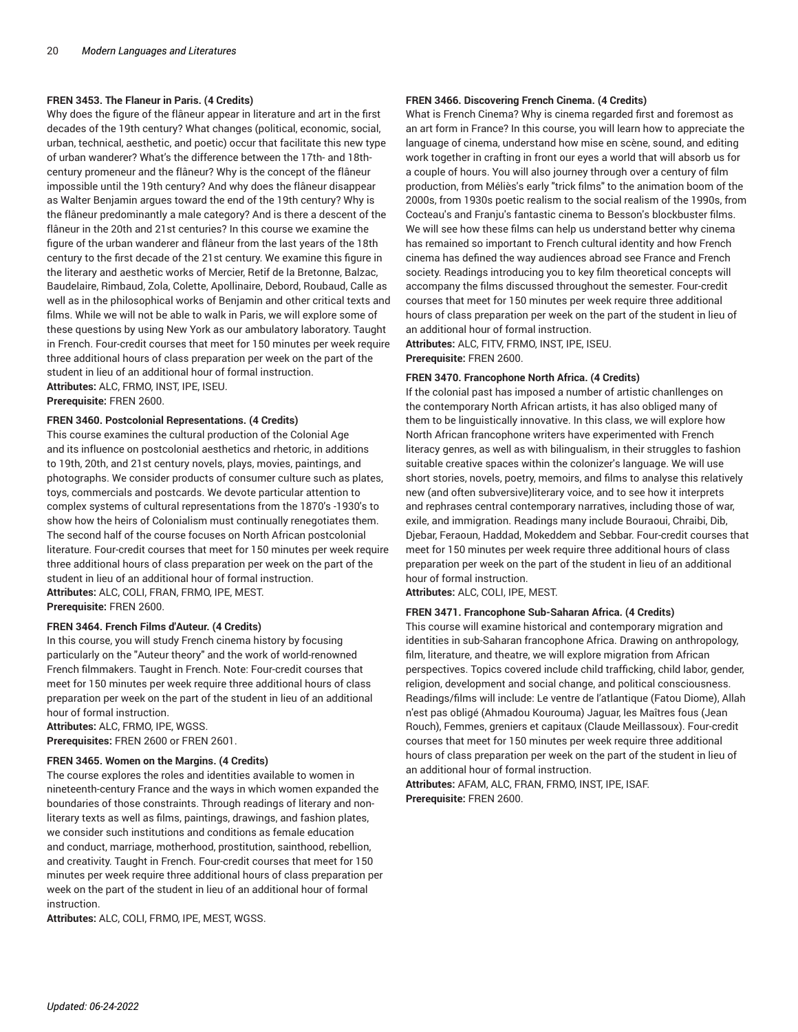#### FREN 3453. The Flaneur in Paris. (4 Credits)

Why does the figure of the flâneur appear in literature and art in the first decades of the 19th century? What changes (political, economic, social, urban, technical, aesthetic, and poetic) occur that facilitate this new type of urban wanderer? What's the difference between the 17th- and 18th-century promeneur and the flâneur? Why is the concept of the flâneur impossible until the 19th century? And why does the flâneur disappear as Walter Benjamin argues toward the end of the 19th century? Why is the flâneur predominantly a male category? And is there a descent of the flâneur in the 20th and 21st centuries? In this course we examine the figure of the urban wanderer and flâneur from the last years of the 18th century to the first decade of the 21st century. We examine this figure in the literary and aesthetic works of Mercier, Retif de la Bretonne, Balzac, Baudelaire, Rimbaud, Zola, Colette, Apollinaire, Debord, Roubaud, Calle as well as in the philosophical works of Benjamin and other critical texts and films. While we will not be able to walk in Paris, we will explore some of these questions by using New York as our ambulatory laboratory. Taught in French. Four-credit courses that meet for 150 minutes per week require three additional hours of class preparation per week on the part of the student in lieu of an additional hour of formal instruction.

**Attributes:** ALC, FRMO, INST, IPE, ISEU.

**Prerequisite:** FREN 2600.

#### FREN 3460. Postcolonial Representations. (4 Credits)

This course examines the cultural production of the Colonial Age and its influence on postcolonial aesthetics and rhetoric, in additions to 19th, 20th, and 21st century novels, plays, movies, paintings, and photographs. We consider products of consumer culture such as plates, toys, commercials and postcards. We devote particular attention to complex systems of cultural representations from the 1870's -1930's to show how the heirs of Colonialism must continually renegotiates them. The second half of the course focuses on North African postcolonial literature. Four-credit courses that meet for 150 minutes per week require three additional hours of class preparation per week on the part of the student in lieu of an additional hour of formal instruction.

**Attributes:** ALC, COLI, FRAN, FRMO, IPE, MEST.

**Prerequisite:** FREN 2600.

#### FREN 3464. French Films d'Auteur. (4 Credits)

In this course, you will study French cinema history by focusing particularly on the "Auteur theory" and the work of world-renowned French filmmakers. Taught in French. Note: Four-credit courses that meet for 150 minutes per week require three additional hours of class preparation per week on the part of the student in lieu of an additional hour of formal instruction.

**Attributes:** ALC, FRMO, IPE, WGSS.

**Prerequisites:** FREN 2600 or FREN 2601.

#### FREN 3465. Women on the Margins. (4 Credits)

The course explores the roles and identities available to women in nineteenth-century France and the ways in which women expanded the boundaries of those constraints. Through readings of literary and non-literary texts as well as films, paintings, drawings, and fashion plates, we consider such institutions and conditions as female education and conduct, marriage, motherhood, prostitution, sainthood, rebellion, and creativity. Taught in French. Four-credit courses that meet for 150 minutes per week require three additional hours of class preparation per week on the part of the student in lieu of an additional hour of formal instruction.

**Attributes:** ALC, COLI, FRMO, IPE, MEST, WGSS.

#### FREN 3466. Discovering French Cinema. (4 Credits)

What is French Cinema? Why is cinema regarded first and foremost as an art form in France? In this course, you will learn how to appreciate the language of cinema, understand how mise en scène, sound, and editing work together in crafting in front our eyes a world that will absorb us for a couple of hours. You will also journey through over a century of film production, from Méliès's early "trick films" to the animation boom of the 2000s, from 1930s poetic realism to the social realism of the 1990s, from Cocteau's and Franju's fantastic cinema to Besson's blockbuster films. We will see how these films can help us understand better why cinema has remained so important to French cultural identity and how French cinema has defined the way audiences abroad see France and French society. Readings introducing you to key film theoretical concepts will accompany the films discussed throughout the semester. Four-credit courses that meet for 150 minutes per week require three additional hours of class preparation per week on the part of the student in lieu of an additional hour of formal instruction.

**Attributes:** ALC, FITV, FRMO, INST, IPE, ISEU.

**Prerequisite:** FREN 2600.

#### FREN 3470. Francophone North Africa. (4 Credits)

If the colonial past has imposed a number of artistic chanllenges on the contemporary North African artists, it has also obliged many of them to be linguistically innovative. In this class, we will explore how North African francophone writers have experimented with French literacy genres, as well as with bilingualism, in their struggles to fashion suitable creative spaces within the colonizer's language. We will use short stories, novels, poetry, memoirs, and films to analyse this relatively new (and often subversive)literary voice, and to see how it interprets and rephrases central contemporary narratives, including those of war, exile, and immigration. Readings many include Bouraoui, Chraibi, Dib, Djebar, Feraoun, Haddad, Mokeddem and Sebbar. Four-credit courses that meet for 150 minutes per week require three additional hours of class preparation per week on the part of the student in lieu of an additional hour of formal instruction.

**Attributes:** ALC, COLI, IPE, MEST.

#### FREN 3471. Francophone Sub-Saharan Africa. (4 Credits)

This course will examine historical and contemporary migration and identities in sub-Saharan francophone Africa. Drawing on anthropology, film, literature, and theatre, we will explore migration from African perspectives. Topics covered include child trafficking, child labor, gender, religion, development and social change, and political consciousness. Readings/films will include: Le ventre de l'atlantique (Fatou Diome), Allah n'est pas obligé (Ahmadou Kourouma) Jaguar, les Maîtres fous (Jean Rouch), Femmes, greniers et capitaux (Claude Meillassoux). Four-credit courses that meet for 150 minutes per week require three additional hours of class preparation per week on the part of the student in lieu of an additional hour of formal instruction.

**Attributes:** AFAM, ALC, FRAN, FRMO, INST, IPE, ISAF.

**Prerequisite:** FREN 2600.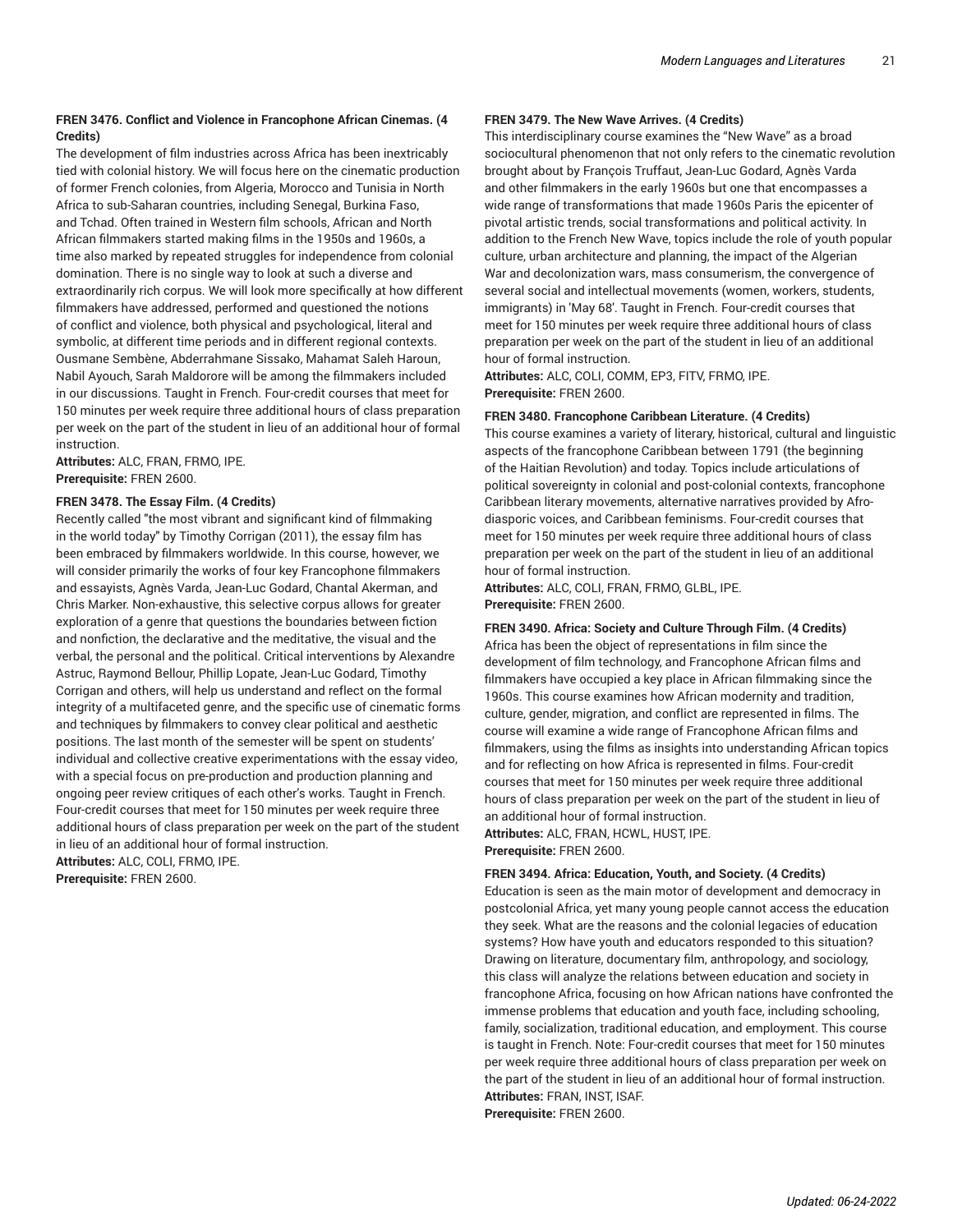**FREN 3476. Conflict and Violence in Francophone African Cinemas. (4 Credits)**

The development of film industries across Africa has been inextricably tied with colonial history. We will focus here on the cinematic production of former French colonies, from Algeria, Morocco and Tunisia in North Africa to sub-Saharan countries, including Senegal, Burkina Faso, and Tchad. Often trained in Western film schools, African and North African filmmakers started making films in the 1950s and 1960s, a time also marked by repeated struggles for independence from colonial domination. There is no single way to look at such a diverse and extraordinarily rich corpus. We will look more specifically at how different filmmakers have addressed, performed and questioned the notions of conflict and violence, both physical and psychological, literal and symbolic, at different time periods and in different regional contexts. Ousmane Sembène, Abderrahmane Sissako, Mahamat Saleh Haroun, Nabil Ayouch, Sarah Maldorore will be among the filmmakers included in our discussions. Taught in French. Four-credit courses that meet for 150 minutes per week require three additional hours of class preparation per week on the part of the student in lieu of an additional hour of formal instruction.

**Attributes:** ALC, FRAN, FRMO, IPE.

**Prerequisite:** FREN 2600.

**FREN 3478. The Essay Film. (4 Credits)**

Recently called "the most vibrant and significant kind of filmmaking in the world today" by Timothy Corrigan (2011), the essay film has been embraced by filmmakers worldwide. In this course, however, we will consider primarily the works of four key Francophone filmmakers and essayists, Agnès Varda, Jean-Luc Godard, Chantal Akerman, and Chris Marker. Non-exhaustive, this selective corpus allows for greater exploration of a genre that questions the boundaries between fiction and nonfiction, the declarative and the meditative, the visual and the verbal, the personal and the political. Critical interventions by Alexandre Astruc, Raymond Bellour, Phillip Lopate, Jean-Luc Godard, Timothy Corrigan and others, will help us understand and reflect on the formal integrity of a multifaceted genre, and the specific use of cinematic forms and techniques by filmmakers to convey clear political and aesthetic positions. The last month of the semester will be spent on students' individual and collective creative experimentations with the essay video, with a special focus on pre-production and production planning and ongoing peer review critiques of each other's works. Taught in French. Four-credit courses that meet for 150 minutes per week require three additional hours of class preparation per week on the part of the student in lieu of an additional hour of formal instruction.

**Attributes:** ALC, COLI, FRMO, IPE.

**Prerequisite:** FREN 2600.

**FREN 3479. The New Wave Arrives. (4 Credits)**

This interdisciplinary course examines the "New Wave" as a broad sociocultural phenomenon that not only refers to the cinematic revolution brought about by François Truffaut, Jean-Luc Godard, Agnès Varda and other filmmakers in the early 1960s but one that encompasses a wide range of transformations that made 1960s Paris the epicenter of pivotal artistic trends, social transformations and political activity. In addition to the French New Wave, topics include the role of youth popular culture, urban architecture and planning, the impact of the Algerian War and decolonization wars, mass consumerism, the convergence of several social and intellectual movements (women, workers, students, immigrants) in 'May 68'. Taught in French. Four-credit courses that meet for 150 minutes per week require three additional hours of class preparation per week on the part of the student in lieu of an additional hour of formal instruction.

**Attributes:** ALC, COLI, COMM, EP3, FITV, FRMO, IPE.

**Prerequisite:** FREN 2600.

**FREN 3480. Francophone Caribbean Literature. (4 Credits)**

This course examines a variety of literary, historical, cultural and linguistic aspects of the francophone Caribbean between 1791 (the beginning of the Haitian Revolution) and today. Topics include articulations of political sovereignty in colonial and post-colonial contexts, francophone Caribbean literary movements, alternative narratives provided by Afro-diasporic voices, and Caribbean feminisms. Four-credit courses that meet for 150 minutes per week require three additional hours of class preparation per week on the part of the student in lieu of an additional hour of formal instruction.

**Attributes:** ALC, COLI, FRAN, FRMO, GLBL, IPE.

**Prerequisite:** FREN 2600.

**FREN 3490. Africa: Society and Culture Through Film. (4 Credits)**

Africa has been the object of representations in film since the development of film technology, and Francophone African films and filmmakers have occupied a key place in African filmmaking since the 1960s. This course examines how African modernity and tradition, culture, gender, migration, and conflict are represented in films. The course will examine a wide range of Francophone African films and filmmakers, using the films as insights into understanding African topics and for reflecting on how Africa is represented in films. Four-credit courses that meet for 150 minutes per week require three additional hours of class preparation per week on the part of the student in lieu of an additional hour of formal instruction.

**Attributes:** ALC, FRAN, HCWL, HUST, IPE.

**Prerequisite:** FREN 2600.

**FREN 3494. Africa: Education, Youth, and Society. (4 Credits)**

Education is seen as the main motor of development and democracy in postcolonial Africa, yet many young people cannot access the education they seek. What are the reasons and the colonial legacies of education systems? How have youth and educators responded to this situation? Drawing on literature, documentary film, anthropology, and sociology, this class will analyze the relations between education and society in francophone Africa, focusing on how African nations have confronted the immense problems that education and youth face, including schooling, family, socialization, traditional education, and employment. This course is taught in French. Note: Four-credit courses that meet for 150 minutes per week require three additional hours of class preparation per week on the part of the student in lieu of an additional hour of formal instruction.

**Attributes:** FRAN, INST, ISAF.

**Prerequisite:** FREN 2600.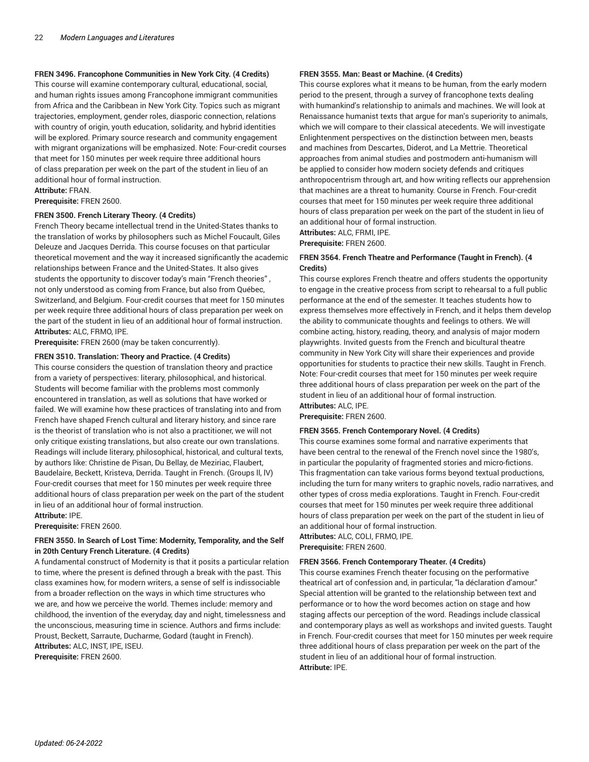**FREN 3496. Francophone Communities in New York City. (4 Credits)**

This course will examine contemporary cultural, educational, social, and human rights issues among Francophone immigrant communities from Africa and the Caribbean in New York City. Topics such as migrant trajectories, employment, gender roles, diasporic connection, relations with country of origin, youth education, solidarity, and hybrid identities will be explored. Primary source research and community engagement with migrant organizations will be emphasized. Note: Four-credit courses that meet for 150 minutes per week require three additional hours of class preparation per week on the part of the student in lieu of an additional hour of formal instruction.

**Attribute:** FRAN.

**Prerequisite:** FREN 2600.

**FREN 3500. French Literary Theory. (4 Credits)**

French Theory became intellectual trend in the United-States thanks to the translation of works by philosophers such as Michel Foucault, Giles Deleuze and Jacques Derrida. This course focuses on that particular theoretical movement and the way it increased significantly the academic relationships between France and the United-States. It also gives students the opportunity to discover today's main "French theories" , not only understood as coming from France, but also from Québec, Switzerland, and Belgium. Four-credit courses that meet for 150 minutes per week require three additional hours of class preparation per week on the part of the student in lieu of an additional hour of formal instruction.

**Attributes:** ALC, FRMO, IPE.

**Prerequisite:** FREN 2600 (may be taken concurrently).

**FREN 3510. Translation: Theory and Practice. (4 Credits)**

This course considers the question of translation theory and practice from a variety of perspectives: literary, philosophical, and historical. Students will become familiar with the problems most commonly encountered in translation, as well as solutions that have worked or failed. We will examine how these practices of translating into and from French have shaped French cultural and literary history, and since rare is the theorist of translation who is not also a practitioner, we will not only critique existing translations, but also create our own translations. Readings will include literary, philosophical, historical, and cultural texts, by authors like: Christine de Pisan, Du Bellay, de Meziriac, Flaubert, Baudelaire, Beckett, Kristeva, Derrida. Taught in French. (Groups ll, lV) Four-credit courses that meet for 150 minutes per week require three additional hours of class preparation per week on the part of the student in lieu of an additional hour of formal instruction.

**Attribute:** IPE.

**Prerequisite:** FREN 2600.

**FREN 3550. In Search of Lost Time: Modernity, Temporality, and the Self in 20th Century French Literature. (4 Credits)**

A fundamental construct of Modernity is that it posits a particular relation to time, where the present is defined through a break with the past. This class examines how, for modern writers, a sense of self is indissociable from a broader reflection on the ways in which time structures who we are, and how we perceive the world. Themes include: memory and childhood, the invention of the everyday, day and night, timelessness and the unconscious, measuring time in science. Authors and firms include: Proust, Beckett, Sarraute, Ducharme, Godard (taught in French).

**Attributes:** ALC, INST, IPE, ISEU.

**Prerequisite:** FREN 2600.

**FREN 3555. Man: Beast or Machine. (4 Credits)**

This course explores what it means to be human, from the early modern period to the present, through a survey of francophone texts dealing with humankind's relationship to animals and machines. We will look at Renaissance humanist texts that argue for man's superiority to animals, which we will compare to their classical atecedents. We will investigate Enlightenment perspectives on the distinction between men, beasts and machines from Descartes, Diderot, and La Mettrie. Theoretical approaches from animal studies and postmodern anti-humanism will be applied to consider how modern society defends and critiques anthropocentrism through art, and how writing reflects our apprehension that machines are a threat to humanity. Course in French. Four-credit courses that meet for 150 minutes per week require three additional hours of class preparation per week on the part of the student in lieu of an additional hour of formal instruction.

**Attributes:** ALC, FRMI, IPE.

**Prerequisite:** FREN 2600.

**FREN 3564. French Theatre and Performance (Taught in French). (4 Credits)**

This course explores French theatre and offers students the opportunity to engage in the creative process from script to rehearsal to a full public performance at the end of the semester. It teaches students how to express themselves more effectively in French, and it helps them develop the ability to communicate thoughts and feelings to others. We will combine acting, history, reading, theory, and analysis of major modern playwrights. Invited guests from the French and bicultural theatre community in New York City will share their experiences and provide opportunities for students to practice their new skills. Taught in French. Note: Four-credit courses that meet for 150 minutes per week require three additional hours of class preparation per week on the part of the student in lieu of an additional hour of formal instruction.

**Attributes:** ALC, IPE.

**Prerequisite:** FREN 2600.

**FREN 3565. French Contemporary Novel. (4 Credits)**

This course examines some formal and narrative experiments that have been central to the renewal of the French novel since the 1980's, in particular the popularity of fragmented stories and micro-fictions. This fragmentation can take various forms beyond textual productions, including the turn for many writers to graphic novels, radio narratives, and other types of cross media explorations. Taught in French. Four-credit courses that meet for 150 minutes per week require three additional hours of class preparation per week on the part of the student in lieu of an additional hour of formal instruction.

**Attributes:** ALC, COLI, FRMO, IPE.

**Prerequisite:** FREN 2600.

**FREN 3566. French Contemporary Theater. (4 Credits)**

This course examines French theater focusing on the performative theatrical art of confession and, in particular, "la déclaration d'amour." Special attention will be granted to the relationship between text and performance or to how the word becomes action on stage and how staging affects our perception of the word. Readings include classical and contemporary plays as well as workshops and invited guests. Taught in French. Four-credit courses that meet for 150 minutes per week require three additional hours of class preparation per week on the part of the student in lieu of an additional hour of formal instruction.

**Attribute:** IPE.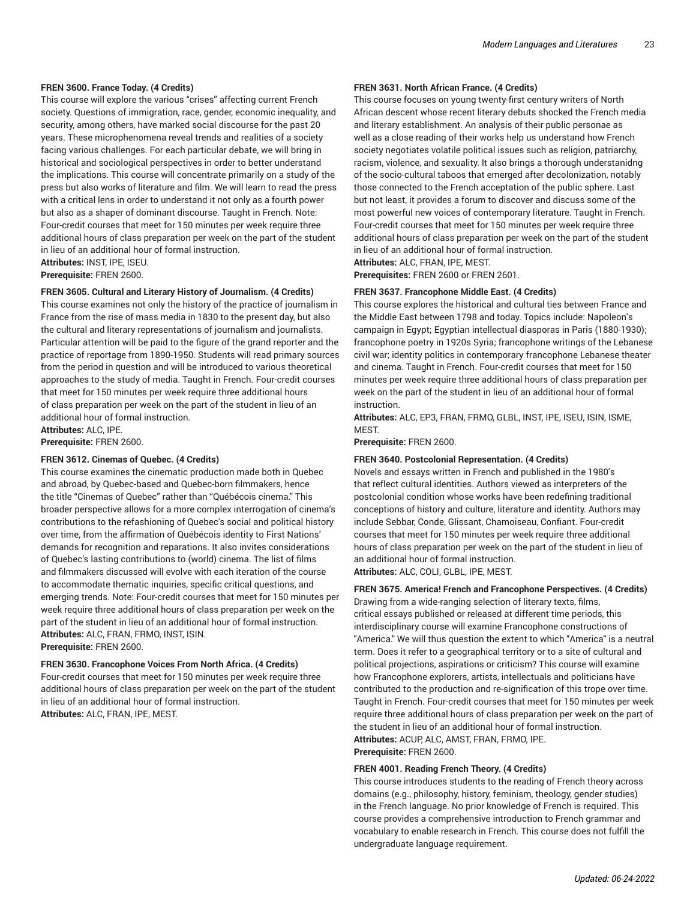**FREN 3600. France Today. (4 Credits)**
This course will explore the various "crises" affecting current French society. Questions of immigration, race, gender, economic inequality, and security, among others, have marked social discourse for the past 20 years. These microphenomena reveal trends and realities of a society facing various challenges. For each particular debate, we will bring in historical and sociological perspectives in order to better understand the implications. This course will concentrate primarily on a study of the press but also works of literature and film. We will learn to read the press with a critical lens in order to understand it not only as a fourth power but also as a shaper of dominant discourse. Taught in French. Note: Four-credit courses that meet for 150 minutes per week require three additional hours of class preparation per week on the part of the student in lieu of an additional hour of formal instruction.
**Attributes:** INST, IPE, ISEU.
**Prerequisite:** FREN 2600.

**FREN 3605. Cultural and Literary History of Journalism. (4 Credits)**
This course examines not only the history of the practice of journalism in France from the rise of mass media in 1830 to the present day, but also the cultural and literary representations of journalism and journalists. Particular attention will be paid to the figure of the grand reporter and the practice of reportage from 1890-1950. Students will read primary sources from the period in question and will be introduced to various theoretical approaches to the study of media. Taught in French. Four-credit courses that meet for 150 minutes per week require three additional hours of class preparation per week on the part of the student in lieu of an additional hour of formal instruction.
**Attributes:** ALC, IPE.
**Prerequisite:** FREN 2600.

**FREN 3612. Cinemas of Quebec. (4 Credits)**
This course examines the cinematic production made both in Quebec and abroad, by Quebec-based and Quebec-born filmmakers, hence the title "Cinemas of Quebec" rather than "Québécois cinema." This broader perspective allows for a more complex interrogation of cinema's contributions to the refashioning of Quebec's social and political history over time, from the affirmation of Québécois identity to First Nations' demands for recognition and reparations. It also invites considerations of Quebec's lasting contributions to (world) cinema. The list of films and filmmakers discussed will evolve with each iteration of the course to accommodate thematic inquiries, specific critical questions, and emerging trends. Note: Four-credit courses that meet for 150 minutes per week require three additional hours of class preparation per week on the part of the student in lieu of an additional hour of formal instruction.
**Attributes:** ALC, FRAN, FRMO, INST, ISIN.
**Prerequisite:** FREN 2600.

**FREN 3630. Francophone Voices From North Africa. (4 Credits)**
Four-credit courses that meet for 150 minutes per week require three additional hours of class preparation per week on the part of the student in lieu of an additional hour of formal instruction.
**Attributes:** ALC, FRAN, IPE, MEST.

**FREN 3631. North African France. (4 Credits)**
This course focuses on young twenty-first century writers of North African descent whose recent literary debuts shocked the French media and literary establishment. An analysis of their public personae as well as a close reading of their works help us understand how French society negotiates volatile political issues such as religion, patriarchy, racism, violence, and sexuality. It also brings a thorough understanidng of the socio-cultural taboos that emerged after decolonization, notably those connected to the French acceptation of the public sphere. Last but not least, it provides a forum to discover and discuss some of the most powerful new voices of contemporary literature. Taught in French. Four-credit courses that meet for 150 minutes per week require three additional hours of class preparation per week on the part of the student in lieu of an additional hour of formal instruction.
**Attributes:** ALC, FRAN, IPE, MEST.
**Prerequisites:** FREN 2600 or FREN 2601.

**FREN 3637. Francophone Middle East. (4 Credits)**
This course explores the historical and cultural ties between France and the Middle East between 1798 and today. Topics include: Napoleon's campaign in Egypt; Egyptian intellectual diasporas in Paris (1880-1930); francophone poetry in 1920s Syria; francophone writings of the Lebanese civil war; identity politics in contemporary francophone Lebanese theater and cinema. Taught in French. Four-credit courses that meet for 150 minutes per week require three additional hours of class preparation per week on the part of the student in lieu of an additional hour of formal instruction.
**Attributes:** ALC, EP3, FRAN, FRMO, GLBL, INST, IPE, ISEU, ISIN, ISME, MEST.
**Prerequisite:** FREN 2600.

**FREN 3640. Postcolonial Representation. (4 Credits)**
Novels and essays written in French and published in the 1980's that reflect cultural identities. Authors viewed as interpreters of the postcolonial condition whose works have been redefining traditional conceptions of history and culture, literature and identity. Authors may include Sebbar, Conde, Glissant, Chamoiseau, Confiant. Four-credit courses that meet for 150 minutes per week require three additional hours of class preparation per week on the part of the student in lieu of an additional hour of formal instruction.
**Attributes:** ALC, COLI, GLBL, IPE, MEST.

**FREN 3675. America! French and Francophone Perspectives. (4 Credits)**
Drawing from a wide-ranging selection of literary texts, films, critical essays published or released at different time periods, this interdisciplinary course will examine Francophone constructions of "America." We will thus question the extent to which "America" is a neutral term. Does it refer to a geographical territory or to a site of cultural and political projections, aspirations or criticism? This course will examine how Francophone explorers, artists, intellectuals and politicians have contributed to the production and re-signification of this trope over time. Taught in French. Four-credit courses that meet for 150 minutes per week require three additional hours of class preparation per week on the part of the student in lieu of an additional hour of formal instruction.
**Attributes:** ACUP, ALC, AMST, FRAN, FRMO, IPE.
**Prerequisite:** FREN 2600.

**FREN 4001. Reading French Theory. (4 Credits)**
This course introduces students to the reading of French theory across domains (e.g., philosophy, history, feminism, theology, gender studies) in the French language. No prior knowledge of French is required. This course provides a comprehensive introduction to French grammar and vocabulary to enable research in French. This course does not fulfill the undergraduate language requirement.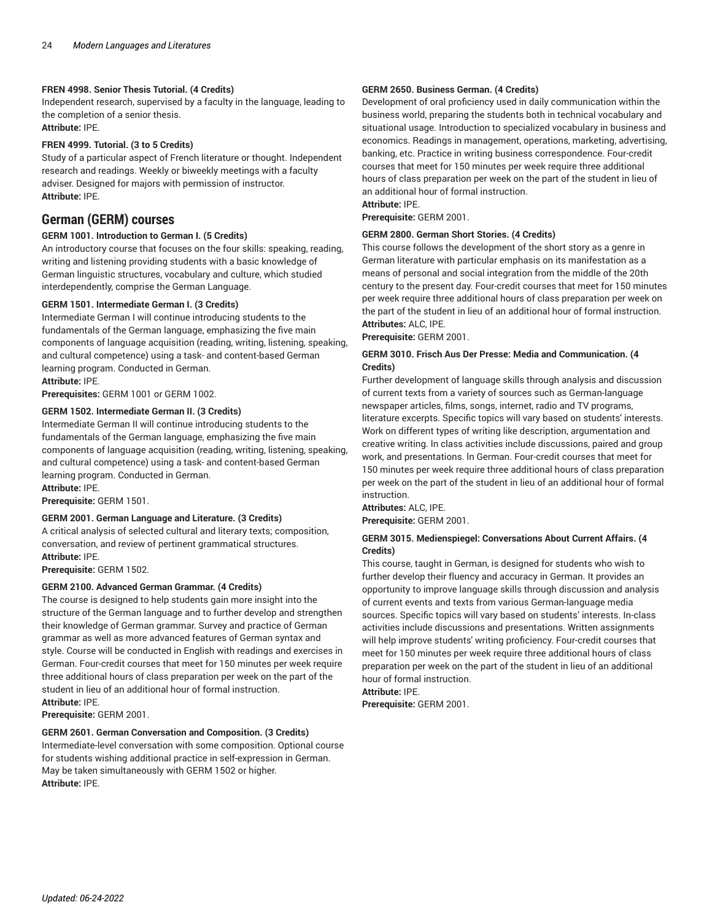**FREN 4998. Senior Thesis Tutorial. (4 Credits)**
Independent research, supervised by a faculty in the language, leading to the completion of a senior thesis.
**Attribute:** IPE.

**FREN 4999. Tutorial. (3 to 5 Credits)**
Study of a particular aspect of French literature or thought. Independent research and readings. Weekly or biweekly meetings with a faculty adviser. Designed for majors with permission of instructor.
**Attribute:** IPE.

## German (GERM) courses

**GERM 1001. Introduction to German I. (5 Credits)**
An introductory course that focuses on the four skills: speaking, reading, writing and listening providing students with a basic knowledge of German linguistic structures, vocabulary and culture, which studied interdependently, comprise the German Language.

**GERM 1501. Intermediate German I. (3 Credits)**
Intermediate German I will continue introducing students to the fundamentals of the German language, emphasizing the five main components of language acquisition (reading, writing, listening, speaking, and cultural competence) using a task- and content-based German learning program. Conducted in German.
**Attribute:** IPE.
**Prerequisites:** GERM 1001 or GERM 1002.

**GERM 1502. Intermediate German II. (3 Credits)**
Intermediate German II will continue introducing students to the fundamentals of the German language, emphasizing the five main components of language acquisition (reading, writing, listening, speaking, and cultural competence) using a task- and content-based German learning program. Conducted in German.
**Attribute:** IPE.
**Prerequisite:** GERM 1501.

**GERM 2001. German Language and Literature. (3 Credits)**
A critical analysis of selected cultural and literary texts; composition, conversation, and review of pertinent grammatical structures.
**Attribute:** IPE.
**Prerequisite:** GERM 1502.

**GERM 2100. Advanced German Grammar. (4 Credits)**
The course is designed to help students gain more insight into the structure of the German language and to further develop and strengthen their knowledge of German grammar. Survey and practice of German grammar as well as more advanced features of German syntax and style. Course will be conducted in English with readings and exercises in German. Four-credit courses that meet for 150 minutes per week require three additional hours of class preparation per week on the part of the student in lieu of an additional hour of formal instruction.
**Attribute:** IPE.
**Prerequisite:** GERM 2001.

**GERM 2601. German Conversation and Composition. (3 Credits)**
Intermediate-level conversation with some composition. Optional course for students wishing additional practice in self-expression in German. May be taken simultaneously with GERM 1502 or higher.
**Attribute:** IPE.

**GERM 2650. Business German. (4 Credits)**
Development of oral proficiency used in daily communication within the business world, preparing the students both in technical vocabulary and situational usage. Introduction to specialized vocabulary in business and economics. Readings in management, operations, marketing, advertising, banking, etc. Practice in writing business correspondence. Four-credit courses that meet for 150 minutes per week require three additional hours of class preparation per week on the part of the student in lieu of an additional hour of formal instruction.
**Attribute:** IPE.
**Prerequisite:** GERM 2001.

**GERM 2800. German Short Stories. (4 Credits)**
This course follows the development of the short story as a genre in German literature with particular emphasis on its manifestation as a means of personal and social integration from the middle of the 20th century to the present day. Four-credit courses that meet for 150 minutes per week require three additional hours of class preparation per week on the part of the student in lieu of an additional hour of formal instruction.
**Attributes:** ALC, IPE.
**Prerequisite:** GERM 2001.

**GERM 3010. Frisch Aus Der Presse: Media and Communication. (4 Credits)**
Further development of language skills through analysis and discussion of current texts from a variety of sources such as German-language newspaper articles, films, songs, internet, radio and TV programs, literature excerpts. Specific topics will vary based on students' interests. Work on different types of writing like description, argumentation and creative writing. In class activities include discussions, paired and group work, and presentations. In German. Four-credit courses that meet for 150 minutes per week require three additional hours of class preparation per week on the part of the student in lieu of an additional hour of formal instruction.
**Attributes:** ALC, IPE.
**Prerequisite:** GERM 2001.

**GERM 3015. Medienspiegel: Conversations About Current Affairs. (4 Credits)**
This course, taught in German, is designed for students who wish to further develop their fluency and accuracy in German. It provides an opportunity to improve language skills through discussion and analysis of current events and texts from various German-language media sources. Specific topics will vary based on students' interests. In-class activities include discussions and presentations. Written assignments will help improve students' writing proficiency. Four-credit courses that meet for 150 minutes per week require three additional hours of class preparation per week on the part of the student in lieu of an additional hour of formal instruction.
**Attribute:** IPE.
**Prerequisite:** GERM 2001.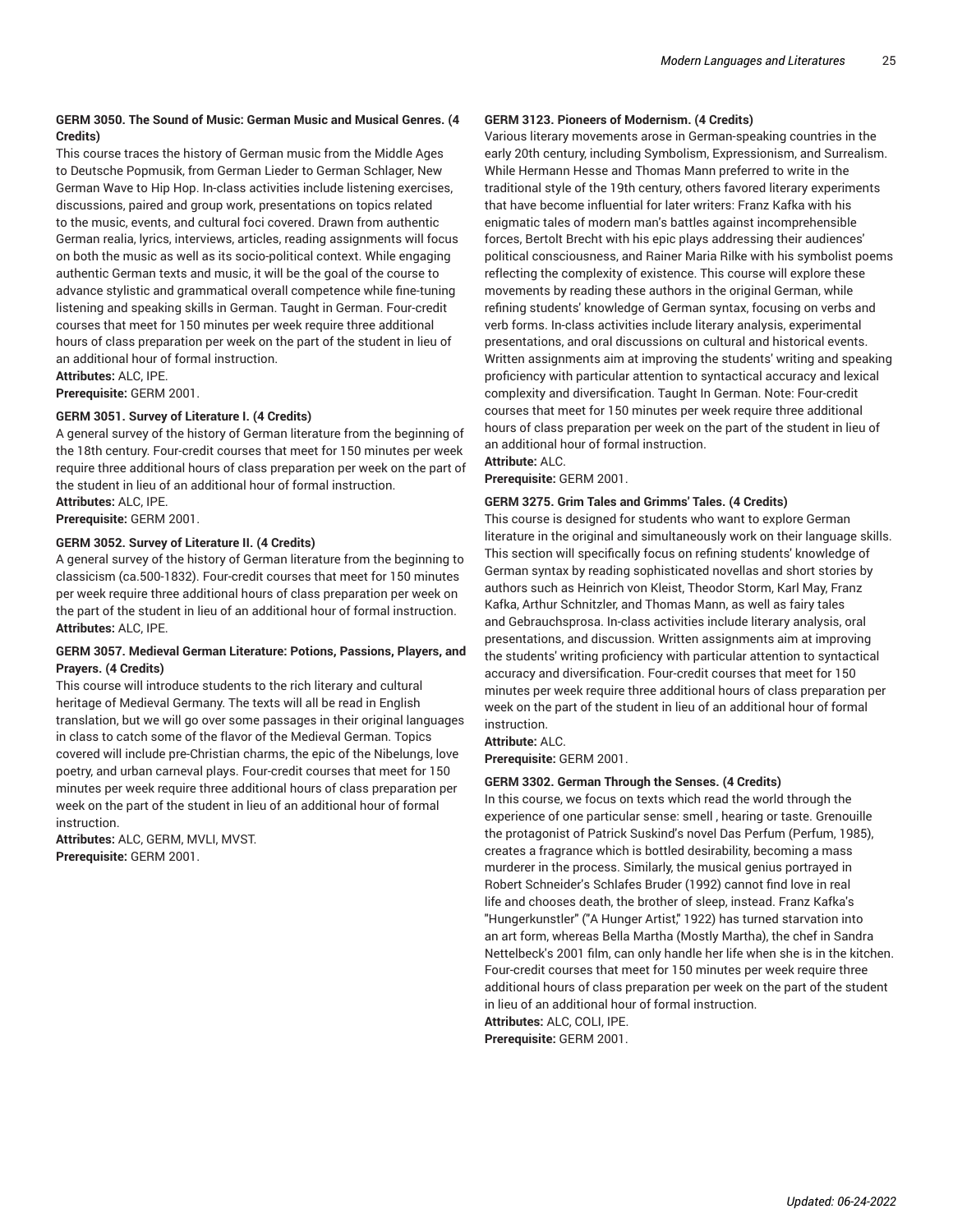**GERM 3050. The Sound of Music: German Music and Musical Genres. (4 Credits)**

This course traces the history of German music from the Middle Ages to Deutsche Popmusik, from German Lieder to German Schlager, New German Wave to Hip Hop. In-class activities include listening exercises, discussions, paired and group work, presentations on topics related to the music, events, and cultural foci covered. Drawn from authentic German realia, lyrics, interviews, articles, reading assignments will focus on both the music as well as its socio-political context. While engaging authentic German texts and music, it will be the goal of the course to advance stylistic and grammatical overall competence while fine-tuning listening and speaking skills in German. Taught in German. Four-credit courses that meet for 150 minutes per week require three additional hours of class preparation per week on the part of the student in lieu of an additional hour of formal instruction.

**Attributes:** ALC, IPE.

**Prerequisite:** GERM 2001.

**GERM 3051. Survey of Literature I. (4 Credits)**

A general survey of the history of German literature from the beginning of the 18th century. Four-credit courses that meet for 150 minutes per week require three additional hours of class preparation per week on the part of the student in lieu of an additional hour of formal instruction.

**Attributes:** ALC, IPE.

**Prerequisite:** GERM 2001.

**GERM 3052. Survey of Literature II. (4 Credits)**

A general survey of the history of German literature from the beginning to classicism (ca.500-1832). Four-credit courses that meet for 150 minutes per week require three additional hours of class preparation per week on the part of the student in lieu of an additional hour of formal instruction.

**Attributes:** ALC, IPE.

**GERM 3057. Medieval German Literature: Potions, Passions, Players, and Prayers. (4 Credits)**

This course will introduce students to the rich literary and cultural heritage of Medieval Germany. The texts will all be read in English translation, but we will go over some passages in their original languages in class to catch some of the flavor of the Medieval German. Topics covered will include pre-Christian charms, the epic of the Nibelungs, love poetry, and urban carneval plays. Four-credit courses that meet for 150 minutes per week require three additional hours of class preparation per week on the part of the student in lieu of an additional hour of formal instruction.

**Attributes:** ALC, GERM, MVLI, MVST.

**Prerequisite:** GERM 2001.

**GERM 3123. Pioneers of Modernism. (4 Credits)**

Various literary movements arose in German-speaking countries in the early 20th century, including Symbolism, Expressionism, and Surrealism. While Hermann Hesse and Thomas Mann preferred to write in the traditional style of the 19th century, others favored literary experiments that have become influential for later writers: Franz Kafka with his enigmatic tales of modern man's battles against incomprehensible forces, Bertolt Brecht with his epic plays addressing their audiences' political consciousness, and Rainer Maria Rilke with his symbolist poems reflecting the complexity of existence. This course will explore these movements by reading these authors in the original German, while refining students' knowledge of German syntax, focusing on verbs and verb forms. In-class activities include literary analysis, experimental presentations, and oral discussions on cultural and historical events. Written assignments aim at improving the students' writing and speaking proficiency with particular attention to syntactical accuracy and lexical complexity and diversification. Taught In German. Note: Four-credit courses that meet for 150 minutes per week require three additional hours of class preparation per week on the part of the student in lieu of an additional hour of formal instruction.

**Attribute:** ALC.

**Prerequisite:** GERM 2001.

**GERM 3275. Grim Tales and Grimms' Tales. (4 Credits)**

This course is designed for students who want to explore German literature in the original and simultaneously work on their language skills. This section will specifically focus on refining students' knowledge of German syntax by reading sophisticated novellas and short stories by authors such as Heinrich von Kleist, Theodor Storm, Karl May, Franz Kafka, Arthur Schnitzler, and Thomas Mann, as well as fairy tales and Gebrauchsprosa. In-class activities include literary analysis, oral presentations, and discussion. Written assignments aim at improving the students' writing proficiency with particular attention to syntactical accuracy and diversification. Four-credit courses that meet for 150 minutes per week require three additional hours of class preparation per week on the part of the student in lieu of an additional hour of formal instruction.

**Attribute:** ALC.

**Prerequisite:** GERM 2001.

**GERM 3302. German Through the Senses. (4 Credits)**

In this course, we focus on texts which read the world through the experience of one particular sense: smell , hearing or taste. Grenouille the protagonist of Patrick Suskind's novel Das Perfum (Perfum, 1985), creates a fragrance which is bottled desirability, becoming a mass murderer in the process. Similarly, the musical genius portrayed in Robert Schneider's Schlafes Bruder (1992) cannot find love in real life and chooses death, the brother of sleep, instead. Franz Kafka's "Hungerkunstler" ("A Hunger Artist," 1922) has turned starvation into an art form, whereas Bella Martha (Mostly Martha), the chef in Sandra Nettelbeck's 2001 film, can only handle her life when she is in the kitchen. Four-credit courses that meet for 150 minutes per week require three additional hours of class preparation per week on the part of the student in lieu of an additional hour of formal instruction.

**Attributes:** ALC, COLI, IPE.

**Prerequisite:** GERM 2001.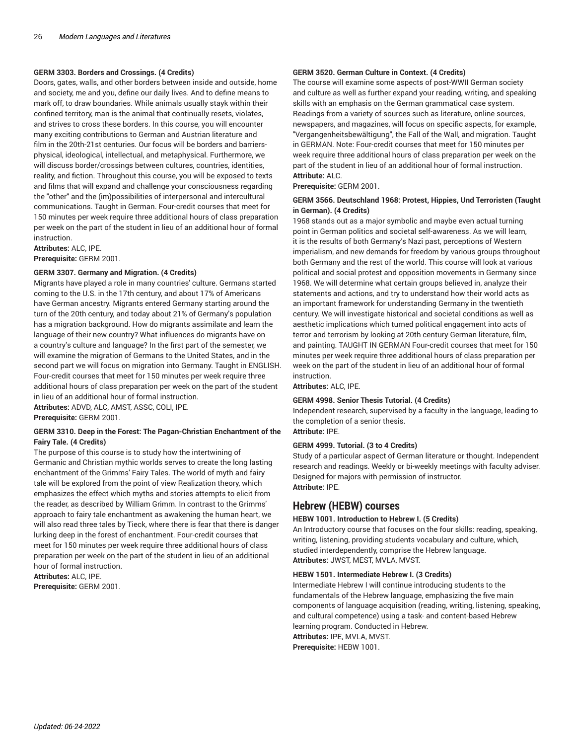**GERM 3303. Borders and Crossings. (4 Credits)**

Doors, gates, walls, and other borders between inside and outside, home and society, me and you, define our daily lives. And to define means to mark off, to draw boundaries. While animals usually stayk within their confined territory, man is the animal that continually resets, violates, and strives to cross these borders. In this course, you will encounter many exciting contributions to German and Austrian literature and film in the 20th-21st centuries. Our focus will be borders and barriers- physical, ideological, intellectual, and metaphysical. Furthermore, we will discuss border/crossings between cultures, countries, identities, reality, and fiction. Throughout this course, you will be exposed to texts and films that will expand and challenge your consciousness regarding the "other" and the (im)possibilities of interpersonal and intercultural communications. Taught in German. Four-credit courses that meet for 150 minutes per week require three additional hours of class preparation per week on the part of the student in lieu of an additional hour of formal instruction.

**Attributes:** ALC, IPE.

**Prerequisite:** GERM 2001.

**GERM 3307. Germany and Migration. (4 Credits)**

Migrants have played a role in many countries' culture. Germans started coming to the U.S. in the 17th century, and about 17% of Americans have German ancestry. Migrants entered Germany starting around the turn of the 20th century, and today about 21% of Germany's population has a migration background. How do migrants assimilate and learn the language of their new country? What influences do migrants have on a country's culture and language? In the first part of the semester, we will examine the migration of Germans to the United States, and in the second part we will focus on migration into Germany. Taught in ENGLISH. Four-credit courses that meet for 150 minutes per week require three additional hours of class preparation per week on the part of the student in lieu of an additional hour of formal instruction.

**Attributes:** ADVD, ALC, AMST, ASSC, COLI, IPE.

**Prerequisite:** GERM 2001.

**GERM 3310. Deep in the Forest: The Pagan-Christian Enchantment of the Fairy Tale. (4 Credits)**

The purpose of this course is to study how the intertwining of Germanic and Christian mythic worlds serves to create the long lasting enchantment of the Grimms' Fairy Tales. The world of myth and fairy tale will be explored from the point of view Realization theory, which emphasizes the effect which myths and stories attempts to elicit from the reader, as described by William Grimm. In contrast to the Grimms' approach to fairy tale enchantment as awakening the human heart, we will also read three tales by Tieck, where there is fear that there is danger lurking deep in the forest of enchantment. Four-credit courses that meet for 150 minutes per week require three additional hours of class preparation per week on the part of the student in lieu of an additional hour of formal instruction.

**Attributes:** ALC, IPE.

**Prerequisite:** GERM 2001.

**GERM 3520. German Culture in Context. (4 Credits)**

The course will examine some aspects of post-WWII German society and culture as well as further expand your reading, writing, and speaking skills with an emphasis on the German grammatical case system. Readings from a variety of sources such as literature, online sources, newspapers, and magazines, will focus on specific aspects, for example, "Vergangenheitsbewältigung", the Fall of the Wall, and migration. Taught in GERMAN. Note: Four-credit courses that meet for 150 minutes per week require three additional hours of class preparation per week on the part of the student in lieu of an additional hour of formal instruction.

**Attribute:** ALC.

**Prerequisite:** GERM 2001.

**GERM 3566. Deutschland 1968: Protest, Hippies, Und Terroristen (Taught in German). (4 Credits)**

1968 stands out as a major symbolic and maybe even actual turning point in German politics and societal self-awareness. As we will learn, it is the results of both Germany's Nazi past, perceptions of Western imperialism, and new demands for freedom by various groups throughout both Germany and the rest of the world. This course will look at various political and social protest and opposition movements in Germany since 1968. We will determine what certain groups believed in, analyze their statements and actions, and try to understand how their world acts as an important framework for understanding Germany in the twentieth century. We will investigate historical and societal conditions as well as aesthetic implications which turned political engagement into acts of terror and terrorism by looking at 20th century German literature, film, and painting. TAUGHT IN GERMAN Four-credit courses that meet for 150 minutes per week require three additional hours of class preparation per week on the part of the student in lieu of an additional hour of formal instruction.

**Attributes:** ALC, IPE.

**GERM 4998. Senior Thesis Tutorial. (4 Credits)**

Independent research, supervised by a faculty in the language, leading to the completion of a senior thesis.

**Attribute:** IPE.

**GERM 4999. Tutorial. (3 to 4 Credits)**

Study of a particular aspect of German literature or thought. Independent research and readings. Weekly or bi-weekly meetings with faculty adviser. Designed for majors with permission of instructor.

**Attribute:** IPE.

## Hebrew (HEBW) courses

**HEBW 1001. Introduction to Hebrew I. (5 Credits)**

An Introductory course that focuses on the four skills: reading, speaking, writing, listening, providing students vocabulary and culture, which, studied interdependently, comprise the Hebrew language.

**Attributes:** JWST, MEST, MVLA, MVST.

**HEBW 1501. Intermediate Hebrew I. (3 Credits)**

Intermediate Hebrew I will continue introducing students to the fundamentals of the Hebrew language, emphasizing the five main components of language acquisition (reading, writing, listening, speaking, and cultural competence) using a task- and content-based Hebrew learning program. Conducted in Hebrew.

**Attributes:** IPE, MVLA, MVST.

**Prerequisite:** HEBW 1001.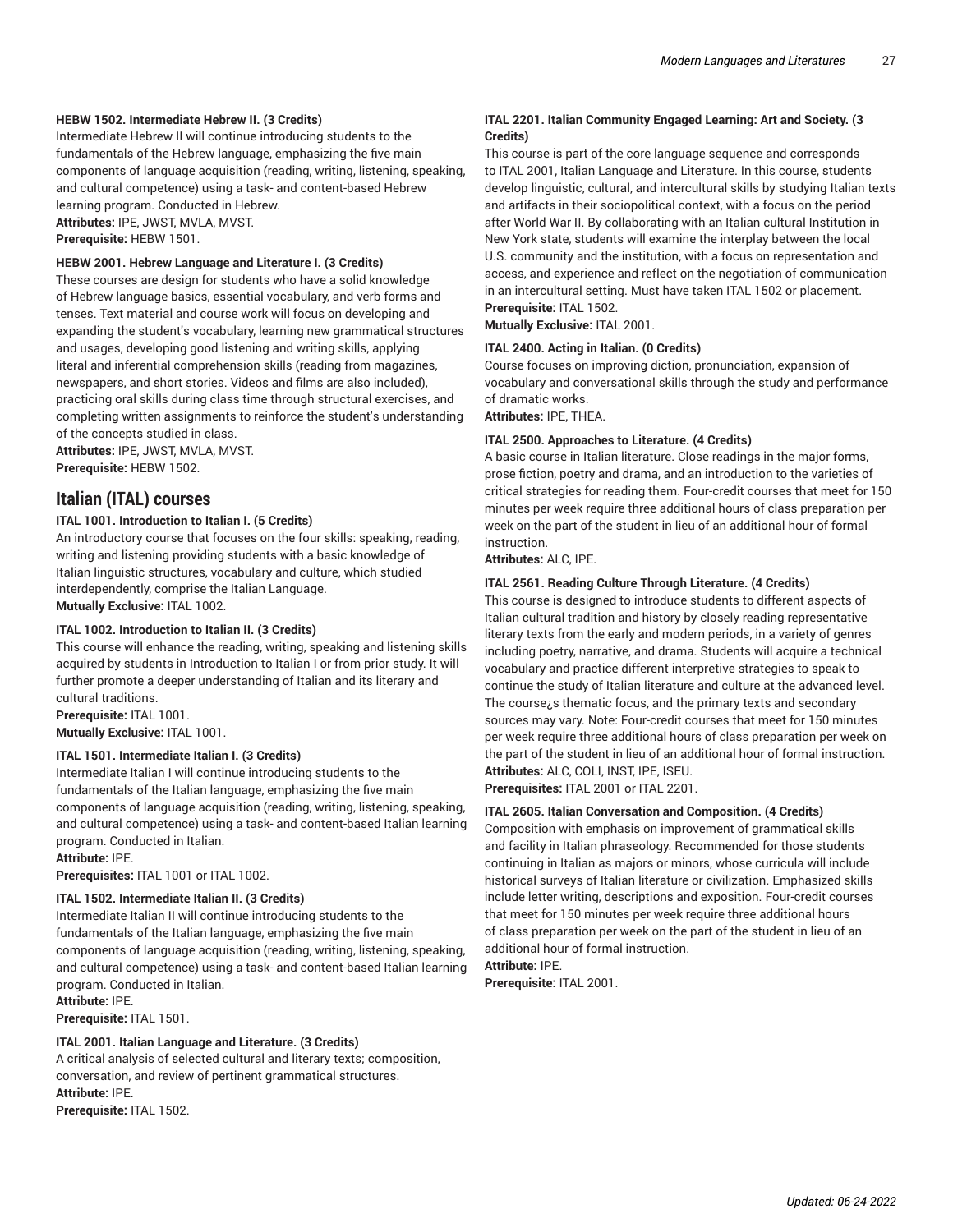**HEBW 1502. Intermediate Hebrew II. (3 Credits)**
Intermediate Hebrew II will continue introducing students to the fundamentals of the Hebrew language, emphasizing the five main components of language acquisition (reading, writing, listening, speaking, and cultural competence) using a task- and content-based Hebrew learning program. Conducted in Hebrew.
**Attributes:** IPE, JWST, MVLA, MVST.
**Prerequisite:** HEBW 1501.

**HEBW 2001. Hebrew Language and Literature I. (3 Credits)**
These courses are design for students who have a solid knowledge of Hebrew language basics, essential vocabulary, and verb forms and tenses. Text material and course work will focus on developing and expanding the student's vocabulary, learning new grammatical structures and usages, developing good listening and writing skills, applying literal and inferential comprehension skills (reading from magazines, newspapers, and short stories. Videos and films are also included), practicing oral skills during class time through structural exercises, and completing written assignments to reinforce the student's understanding of the concepts studied in class.
**Attributes:** IPE, JWST, MVLA, MVST.
**Prerequisite:** HEBW 1502.

## Italian (ITAL) courses

**ITAL 1001. Introduction to Italian I. (5 Credits)**
An introductory course that focuses on the four skills: speaking, reading, writing and listening providing students with a basic knowledge of Italian linguistic structures, vocabulary and culture, which studied interdependently, comprise the Italian Language.
**Mutually Exclusive:** ITAL 1002.

**ITAL 1002. Introduction to Italian II. (3 Credits)**
This course will enhance the reading, writing, speaking and listening skills acquired by students in Introduction to Italian I or from prior study. It will further promote a deeper understanding of Italian and its literary and cultural traditions.
**Prerequisite:** ITAL 1001.
**Mutually Exclusive:** ITAL 1001.

**ITAL 1501. Intermediate Italian I. (3 Credits)**
Intermediate Italian I will continue introducing students to the fundamentals of the Italian language, emphasizing the five main components of language acquisition (reading, writing, listening, speaking, and cultural competence) using a task- and content-based Italian learning program. Conducted in Italian.
**Attribute:** IPE.
**Prerequisites:** ITAL 1001 or ITAL 1002.

**ITAL 1502. Intermediate Italian II. (3 Credits)**
Intermediate Italian II will continue introducing students to the fundamentals of the Italian language, emphasizing the five main components of language acquisition (reading, writing, listening, speaking, and cultural competence) using a task- and content-based Italian learning program. Conducted in Italian.
**Attribute:** IPE.
**Prerequisite:** ITAL 1501.

**ITAL 2001. Italian Language and Literature. (3 Credits)**
A critical analysis of selected cultural and literary texts; composition, conversation, and review of pertinent grammatical structures.
**Attribute:** IPE.
**Prerequisite:** ITAL 1502.

**ITAL 2201. Italian Community Engaged Learning: Art and Society. (3 Credits)**
This course is part of the core language sequence and corresponds to ITAL 2001, Italian Language and Literature. In this course, students develop linguistic, cultural, and intercultural skills by studying Italian texts and artifacts in their sociopolitical context, with a focus on the period after World War II. By collaborating with an Italian cultural Institution in New York state, students will examine the interplay between the local U.S. community and the institution, with a focus on representation and access, and experience and reflect on the negotiation of communication in an intercultural setting. Must have taken ITAL 1502 or placement.
**Prerequisite:** ITAL 1502.
**Mutually Exclusive:** ITAL 2001.

**ITAL 2400. Acting in Italian. (0 Credits)**
Course focuses on improving diction, pronunciation, expansion of vocabulary and conversational skills through the study and performance of dramatic works.
**Attributes:** IPE, THEA.

**ITAL 2500. Approaches to Literature. (4 Credits)**
A basic course in Italian literature. Close readings in the major forms, prose fiction, poetry and drama, and an introduction to the varieties of critical strategies for reading them. Four-credit courses that meet for 150 minutes per week require three additional hours of class preparation per week on the part of the student in lieu of an additional hour of formal instruction.
**Attributes:** ALC, IPE.

**ITAL 2561. Reading Culture Through Literature. (4 Credits)**
This course is designed to introduce students to different aspects of Italian cultural tradition and history by closely reading representative literary texts from the early and modern periods, in a variety of genres including poetry, narrative, and drama. Students will acquire a technical vocabulary and practice different interpretive strategies to speak to continue the study of Italian literature and culture at the advanced level. The course¿s thematic focus, and the primary texts and secondary sources may vary. Note: Four-credit courses that meet for 150 minutes per week require three additional hours of class preparation per week on the part of the student in lieu of an additional hour of formal instruction.
**Attributes:** ALC, COLI, INST, IPE, ISEU.
**Prerequisites:** ITAL 2001 or ITAL 2201.

**ITAL 2605. Italian Conversation and Composition. (4 Credits)**
Composition with emphasis on improvement of grammatical skills and facility in Italian phraseology. Recommended for those students continuing in Italian as majors or minors, whose curricula will include historical surveys of Italian literature or civilization. Emphasized skills include letter writing, descriptions and exposition. Four-credit courses that meet for 150 minutes per week require three additional hours of class preparation per week on the part of the student in lieu of an additional hour of formal instruction.
**Attribute:** IPE.
**Prerequisite:** ITAL 2001.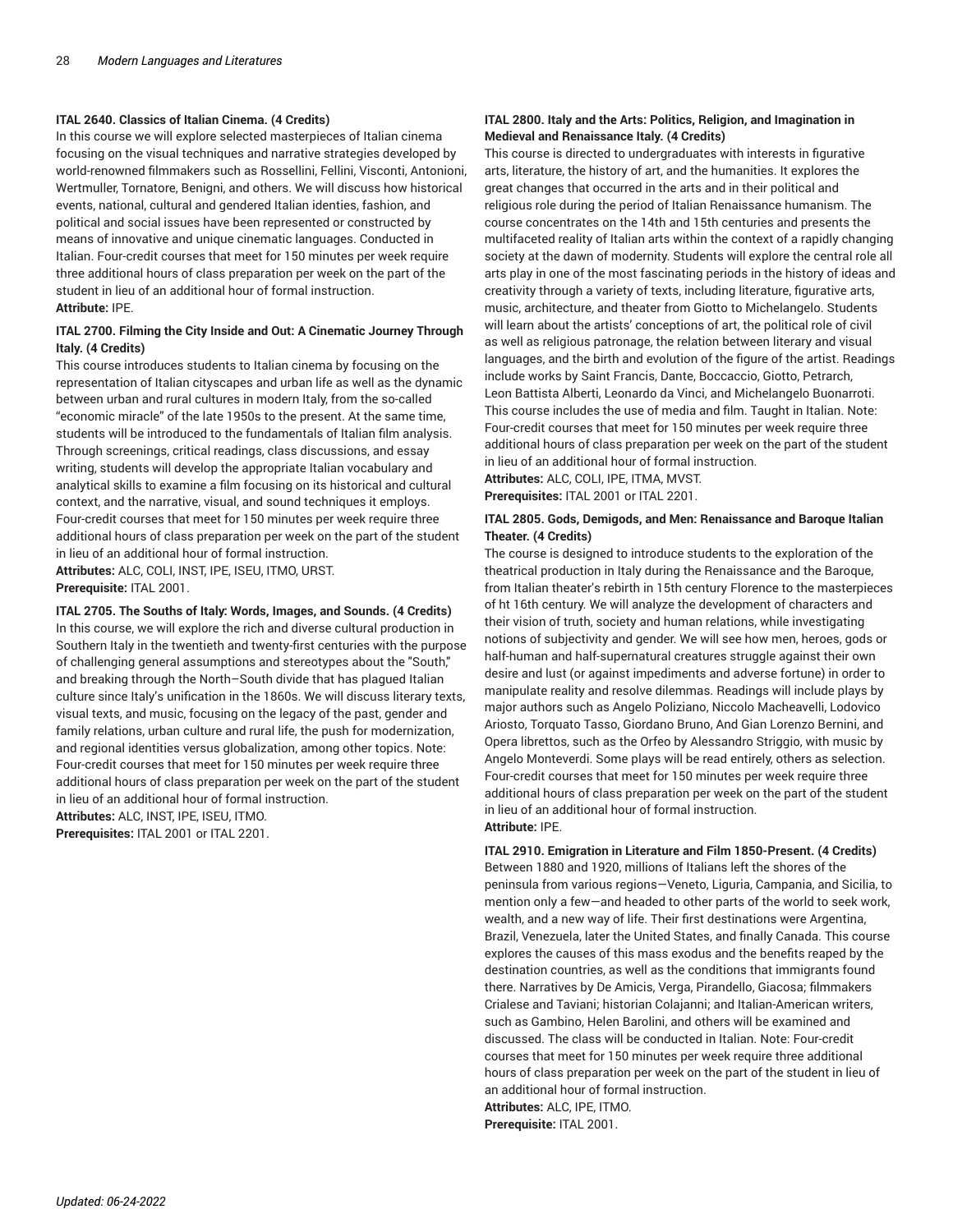**ITAL 2640. Classics of Italian Cinema. (4 Credits)**

In this course we will explore selected masterpieces of Italian cinema focusing on the visual techniques and narrative strategies developed by world-renowned filmmakers such as Rossellini, Fellini, Visconti, Antonioni, Wertmuller, Tornatore, Benigni, and others. We will discuss how historical events, national, cultural and gendered Italian identies, fashion, and political and social issues have been represented or constructed by means of innovative and unique cinematic languages. Conducted in Italian. Four-credit courses that meet for 150 minutes per week require three additional hours of class preparation per week on the part of the student in lieu of an additional hour of formal instruction.

**Attribute:** IPE.

**ITAL 2700. Filming the City Inside and Out: A Cinematic Journey Through Italy. (4 Credits)**

This course introduces students to Italian cinema by focusing on the representation of Italian cityscapes and urban life as well as the dynamic between urban and rural cultures in modern Italy, from the so-called "economic miracle" of the late 1950s to the present. At the same time, students will be introduced to the fundamentals of Italian film analysis. Through screenings, critical readings, class discussions, and essay writing, students will develop the appropriate Italian vocabulary and analytical skills to examine a film focusing on its historical and cultural context, and the narrative, visual, and sound techniques it employs. Four-credit courses that meet for 150 minutes per week require three additional hours of class preparation per week on the part of the student in lieu of an additional hour of formal instruction.

**Attributes:** ALC, COLI, INST, IPE, ISEU, ITMO, URST.

**Prerequisite:** ITAL 2001.

**ITAL 2705. The Souths of Italy: Words, Images, and Sounds. (4 Credits)**

In this course, we will explore the rich and diverse cultural production in Southern Italy in the twentieth and twenty-first centuries with the purpose of challenging general assumptions and stereotypes about the "South," and breaking through the North–South divide that has plagued Italian culture since Italy's unification in the 1860s. We will discuss literary texts, visual texts, and music, focusing on the legacy of the past, gender and family relations, urban culture and rural life, the push for modernization, and regional identities versus globalization, among other topics. Note: Four-credit courses that meet for 150 minutes per week require three additional hours of class preparation per week on the part of the student in lieu of an additional hour of formal instruction.

**Attributes:** ALC, INST, IPE, ISEU, ITMO.

**Prerequisites:** ITAL 2001 or ITAL 2201.

**ITAL 2800. Italy and the Arts: Politics, Religion, and Imagination in Medieval and Renaissance Italy. (4 Credits)**

This course is directed to undergraduates with interests in figurative arts, literature, the history of art, and the humanities. It explores the great changes that occurred in the arts and in their political and religious role during the period of Italian Renaissance humanism. The course concentrates on the 14th and 15th centuries and presents the multifaceted reality of Italian arts within the context of a rapidly changing society at the dawn of modernity. Students will explore the central role all arts play in one of the most fascinating periods in the history of ideas and creativity through a variety of texts, including literature, figurative arts, music, architecture, and theater from Giotto to Michelangelo. Students will learn about the artists' conceptions of art, the political role of civil as well as religious patronage, the relation between literary and visual languages, and the birth and evolution of the figure of the artist. Readings include works by Saint Francis, Dante, Boccaccio, Giotto, Petrarch, Leon Battista Alberti, Leonardo da Vinci, and Michelangelo Buonarroti. This course includes the use of media and film. Taught in Italian. Note: Four-credit courses that meet for 150 minutes per week require three additional hours of class preparation per week on the part of the student in lieu of an additional hour of formal instruction.

**Attributes:** ALC, COLI, IPE, ITMA, MVST.

**Prerequisites:** ITAL 2001 or ITAL 2201.

**ITAL 2805. Gods, Demigods, and Men: Renaissance and Baroque Italian Theater. (4 Credits)**

The course is designed to introduce students to the exploration of the theatrical production in Italy during the Renaissance and the Baroque, from Italian theater's rebirth in 15th century Florence to the masterpieces of ht 16th century. We will analyze the development of characters and their vision of truth, society and human relations, while investigating notions of subjectivity and gender. We will see how men, heroes, gods or half-human and half-supernatural creatures struggle against their own desire and lust (or against impediments and adverse fortune) in order to manipulate reality and resolve dilemmas. Readings will include plays by major authors such as Angelo Poliziano, Niccolo Macheavelli, Lodovico Ariosto, Torquato Tasso, Giordano Bruno, And Gian Lorenzo Bernini, and Opera librettos, such as the Orfeo by Alessandro Striggio, with music by Angelo Monteverdi. Some plays will be read entirely, others as selection. Four-credit courses that meet for 150 minutes per week require three additional hours of class preparation per week on the part of the student in lieu of an additional hour of formal instruction.

**Attribute:** IPE.

**ITAL 2910. Emigration in Literature and Film 1850-Present. (4 Credits)**

Between 1880 and 1920, millions of Italians left the shores of the peninsula from various regions—Veneto, Liguria, Campania, and Sicilia, to mention only a few—and headed to other parts of the world to seek work, wealth, and a new way of life. Their first destinations were Argentina, Brazil, Venezuela, later the United States, and finally Canada. This course explores the causes of this mass exodus and the benefits reaped by the destination countries, as well as the conditions that immigrants found there. Narratives by De Amicis, Verga, Pirandello, Giacosa; filmmakers Crialese and Taviani; historian Colajanni; and Italian-American writers, such as Gambino, Helen Barolini, and others will be examined and discussed. The class will be conducted in Italian. Note: Four-credit courses that meet for 150 minutes per week require three additional hours of class preparation per week on the part of the student in lieu of an additional hour of formal instruction.

**Attributes:** ALC, IPE, ITMO.

**Prerequisite:** ITAL 2001.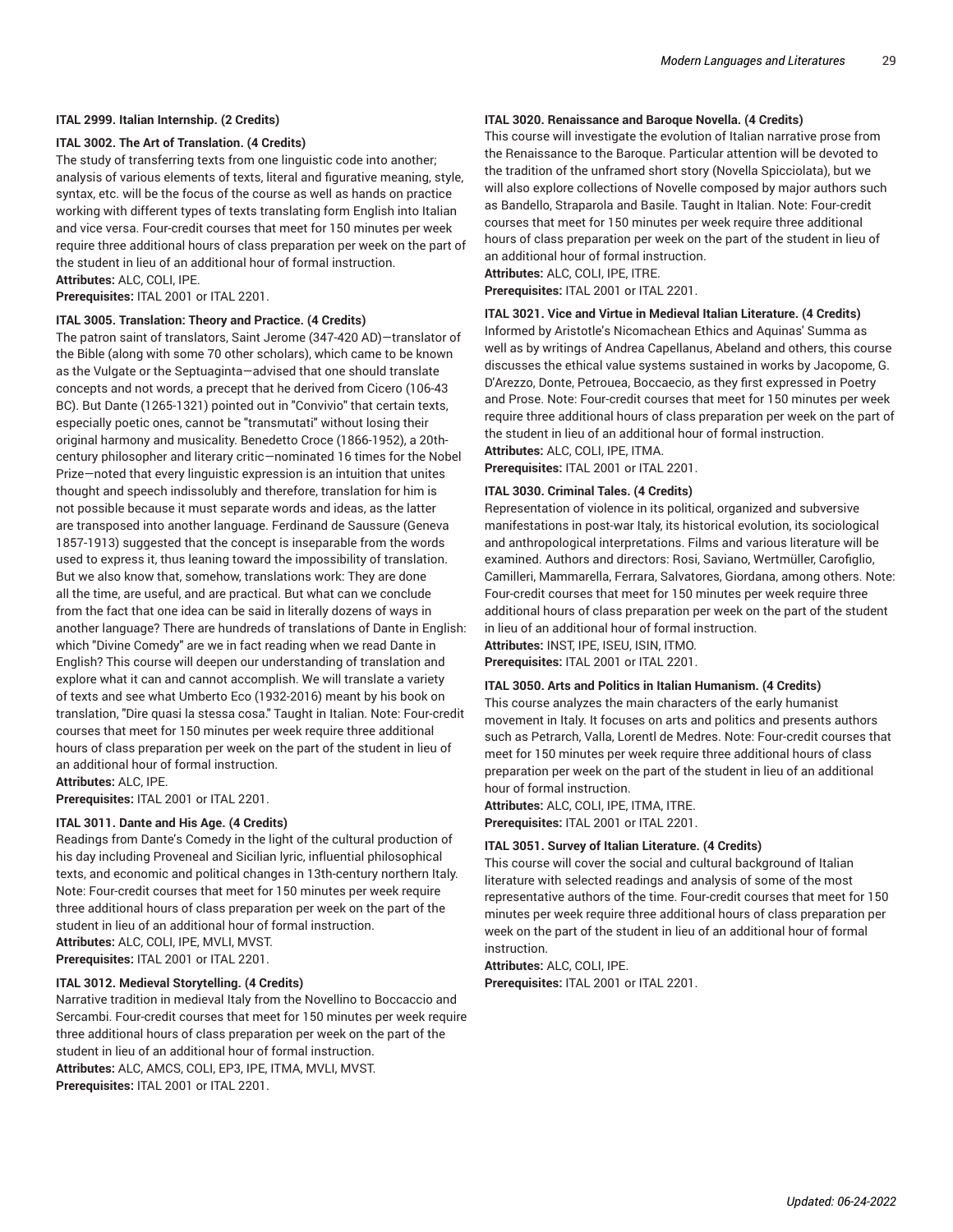**ITAL 2999. Italian Internship. (2 Credits)**

**ITAL 3002. The Art of Translation. (4 Credits)**

The study of transferring texts from one linguistic code into another; analysis of various elements of texts, literal and figurative meaning, style, syntax, etc. will be the focus of the course as well as hands on practice working with different types of texts translating form English into Italian and vice versa. Four-credit courses that meet for 150 minutes per week require three additional hours of class preparation per week on the part of the student in lieu of an additional hour of formal instruction.

**Attributes:** ALC, COLI, IPE.

**Prerequisites:** ITAL 2001 or ITAL 2201.

**ITAL 3005. Translation: Theory and Practice. (4 Credits)**

The patron saint of translators, Saint Jerome (347-420 AD)—translator of the Bible (along with some 70 other scholars), which came to be known as the Vulgate or the Septuaginta—advised that one should translate concepts and not words, a precept that he derived from Cicero (106-43 BC). But Dante (1265-1321) pointed out in "Convivio" that certain texts, especially poetic ones, cannot be "transmutati" without losing their original harmony and musicality. Benedetto Croce (1866-1952), a 20th-century philosopher and literary critic—nominated 16 times for the Nobel Prize—noted that every linguistic expression is an intuition that unites thought and speech indissolubly and therefore, translation for him is not possible because it must separate words and ideas, as the latter are transposed into another language. Ferdinand de Saussure (Geneva 1857-1913) suggested that the concept is inseparable from the words used to express it, thus leaning toward the impossibility of translation. But we also know that, somehow, translations work: They are done all the time, are useful, and are practical. But what can we conclude from the fact that one idea can be said in literally dozens of ways in another language? There are hundreds of translations of Dante in English: which "Divine Comedy" are we in fact reading when we read Dante in English? This course will deepen our understanding of translation and explore what it can and cannot accomplish. We will translate a variety of texts and see what Umberto Eco (1932-2016) meant by his book on translation, "Dire quasi la stessa cosa." Taught in Italian. Note: Four-credit courses that meet for 150 minutes per week require three additional hours of class preparation per week on the part of the student in lieu of an additional hour of formal instruction.

**Attributes:** ALC, IPE.

**Prerequisites:** ITAL 2001 or ITAL 2201.

**ITAL 3011. Dante and His Age. (4 Credits)**

Readings from Dante's Comedy in the light of the cultural production of his day including Proveneal and Sicilian lyric, influential philosophical texts, and economic and political changes in 13th-century northern Italy. Note: Four-credit courses that meet for 150 minutes per week require three additional hours of class preparation per week on the part of the student in lieu of an additional hour of formal instruction.

**Attributes:** ALC, COLI, IPE, MVLI, MVST.

**Prerequisites:** ITAL 2001 or ITAL 2201.

**ITAL 3012. Medieval Storytelling. (4 Credits)**

Narrative tradition in medieval Italy from the Novellino to Boccaccio and Sercambi. Four-credit courses that meet for 150 minutes per week require three additional hours of class preparation per week on the part of the student in lieu of an additional hour of formal instruction.

**Attributes:** ALC, AMCS, COLI, EP3, IPE, ITMA, MVLI, MVST.

**Prerequisites:** ITAL 2001 or ITAL 2201.

**ITAL 3020. Renaissance and Baroque Novella. (4 Credits)**

This course will investigate the evolution of Italian narrative prose from the Renaissance to the Baroque. Particular attention will be devoted to the tradition of the unframed short story (Novella Spicciolata), but we will also explore collections of Novelle composed by major authors such as Bandello, Straparola and Basile. Taught in Italian. Note: Four-credit courses that meet for 150 minutes per week require three additional hours of class preparation per week on the part of the student in lieu of an additional hour of formal instruction.

**Attributes:** ALC, COLI, IPE, ITRE.

**Prerequisites:** ITAL 2001 or ITAL 2201.

**ITAL 3021. Vice and Virtue in Medieval Italian Literature. (4 Credits)**

Informed by Aristotle's Nicomachean Ethics and Aquinas' Summa as well as by writings of Andrea Capellanus, Abeland and others, this course discusses the ethical value systems sustained in works by Jacopome, G. D'Arezzo, Donte, Petrouea, Boccaecio, as they first expressed in Poetry and Prose. Note: Four-credit courses that meet for 150 minutes per week require three additional hours of class preparation per week on the part of the student in lieu of an additional hour of formal instruction.

**Attributes:** ALC, COLI, IPE, ITMA.

**Prerequisites:** ITAL 2001 or ITAL 2201.

**ITAL 3030. Criminal Tales. (4 Credits)**

Representation of violence in its political, organized and subversive manifestations in post-war Italy, its historical evolution, its sociological and anthropological interpretations. Films and various literature will be examined. Authors and directors: Rosi, Saviano, Wertmüller, Carofiglio, Camilleri, Mammarella, Ferrara, Salvatores, Giordana, among others. Note: Four-credit courses that meet for 150 minutes per week require three additional hours of class preparation per week on the part of the student in lieu of an additional hour of formal instruction.

**Attributes:** INST, IPE, ISEU, ISIN, ITMO.

**Prerequisites:** ITAL 2001 or ITAL 2201.

**ITAL 3050. Arts and Politics in Italian Humanism. (4 Credits)**

This course analyzes the main characters of the early humanist movement in Italy. It focuses on arts and politics and presents authors such as Petrarch, Valla, Lorentl de Medres. Note: Four-credit courses that meet for 150 minutes per week require three additional hours of class preparation per week on the part of the student in lieu of an additional hour of formal instruction.

**Attributes:** ALC, COLI, IPE, ITMA, ITRE.

**Prerequisites:** ITAL 2001 or ITAL 2201.

**ITAL 3051. Survey of Italian Literature. (4 Credits)**

This course will cover the social and cultural background of Italian literature with selected readings and analysis of some of the most representative authors of the time. Four-credit courses that meet for 150 minutes per week require three additional hours of class preparation per week on the part of the student in lieu of an additional hour of formal instruction.

**Attributes:** ALC, COLI, IPE.

**Prerequisites:** ITAL 2001 or ITAL 2201.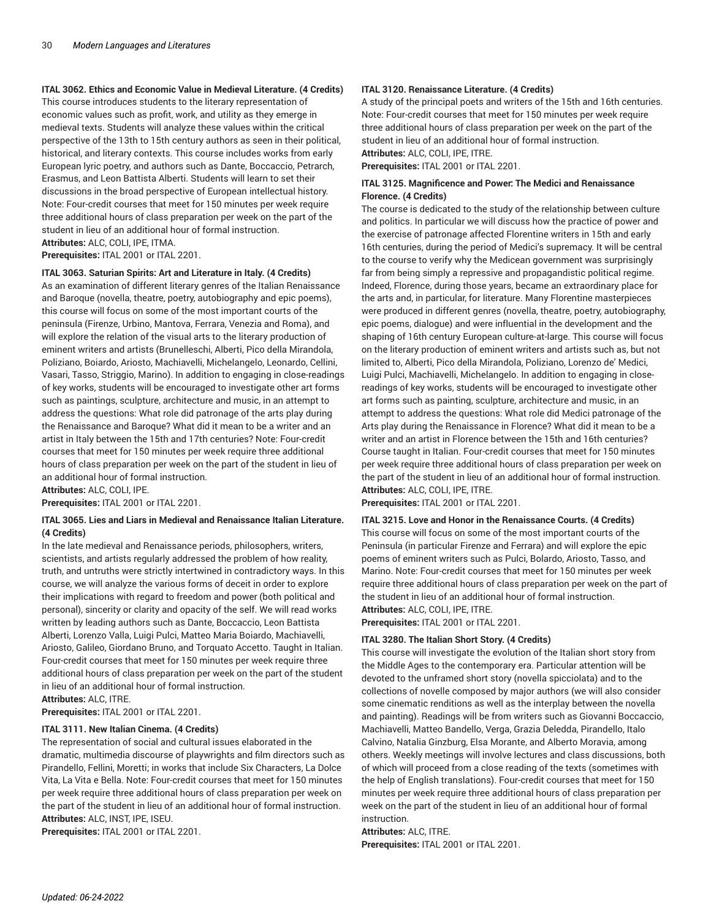**ITAL 3062. Ethics and Economic Value in Medieval Literature. (4 Credits)**
This course introduces students to the literary representation of economic values such as profit, work, and utility as they emerge in medieval texts. Students will analyze these values within the critical perspective of the 13th to 15th century authors as seen in their political, historical, and literary contexts. This course includes works from early European lyric poetry, and authors such as Dante, Boccaccio, Petrarch, Erasmus, and Leon Battista Alberti. Students will learn to set their discussions in the broad perspective of European intellectual history. Note: Four-credit courses that meet for 150 minutes per week require three additional hours of class preparation per week on the part of the student in lieu of an additional hour of formal instruction.
**Attributes:** ALC, COLI, IPE, ITMA.
**Prerequisites:** ITAL 2001 or ITAL 2201.

**ITAL 3063. Saturian Spirits: Art and Literature in Italy. (4 Credits)**
As an examination of different literary genres of the Italian Renaissance and Baroque (novella, theatre, poetry, autobiography and epic poems), this course will focus on some of the most important courts of the peninsula (Firenze, Urbino, Mantova, Ferrara, Venezia and Roma), and will explore the relation of the visual arts to the literary production of eminent writers and artists (Brunelleschi, Alberti, Pico della Mirandola, Poliziano, Boiardo, Ariosto, Machiavelli, Michelangelo, Leonardo, Cellini, Vasari, Tasso, Striggio, Marino). In addition to engaging in close-readings of key works, students will be encouraged to investigate other art forms such as paintings, sculpture, architecture and music, in an attempt to address the questions: What role did patronage of the arts play during the Renaissance and Baroque? What did it mean to be a writer and an artist in Italy between the 15th and 17th centuries? Note: Four-credit courses that meet for 150 minutes per week require three additional hours of class preparation per week on the part of the student in lieu of an additional hour of formal instruction.
**Attributes:** ALC, COLI, IPE.
**Prerequisites:** ITAL 2001 or ITAL 2201.

**ITAL 3065. Lies and Liars in Medieval and Renaissance Italian Literature. (4 Credits)**
In the late medieval and Renaissance periods, philosophers, writers, scientists, and artists regularly addressed the problem of how reality, truth, and untruths were strictly intertwined in contradictory ways. In this course, we will analyze the various forms of deceit in order to explore their implications with regard to freedom and power (both political and personal), sincerity or clarity and opacity of the self. We will read works written by leading authors such as Dante, Boccaccio, Leon Battista Alberti, Lorenzo Valla, Luigi Pulci, Matteo Maria Boiardo, Machiavelli, Ariosto, Galileo, Giordano Bruno, and Torquato Accetto. Taught in Italian. Four-credit courses that meet for 150 minutes per week require three additional hours of class preparation per week on the part of the student in lieu of an additional hour of formal instruction.
**Attributes:** ALC, ITRE.
**Prerequisites:** ITAL 2001 or ITAL 2201.

**ITAL 3111. New Italian Cinema. (4 Credits)**
The representation of social and cultural issues elaborated in the dramatic, multimedia discourse of playwrights and film directors such as Pirandello, Fellini, Moretti; in works that include Six Characters, La Dolce Vita, La Vita e Bella. Note: Four-credit courses that meet for 150 minutes per week require three additional hours of class preparation per week on the part of the student in lieu of an additional hour of formal instruction.
**Attributes:** ALC, INST, IPE, ISEU.
**Prerequisites:** ITAL 2001 or ITAL 2201.

**ITAL 3120. Renaissance Literature. (4 Credits)**
A study of the principal poets and writers of the 15th and 16th centuries. Note: Four-credit courses that meet for 150 minutes per week require three additional hours of class preparation per week on the part of the student in lieu of an additional hour of formal instruction.
**Attributes:** ALC, COLI, IPE, ITRE.
**Prerequisites:** ITAL 2001 or ITAL 2201.

**ITAL 3125. Magnificence and Power: The Medici and Renaissance Florence. (4 Credits)**
The course is dedicated to the study of the relationship between culture and politics. In particular we will discuss how the practice of power and the exercise of patronage affected Florentine writers in 15th and early 16th centuries, during the period of Medici's supremacy. It will be central to the course to verify why the Medicean government was surprisingly far from being simply a repressive and propagandistic political regime. Indeed, Florence, during those years, became an extraordinary place for the arts and, in particular, for literature. Many Florentine masterpieces were produced in different genres (novella, theatre, poetry, autobiography, epic poems, dialogue) and were influential in the development and the shaping of 16th century European culture-at-large. This course will focus on the literary production of eminent writers and artists such as, but not limited to, Alberti, Pico della Mirandola, Poliziano, Lorenzo de' Medici, Luigi Pulci, Machiavelli, Michelangelo. In addition to engaging in close-readings of key works, students will be encouraged to investigate other art forms such as painting, sculpture, architecture and music, in an attempt to address the questions: What role did Medici patronage of the Arts play during the Renaissance in Florence? What did it mean to be a writer and an artist in Florence between the 15th and 16th centuries? Course taught in Italian. Four-credit courses that meet for 150 minutes per week require three additional hours of class preparation per week on the part of the student in lieu of an additional hour of formal instruction.
**Attributes:** ALC, COLI, IPE, ITRE.
**Prerequisites:** ITAL 2001 or ITAL 2201.

**ITAL 3215. Love and Honor in the Renaissance Courts. (4 Credits)**
This course will focus on some of the most important courts of the Peninsula (in particular Firenze and Ferrara) and will explore the epic poems of eminent writers such as Pulci, Bolardo, Ariosto, Tasso, and Marino. Note: Four-credit courses that meet for 150 minutes per week require three additional hours of class preparation per week on the part of the student in lieu of an additional hour of formal instruction.
**Attributes:** ALC, COLI, IPE, ITRE.
**Prerequisites:** ITAL 2001 or ITAL 2201.

**ITAL 3280. The Italian Short Story. (4 Credits)**
This course will investigate the evolution of the Italian short story from the Middle Ages to the contemporary era. Particular attention will be devoted to the unframed short story (novella spicciolata) and to the collections of novelle composed by major authors (we will also consider some cinematic renditions as well as the interplay between the novella and painting). Readings will be from writers such as Giovanni Boccaccio, Machiavelli, Matteo Bandello, Verga, Grazia Deledda, Pirandello, Italo Calvino, Natalia Ginzburg, Elsa Morante, and Alberto Moravia, among others. Weekly meetings will involve lectures and class discussions, both of which will proceed from a close reading of the texts (sometimes with the help of English translations). Four-credit courses that meet for 150 minutes per week require three additional hours of class preparation per week on the part of the student in lieu of an additional hour of formal instruction.
**Attributes:** ALC, ITRE.
**Prerequisites:** ITAL 2001 or ITAL 2201.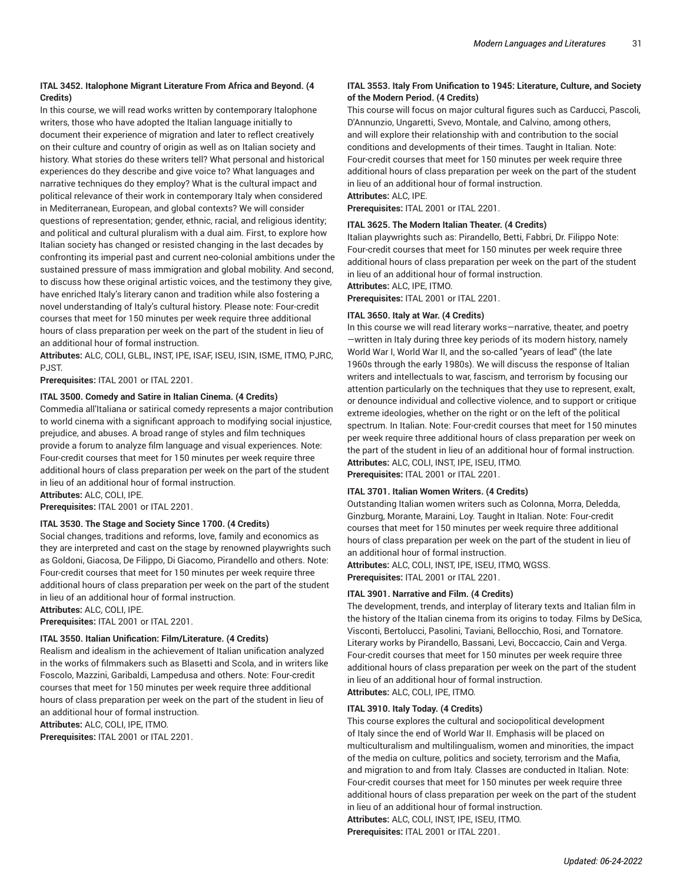**ITAL 3452. Italophone Migrant Literature From Africa and Beyond. (4 Credits)**

In this course, we will read works written by contemporary Italophone writers, those who have adopted the Italian language initially to document their experience of migration and later to reflect creatively on their culture and country of origin as well as on Italian society and history. What stories do these writers tell? What personal and historical experiences do they describe and give voice to? What languages and narrative techniques do they employ? What is the cultural impact and political relevance of their work in contemporary Italy when considered in Mediterranean, European, and global contexts? We will consider questions of representation; gender, ethnic, racial, and religious identity; and political and cultural pluralism with a dual aim. First, to explore how Italian society has changed or resisted changing in the last decades by confronting its imperial past and current neo-colonial ambitions under the sustained pressure of mass immigration and global mobility. And second, to discuss how these original artistic voices, and the testimony they give, have enriched Italy's literary canon and tradition while also fostering a novel understanding of Italy's cultural history. Please note: Four-credit courses that meet for 150 minutes per week require three additional hours of class preparation per week on the part of the student in lieu of an additional hour of formal instruction.

**Attributes:** ALC, COLI, GLBL, INST, IPE, ISAF, ISEU, ISIN, ISME, ITMO, PJRC, PJST.

**Prerequisites:** ITAL 2001 or ITAL 2201.

**ITAL 3500. Comedy and Satire in Italian Cinema. (4 Credits)**

Commedia all'Italiana or satirical comedy represents a major contribution to world cinema with a significant approach to modifying social injustice, prejudice, and abuses. A broad range of styles and film techniques provide a forum to analyze film language and visual experiences. Note: Four-credit courses that meet for 150 minutes per week require three additional hours of class preparation per week on the part of the student in lieu of an additional hour of formal instruction.

**Attributes:** ALC, COLI, IPE.

**Prerequisites:** ITAL 2001 or ITAL 2201.

**ITAL 3530. The Stage and Society Since 1700. (4 Credits)**

Social changes, traditions and reforms, love, family and economics as they are interpreted and cast on the stage by renowned playwrights such as Goldoni, Giacosa, De Filippo, Di Giacomo, Pirandello and others. Note: Four-credit courses that meet for 150 minutes per week require three additional hours of class preparation per week on the part of the student in lieu of an additional hour of formal instruction.

**Attributes:** ALC, COLI, IPE.

**Prerequisites:** ITAL 2001 or ITAL 2201.

**ITAL 3550. Italian Unification: Film/Literature. (4 Credits)**

Realism and idealism in the achievement of Italian unification analyzed in the works of filmmakers such as Blasetti and Scola, and in writers like Foscolo, Mazzini, Garibaldi, Lampedusa and others. Note: Four-credit courses that meet for 150 minutes per week require three additional hours of class preparation per week on the part of the student in lieu of an additional hour of formal instruction.

**Attributes:** ALC, COLI, IPE, ITMO.

**Prerequisites:** ITAL 2001 or ITAL 2201.

**ITAL 3553. Italy From Unification to 1945: Literature, Culture, and Society of the Modern Period. (4 Credits)**

This course will focus on major cultural figures such as Carducci, Pascoli, D'Annunzio, Ungaretti, Svevo, Montale, and Calvino, among others, and will explore their relationship with and contribution to the social conditions and developments of their times. Taught in Italian. Note: Four-credit courses that meet for 150 minutes per week require three additional hours of class preparation per week on the part of the student in lieu of an additional hour of formal instruction.

**Attributes:** ALC, IPE.

**Prerequisites:** ITAL 2001 or ITAL 2201.

**ITAL 3625. The Modern Italian Theater. (4 Credits)**

Italian playwrights such as: Pirandello, Betti, Fabbri, Dr. Filippo Note: Four-credit courses that meet for 150 minutes per week require three additional hours of class preparation per week on the part of the student in lieu of an additional hour of formal instruction.

**Attributes:** ALC, IPE, ITMO.

**Prerequisites:** ITAL 2001 or ITAL 2201.

**ITAL 3650. Italy at War. (4 Credits)**

In this course we will read literary works—narrative, theater, and poetry—written in Italy during three key periods of its modern history, namely World War I, World War II, and the so-called "years of lead" (the late 1960s through the early 1980s). We will discuss the response of Italian writers and intellectuals to war, fascism, and terrorism by focusing our attention particularly on the techniques that they use to represent, exalt, or denounce individual and collective violence, and to support or critique extreme ideologies, whether on the right or on the left of the political spectrum. In Italian. Note: Four-credit courses that meet for 150 minutes per week require three additional hours of class preparation per week on the part of the student in lieu of an additional hour of formal instruction.

**Attributes:** ALC, COLI, INST, IPE, ISEU, ITMO.

**Prerequisites:** ITAL 2001 or ITAL 2201.

**ITAL 3701. Italian Women Writers. (4 Credits)**

Outstanding Italian women writers such as Colonna, Morra, Deledda, Ginzburg, Morante, Maraini, Loy. Taught in Italian. Note: Four-credit courses that meet for 150 minutes per week require three additional hours of class preparation per week on the part of the student in lieu of an additional hour of formal instruction.

**Attributes:** ALC, COLI, INST, IPE, ISEU, ITMO, WGSS.

**Prerequisites:** ITAL 2001 or ITAL 2201.

**ITAL 3901. Narrative and Film. (4 Credits)**

The development, trends, and interplay of literary texts and Italian film in the history of the Italian cinema from its origins to today. Films by DeSica, Visconti, Bertolucci, Pasolini, Taviani, Bellocchio, Rosi, and Tornatore. Literary works by Pirandello, Bassani, Levi, Boccaccio, Cain and Verga. Four-credit courses that meet for 150 minutes per week require three additional hours of class preparation per week on the part of the student in lieu of an additional hour of formal instruction.

**Attributes:** ALC, COLI, IPE, ITMO.

**ITAL 3910. Italy Today. (4 Credits)**

This course explores the cultural and sociopolitical development of Italy since the end of World War II. Emphasis will be placed on multiculturalism and multilingualism, women and minorities, the impact of the media on culture, politics and society, terrorism and the Mafia, and migration to and from Italy. Classes are conducted in Italian. Note: Four-credit courses that meet for 150 minutes per week require three additional hours of class preparation per week on the part of the student in lieu of an additional hour of formal instruction.

**Attributes:** ALC, COLI, INST, IPE, ISEU, ITMO.

**Prerequisites:** ITAL 2001 or ITAL 2201.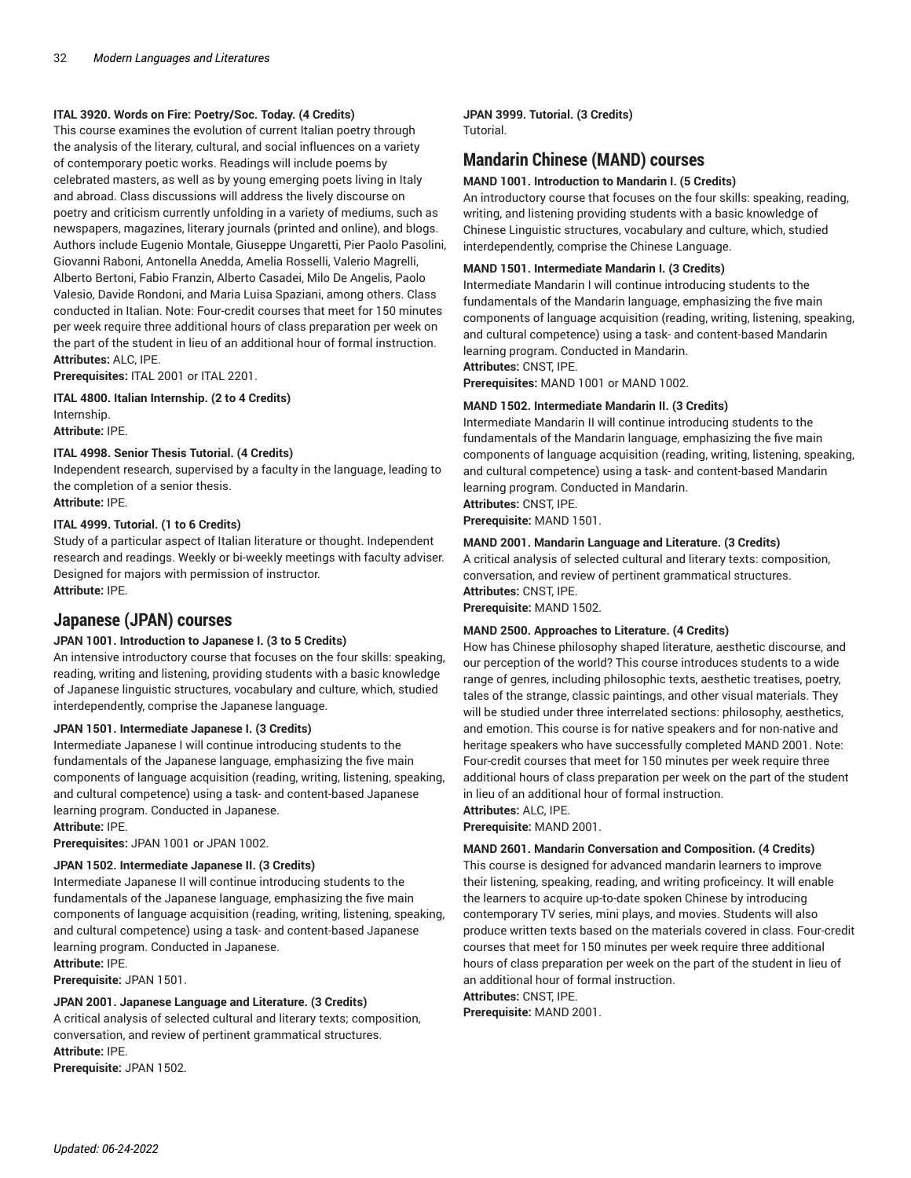**ITAL 3920. Words on Fire: Poetry/Soc. Today. (4 Credits)**
This course examines the evolution of current Italian poetry through the analysis of the literary, cultural, and social influences on a variety of contemporary poetic works. Readings will include poems by celebrated masters, as well as by young emerging poets living in Italy and abroad. Class discussions will address the lively discourse on poetry and criticism currently unfolding in a variety of mediums, such as newspapers, magazines, literary journals (printed and online), and blogs. Authors include Eugenio Montale, Giuseppe Ungaretti, Pier Paolo Pasolini, Giovanni Raboni, Antonella Anedda, Amelia Rosselli, Valerio Magrelli, Alberto Bertoni, Fabio Franzin, Alberto Casadei, Milo De Angelis, Paolo Valesio, Davide Rondoni, and Maria Luisa Spaziani, among others. Class conducted in Italian. Note: Four-credit courses that meet for 150 minutes per week require three additional hours of class preparation per week on the part of the student in lieu of an additional hour of formal instruction.
**Attributes:** ALC, IPE.
**Prerequisites:** ITAL 2001 or ITAL 2201.

**ITAL 4800. Italian Internship. (2 to 4 Credits)**
Internship.
**Attribute:** IPE.

**ITAL 4998. Senior Thesis Tutorial. (4 Credits)**
Independent research, supervised by a faculty in the language, leading to the completion of a senior thesis.
**Attribute:** IPE.

**ITAL 4999. Tutorial. (1 to 6 Credits)**
Study of a particular aspect of Italian literature or thought. Independent research and readings. Weekly or bi-weekly meetings with faculty adviser. Designed for majors with permission of instructor.
**Attribute:** IPE.

## Japanese (JPAN) courses

**JPAN 1001. Introduction to Japanese I. (3 to 5 Credits)**
An intensive introductory course that focuses on the four skills: speaking, reading, writing and listening, providing students with a basic knowledge of Japanese linguistic structures, vocabulary and culture, which, studied interdependently, comprise the Japanese language.

**JPAN 1501. Intermediate Japanese I. (3 Credits)**
Intermediate Japanese I will continue introducing students to the fundamentals of the Japanese language, emphasizing the five main components of language acquisition (reading, writing, listening, speaking, and cultural competence) using a task- and content-based Japanese learning program. Conducted in Japanese.
**Attribute:** IPE.
**Prerequisites:** JPAN 1001 or JPAN 1002.

**JPAN 1502. Intermediate Japanese II. (3 Credits)**
Intermediate Japanese II will continue introducing students to the fundamentals of the Japanese language, emphasizing the five main components of language acquisition (reading, writing, listening, speaking, and cultural competence) using a task- and content-based Japanese learning program. Conducted in Japanese.
**Attribute:** IPE.
**Prerequisite:** JPAN 1501.

**JPAN 2001. Japanese Language and Literature. (3 Credits)**
A critical analysis of selected cultural and literary texts; composition, conversation, and review of pertinent grammatical structures.
**Attribute:** IPE.
**Prerequisite:** JPAN 1502.

**JPAN 3999. Tutorial. (3 Credits)**
Tutorial.

## Mandarin Chinese (MAND) courses

**MAND 1001. Introduction to Mandarin I. (5 Credits)**
An introductory course that focuses on the four skills: speaking, reading, writing, and listening providing students with a basic knowledge of Chinese Linguistic structures, vocabulary and culture, which, studied interdependently, comprise the Chinese Language.

**MAND 1501. Intermediate Mandarin I. (3 Credits)**
Intermediate Mandarin I will continue introducing students to the fundamentals of the Mandarin language, emphasizing the five main components of language acquisition (reading, writing, listening, speaking, and cultural competence) using a task- and content-based Mandarin learning program. Conducted in Mandarin.
**Attributes:** CNST, IPE.
**Prerequisites:** MAND 1001 or MAND 1002.

**MAND 1502. Intermediate Mandarin II. (3 Credits)**
Intermediate Mandarin II will continue introducing students to the fundamentals of the Mandarin language, emphasizing the five main components of language acquisition (reading, writing, listening, speaking, and cultural competence) using a task- and content-based Mandarin learning program. Conducted in Mandarin.
**Attributes:** CNST, IPE.
**Prerequisite:** MAND 1501.

**MAND 2001. Mandarin Language and Literature. (3 Credits)**
A critical analysis of selected cultural and literary texts: composition, conversation, and review of pertinent grammatical structures.
**Attributes:** CNST, IPE.
**Prerequisite:** MAND 1502.

**MAND 2500. Approaches to Literature. (4 Credits)**
How has Chinese philosophy shaped literature, aesthetic discourse, and our perception of the world? This course introduces students to a wide range of genres, including philosophic texts, aesthetic treatises, poetry, tales of the strange, classic paintings, and other visual materials. They will be studied under three interrelated sections: philosophy, aesthetics, and emotion. This course is for native speakers and for non-native and heritage speakers who have successfully completed MAND 2001. Note: Four-credit courses that meet for 150 minutes per week require three additional hours of class preparation per week on the part of the student in lieu of an additional hour of formal instruction.
**Attributes:** ALC, IPE.
**Prerequisite:** MAND 2001.

**MAND 2601. Mandarin Conversation and Composition. (4 Credits)**
This course is designed for advanced mandarin learners to improve their listening, speaking, reading, and writing proficeincy. It will enable the learners to acquire up-to-date spoken Chinese by introducing contemporary TV series, mini plays, and movies. Students will also produce written texts based on the materials covered in class. Four-credit courses that meet for 150 minutes per week require three additional hours of class preparation per week on the part of the student in lieu of an additional hour of formal instruction.
**Attributes:** CNST, IPE.
**Prerequisite:** MAND 2001.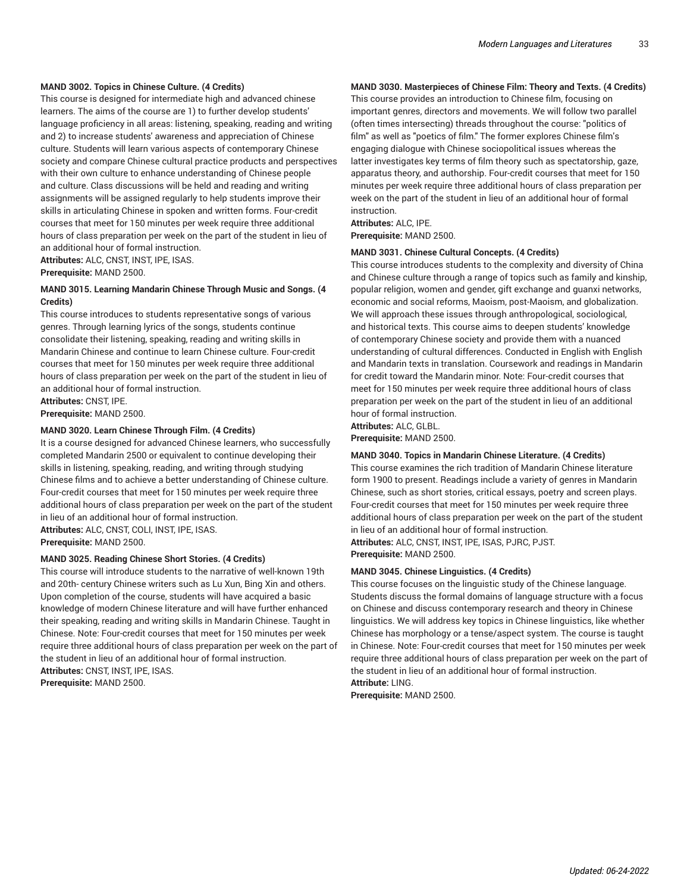**MAND 3002. Topics in Chinese Culture. (4 Credits)**

This course is designed for intermediate high and advanced chinese learners. The aims of the course are 1) to further develop students' language proficiency in all areas: listening, speaking, reading and writing and 2) to increase students' awareness and appreciation of Chinese culture. Students will learn various aspects of contemporary Chinese society and compare Chinese cultural practice products and perspectives with their own culture to enhance understanding of Chinese people and culture. Class discussions will be held and reading and writing assignments will be assigned regularly to help students improve their skills in articulating Chinese in spoken and written forms. Four-credit courses that meet for 150 minutes per week require three additional hours of class preparation per week on the part of the student in lieu of an additional hour of formal instruction.

**Attributes:** ALC, CNST, INST, IPE, ISAS.

**Prerequisite:** MAND 2500.

**MAND 3015. Learning Mandarin Chinese Through Music and Songs. (4 Credits)**

This course introduces to students representative songs of various genres. Through learning lyrics of the songs, students continue consolidate their listening, speaking, reading and writing skills in Mandarin Chinese and continue to learn Chinese culture. Four-credit courses that meet for 150 minutes per week require three additional hours of class preparation per week on the part of the student in lieu of an additional hour of formal instruction.

**Attributes:** CNST, IPE.

**Prerequisite:** MAND 2500.

**MAND 3020. Learn Chinese Through Film. (4 Credits)**

It is a course designed for advanced Chinese learners, who successfully completed Mandarin 2500 or equivalent to continue developing their skills in listening, speaking, reading, and writing through studying Chinese films and to achieve a better understanding of Chinese culture. Four-credit courses that meet for 150 minutes per week require three additional hours of class preparation per week on the part of the student in lieu of an additional hour of formal instruction.

**Attributes:** ALC, CNST, COLI, INST, IPE, ISAS.

**Prerequisite:** MAND 2500.

**MAND 3025. Reading Chinese Short Stories. (4 Credits)**

This course will introduce students to the narrative of well-known 19th and 20th- century Chinese writers such as Lu Xun, Bing Xin and others. Upon completion of the course, students will have acquired a basic knowledge of modern Chinese literature and will have further enhanced their speaking, reading and writing skills in Mandarin Chinese. Taught in Chinese. Note: Four-credit courses that meet for 150 minutes per week require three additional hours of class preparation per week on the part of the student in lieu of an additional hour of formal instruction.

**Attributes:** CNST, INST, IPE, ISAS.

**Prerequisite:** MAND 2500.

**MAND 3030. Masterpieces of Chinese Film: Theory and Texts. (4 Credits)**

This course provides an introduction to Chinese film, focusing on important genres, directors and movements. We will follow two parallel (often times intersecting) threads throughout the course: "politics of film" as well as "poetics of film." The former explores Chinese film's engaging dialogue with Chinese sociopolitical issues whereas the latter investigates key terms of film theory such as spectatorship, gaze, apparatus theory, and authorship. Four-credit courses that meet for 150 minutes per week require three additional hours of class preparation per week on the part of the student in lieu of an additional hour of formal instruction.

**Attributes:** ALC, IPE.

**Prerequisite:** MAND 2500.

**MAND 3031. Chinese Cultural Concepts. (4 Credits)**

This course introduces students to the complexity and diversity of China and Chinese culture through a range of topics such as family and kinship, popular religion, women and gender, gift exchange and guanxi networks, economic and social reforms, Maoism, post-Maoism, and globalization. We will approach these issues through anthropological, sociological, and historical texts. This course aims to deepen students' knowledge of contemporary Chinese society and provide them with a nuanced understanding of cultural differences. Conducted in English with English and Mandarin texts in translation. Coursework and readings in Mandarin for credit toward the Mandarin minor. Note: Four-credit courses that meet for 150 minutes per week require three additional hours of class preparation per week on the part of the student in lieu of an additional hour of formal instruction.

**Attributes:** ALC, GLBL.

**Prerequisite:** MAND 2500.

**MAND 3040. Topics in Mandarin Chinese Literature. (4 Credits)**

This course examines the rich tradition of Mandarin Chinese literature form 1900 to present. Readings include a variety of genres in Mandarin Chinese, such as short stories, critical essays, poetry and screen plays. Four-credit courses that meet for 150 minutes per week require three additional hours of class preparation per week on the part of the student in lieu of an additional hour of formal instruction.

**Attributes:** ALC, CNST, INST, IPE, ISAS, PJRC, PJST.

**Prerequisite:** MAND 2500.

**MAND 3045. Chinese Linguistics. (4 Credits)**

This course focuses on the linguistic study of the Chinese language. Students discuss the formal domains of language structure with a focus on Chinese and discuss contemporary research and theory in Chinese linguistics. We will address key topics in Chinese linguistics, like whether Chinese has morphology or a tense/aspect system. The course is taught in Chinese. Note: Four-credit courses that meet for 150 minutes per week require three additional hours of class preparation per week on the part of the student in lieu of an additional hour of formal instruction.

**Attribute:** LING.

**Prerequisite:** MAND 2500.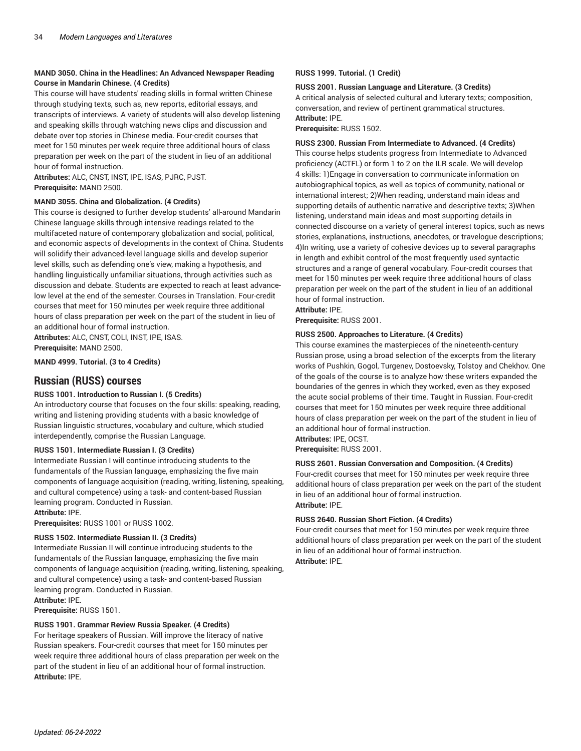**MAND 3050. China in the Headlines: An Advanced Newspaper Reading Course in Mandarin Chinese. (4 Credits)**

This course will have students' reading skills in formal written Chinese through studying texts, such as, new reports, editorial essays, and transcripts of interviews. A variety of students will also develop listening and speaking skills through watching news clips and discussion and debate over top stories in Chinese media. Four-credit courses that meet for 150 minutes per week require three additional hours of class preparation per week on the part of the student in lieu of an additional hour of formal instruction.

**Attributes:** ALC, CNST, INST, IPE, ISAS, PJRC, PJST.

**Prerequisite:** MAND 2500.

**MAND 3055. China and Globalization. (4 Credits)**

This course is designed to further develop students' all-around Mandarin Chinese language skills through intensive readings related to the multifaceted nature of contemporary globalization and social, political, and economic aspects of developments in the context of China. Students will solidify their advanced-level language skills and develop superior level skills, such as defending one's view, making a hypothesis, and handling linguistically unfamiliar situations, through activities such as discussion and debate. Students are expected to reach at least advance-low level at the end of the semester. Courses in Translation. Four-credit courses that meet for 150 minutes per week require three additional hours of class preparation per week on the part of the student in lieu of an additional hour of formal instruction.

**Attributes:** ALC, CNST, COLI, INST, IPE, ISAS.

**Prerequisite:** MAND 2500.

**MAND 4999. Tutorial. (3 to 4 Credits)**

## Russian (RUSS) courses

**RUSS 1001. Introduction to Russian I. (5 Credits)**

An introductory course that focuses on the four skills: speaking, reading, writing and listening providing students with a basic knowledge of Russian linguistic structures, vocabulary and culture, which studied interdependently, comprise the Russian Language.

**RUSS 1501. Intermediate Russian I. (3 Credits)**

Intermediate Russian I will continue introducing students to the fundamentals of the Russian language, emphasizing the five main components of language acquisition (reading, writing, listening, speaking, and cultural competence) using a task- and content-based Russian learning program. Conducted in Russian.

**Attribute:** IPE.

**Prerequisites:** RUSS 1001 or RUSS 1002.

**RUSS 1502. Intermediate Russian II. (3 Credits)**

Intermediate Russian II will continue introducing students to the fundamentals of the Russian language, emphasizing the five main components of language acquisition (reading, writing, listening, speaking, and cultural competence) using a task- and content-based Russian learning program. Conducted in Russian.

**Attribute:** IPE.

**Prerequisite:** RUSS 1501.

**RUSS 1901. Grammar Review Russia Speaker. (4 Credits)**

For heritage speakers of Russian. Will improve the literacy of native Russian speakers. Four-credit courses that meet for 150 minutes per week require three additional hours of class preparation per week on the part of the student in lieu of an additional hour of formal instruction.

**Attribute:** IPE.

**RUSS 1999. Tutorial. (1 Credit)**

**RUSS 2001. Russian Language and Literature. (3 Credits)**

A critical analysis of selected cultural and luterary texts; composition, conversation, and review of pertinent grammatical structures.

**Attribute:** IPE.

**Prerequisite:** RUSS 1502.

**RUSS 2300. Russian From Intermediate to Advanced. (4 Credits)**

This course helps students progress from Intermediate to Advanced proficiency (ACTFL) or form 1 to 2 on the ILR scale. We will develop 4 skills: 1)Engage in conversation to communicate information on autobiographical topics, as well as topics of community, national or international interest; 2)When reading, understand main ideas and supporting details of authentic narrative and descriptive texts; 3)When listening, understand main ideas and most supporting details in connected discourse on a variety of general interest topics, such as news stories, explanations, instructions, anecdotes, or travelogue descriptions; 4)In writing, use a variety of cohesive devices up to several paragraphs in length and exhibit control of the most frequently used syntactic structures and a range of general vocabulary. Four-credit courses that meet for 150 minutes per week require three additional hours of class preparation per week on the part of the student in lieu of an additional hour of formal instruction.

**Attribute:** IPE.

**Prerequisite:** RUSS 2001.

**RUSS 2500. Approaches to Literature. (4 Credits)**

This course examines the masterpieces of the nineteenth-century Russian prose, using a broad selection of the excerpts from the literary works of Pushkin, Gogol, Turgenev, Dostoevsky, Tolstoy and Chekhov. One of the goals of the course is to analyze how these writers expanded the boundaries of the genres in which they worked, even as they exposed the acute social problems of their time. Taught in Russian. Four-credit courses that meet for 150 minutes per week require three additional hours of class preparation per week on the part of the student in lieu of an additional hour of formal instruction.

**Attributes:** IPE, OCST.

**Prerequisite:** RUSS 2001.

**RUSS 2601. Russian Conversation and Composition. (4 Credits)**

Four-credit courses that meet for 150 minutes per week require three additional hours of class preparation per week on the part of the student in lieu of an additional hour of formal instruction.

**Attribute:** IPE.

**RUSS 2640. Russian Short Fiction. (4 Credits)**

Four-credit courses that meet for 150 minutes per week require three additional hours of class preparation per week on the part of the student in lieu of an additional hour of formal instruction.

**Attribute:** IPE.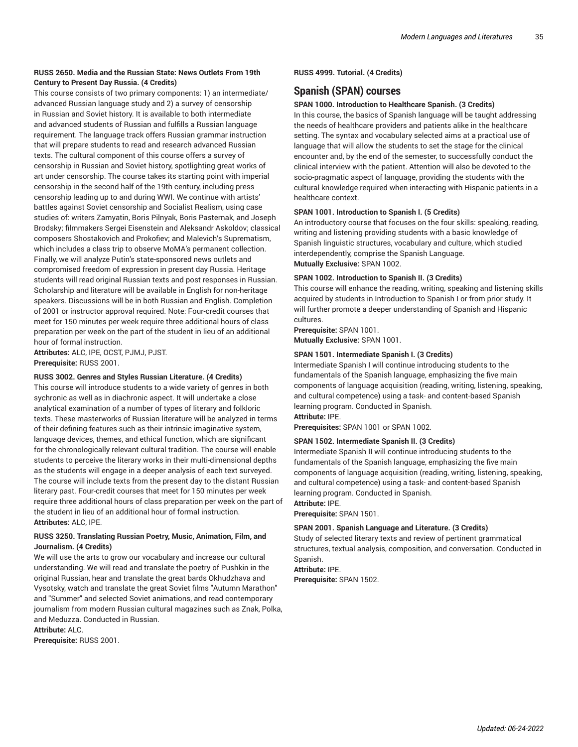**RUSS 2650. Media and the Russian State: News Outlets From 19th Century to Present Day Russia. (4 Credits)**

This course consists of two primary components: 1) an intermediate/advanced Russian language study and 2) a survey of censorship in Russian and Soviet history. It is available to both intermediate and advanced students of Russian and fulfills a Russian language requirement. The language track offers Russian grammar instruction that will prepare students to read and research advanced Russian texts. The cultural component of this course offers a survey of censorship in Russian and Soviet history, spotlighting great works of art under censorship. The course takes its starting point with imperial censorship in the second half of the 19th century, including press censorship leading up to and during WWI. We continue with artists' battles against Soviet censorship and Socialist Realism, using case studies of: writers Zamyatin, Boris Pilnyak, Boris Pasternak, and Joseph Brodsky; filmmakers Sergei Eisenstein and Aleksandr Askoldov; classical composers Shostakovich and Prokofiev; and Malevich's Suprematism, which includes a class trip to observe MoMA's permanent collection. Finally, we will analyze Putin's state-sponsored news outlets and compromised freedom of expression in present day Russia. Heritage students will read original Russian texts and post responses in Russian. Scholarship and literature will be available in English for non-heritage speakers. Discussions will be in both Russian and English. Completion of 2001 or instructor approval required. Note: Four-credit courses that meet for 150 minutes per week require three additional hours of class preparation per week on the part of the student in lieu of an additional hour of formal instruction.

**Attributes:** ALC, IPE, OCST, PJMJ, PJST.
**Prerequisite:** RUSS 2001.

**RUSS 3002. Genres and Styles Russian Literature. (4 Credits)**

This course will introduce students to a wide variety of genres in both sychronic as well as in diachronic aspect. It will undertake a close analytical examination of a number of types of literary and folkloric texts. These masterworks of Russian literature will be analyzed in terms of their defining features such as their intrinsic imaginative system, language devices, themes, and ethical function, which are significant for the chronologically relevant cultural tradition. The course will enable students to perceive the literary works in their multi-dimensional depths as the students will engage in a deeper analysis of each text surveyed. The course will include texts from the present day to the distant Russian literary past. Four-credit courses that meet for 150 minutes per week require three additional hours of class preparation per week on the part of the student in lieu of an additional hour of formal instruction.

**Attributes:** ALC, IPE.

**RUSS 3250. Translating Russian Poetry, Music, Animation, Film, and Journalism. (4 Credits)**

We will use the arts to grow our vocabulary and increase our cultural understanding. We will read and translate the poetry of Pushkin in the original Russian, hear and translate the great bards Okhudzhava and Vysotsky, watch and translate the great Soviet films "Autumn Marathon" and "Summer" and selected Soviet animations, and read contemporary journalism from modern Russian cultural magazines such as Znak, Polka, and Meduzza. Conducted in Russian.

**Attribute:** ALC.
**Prerequisite:** RUSS 2001.

**RUSS 4999. Tutorial. (4 Credits)**

## Spanish (SPAN) courses

**SPAN 1000. Introduction to Healthcare Spanish. (3 Credits)**

In this course, the basics of Spanish language will be taught addressing the needs of healthcare providers and patients alike in the healthcare setting. The syntax and vocabulary selected aims at a practical use of language that will allow the students to set the stage for the clinical encounter and, by the end of the semester, to successfully conduct the clinical interview with the patient. Attention will also be devoted to the socio-pragmatic aspect of language, providing the students with the cultural knowledge required when interacting with Hispanic patients in a healthcare context.

**SPAN 1001. Introduction to Spanish I. (5 Credits)**

An introductory course that focuses on the four skills: speaking, reading, writing and listening providing students with a basic knowledge of Spanish linguistic structures, vocabulary and culture, which studied interdependently, comprise the Spanish Language.

**Mutually Exclusive:** SPAN 1002.

**SPAN 1002. Introduction to Spanish II. (3 Credits)**

This course will enhance the reading, writing, speaking and listening skills acquired by students in Introduction to Spanish I or from prior study. It will further promote a deeper understanding of Spanish and Hispanic cultures.

**Prerequisite:** SPAN 1001.
**Mutually Exclusive:** SPAN 1001.

**SPAN 1501. Intermediate Spanish I. (3 Credits)**

Intermediate Spanish I will continue introducing students to the fundamentals of the Spanish language, emphasizing the five main components of language acquisition (reading, writing, listening, speaking, and cultural competence) using a task- and content-based Spanish learning program. Conducted in Spanish.

**Attribute:** IPE.
**Prerequisites:** SPAN 1001 or SPAN 1002.

**SPAN 1502. Intermediate Spanish II. (3 Credits)**

Intermediate Spanish II will continue introducing students to the fundamentals of the Spanish language, emphasizing the five main components of language acquisition (reading, writing, listening, speaking, and cultural competence) using a task- and content-based Spanish learning program. Conducted in Spanish.

**Attribute:** IPE.
**Prerequisite:** SPAN 1501.

**SPAN 2001. Spanish Language and Literature. (3 Credits)**

Study of selected literary texts and review of pertinent grammatical structures, textual analysis, composition, and conversation. Conducted in Spanish.

**Attribute:** IPE.
**Prerequisite:** SPAN 1502.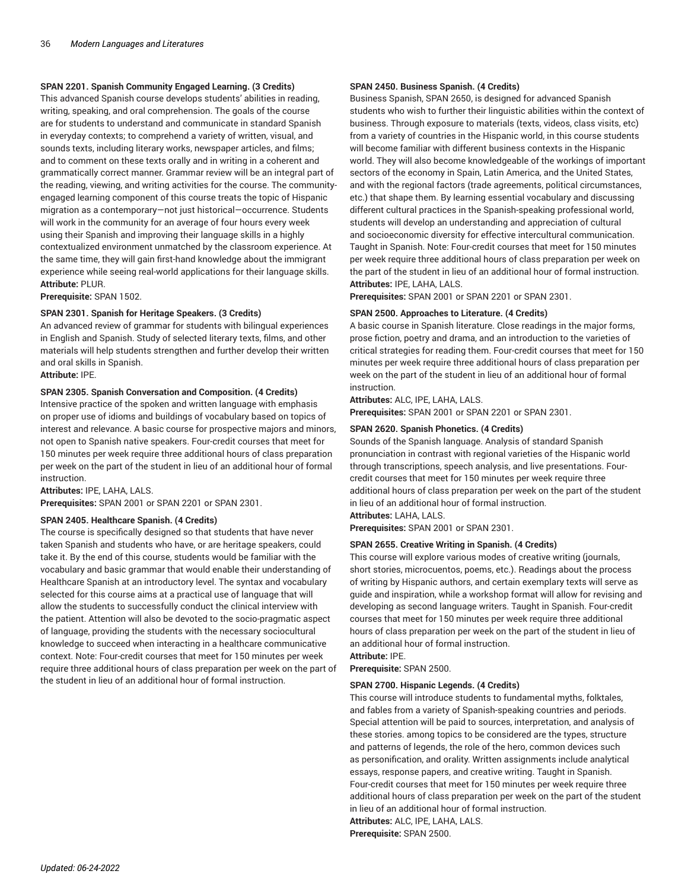**SPAN 2201. Spanish Community Engaged Learning. (3 Credits)**
This advanced Spanish course develops students' abilities in reading, writing, speaking, and oral comprehension. The goals of the course are for students to understand and communicate in standard Spanish in everyday contexts; to comprehend a variety of written, visual, and sounds texts, including literary works, newspaper articles, and films; and to comment on these texts orally and in writing in a coherent and grammatically correct manner. Grammar review will be an integral part of the reading, viewing, and writing activities for the course. The community-engaged learning component of this course treats the topic of Hispanic migration as a contemporary—not just historical—occurrence. Students will work in the community for an average of four hours every week using their Spanish and improving their language skills in a highly contextualized environment unmatched by the classroom experience. At the same time, they will gain first-hand knowledge about the immigrant experience while seeing real-world applications for their language skills.
**Attribute:** PLUR.
**Prerequisite:** SPAN 1502.

**SPAN 2301. Spanish for Heritage Speakers. (3 Credits)**
An advanced review of grammar for students with bilingual experiences in English and Spanish. Study of selected literary texts, films, and other materials will help students strengthen and further develop their written and oral skills in Spanish.
**Attribute:** IPE.

**SPAN 2305. Spanish Conversation and Composition. (4 Credits)**
Intensive practice of the spoken and written language with emphasis on proper use of idioms and buildings of vocabulary based on topics of interest and relevance. A basic course for prospective majors and minors, not open to Spanish native speakers. Four-credit courses that meet for 150 minutes per week require three additional hours of class preparation per week on the part of the student in lieu of an additional hour of formal instruction.
**Attributes:** IPE, LAHA, LALS.
**Prerequisites:** SPAN 2001 or SPAN 2201 or SPAN 2301.

**SPAN 2405. Healthcare Spanish. (4 Credits)**
The course is specifically designed so that students that have never taken Spanish and students who have, or are heritage speakers, could take it. By the end of this course, students would be familiar with the vocabulary and basic grammar that would enable their understanding of Healthcare Spanish at an introductory level. The syntax and vocabulary selected for this course aims at a practical use of language that will allow the students to successfully conduct the clinical interview with the patient. Attention will also be devoted to the socio-pragmatic aspect of language, providing the students with the necessary sociocultural knowledge to succeed when interacting in a healthcare communicative context. Note: Four-credit courses that meet for 150 minutes per week require three additional hours of class preparation per week on the part of the student in lieu of an additional hour of formal instruction.

**SPAN 2450. Business Spanish. (4 Credits)**
Business Spanish, SPAN 2650, is designed for advanced Spanish students who wish to further their linguistic abilities within the context of business. Through exposure to materials (texts, videos, class visits, etc) from a variety of countries in the Hispanic world, in this course students will become familiar with different business contexts in the Hispanic world. They will also become knowledgeable of the workings of important sectors of the economy in Spain, Latin America, and the United States, and with the regional factors (trade agreements, political circumstances, etc.) that shape them. By learning essential vocabulary and discussing different cultural practices in the Spanish-speaking professional world, students will develop an understanding and appreciation of cultural and socioeconomic diversity for effective intercultural communication. Taught in Spanish. Note: Four-credit courses that meet for 150 minutes per week require three additional hours of class preparation per week on the part of the student in lieu of an additional hour of formal instruction.
**Attributes:** IPE, LAHA, LALS.
**Prerequisites:** SPAN 2001 or SPAN 2201 or SPAN 2301.

**SPAN 2500. Approaches to Literature. (4 Credits)**
A basic course in Spanish literature. Close readings in the major forms, prose fiction, poetry and drama, and an introduction to the varieties of critical strategies for reading them. Four-credit courses that meet for 150 minutes per week require three additional hours of class preparation per week on the part of the student in lieu of an additional hour of formal instruction.
**Attributes:** ALC, IPE, LAHA, LALS.
**Prerequisites:** SPAN 2001 or SPAN 2201 or SPAN 2301.

**SPAN 2620. Spanish Phonetics. (4 Credits)**
Sounds of the Spanish language. Analysis of standard Spanish pronunciation in contrast with regional varieties of the Hispanic world through transcriptions, speech analysis, and live presentations. Four-credit courses that meet for 150 minutes per week require three additional hours of class preparation per week on the part of the student in lieu of an additional hour of formal instruction.
**Attributes:** LAHA, LALS.
**Prerequisites:** SPAN 2001 or SPAN 2301.

**SPAN 2655. Creative Writing in Spanish. (4 Credits)**
This course will explore various modes of creative writing (journals, short stories, microcuentos, poems, etc.). Readings about the process of writing by Hispanic authors, and certain exemplary texts will serve as guide and inspiration, while a workshop format will allow for revising and developing as second language writers. Taught in Spanish. Four-credit courses that meet for 150 minutes per week require three additional hours of class preparation per week on the part of the student in lieu of an additional hour of formal instruction.
**Attribute:** IPE.
**Prerequisite:** SPAN 2500.

**SPAN 2700. Hispanic Legends. (4 Credits)**
This course will introduce students to fundamental myths, folktales, and fables from a variety of Spanish-speaking countries and periods. Special attention will be paid to sources, interpretation, and analysis of these stories. among topics to be considered are the types, structure and patterns of legends, the role of the hero, common devices such as personification, and orality. Written assignments include analytical essays, response papers, and creative writing. Taught in Spanish. Four-credit courses that meet for 150 minutes per week require three additional hours of class preparation per week on the part of the student in lieu of an additional hour of formal instruction.
**Attributes:** ALC, IPE, LAHA, LALS.
**Prerequisite:** SPAN 2500.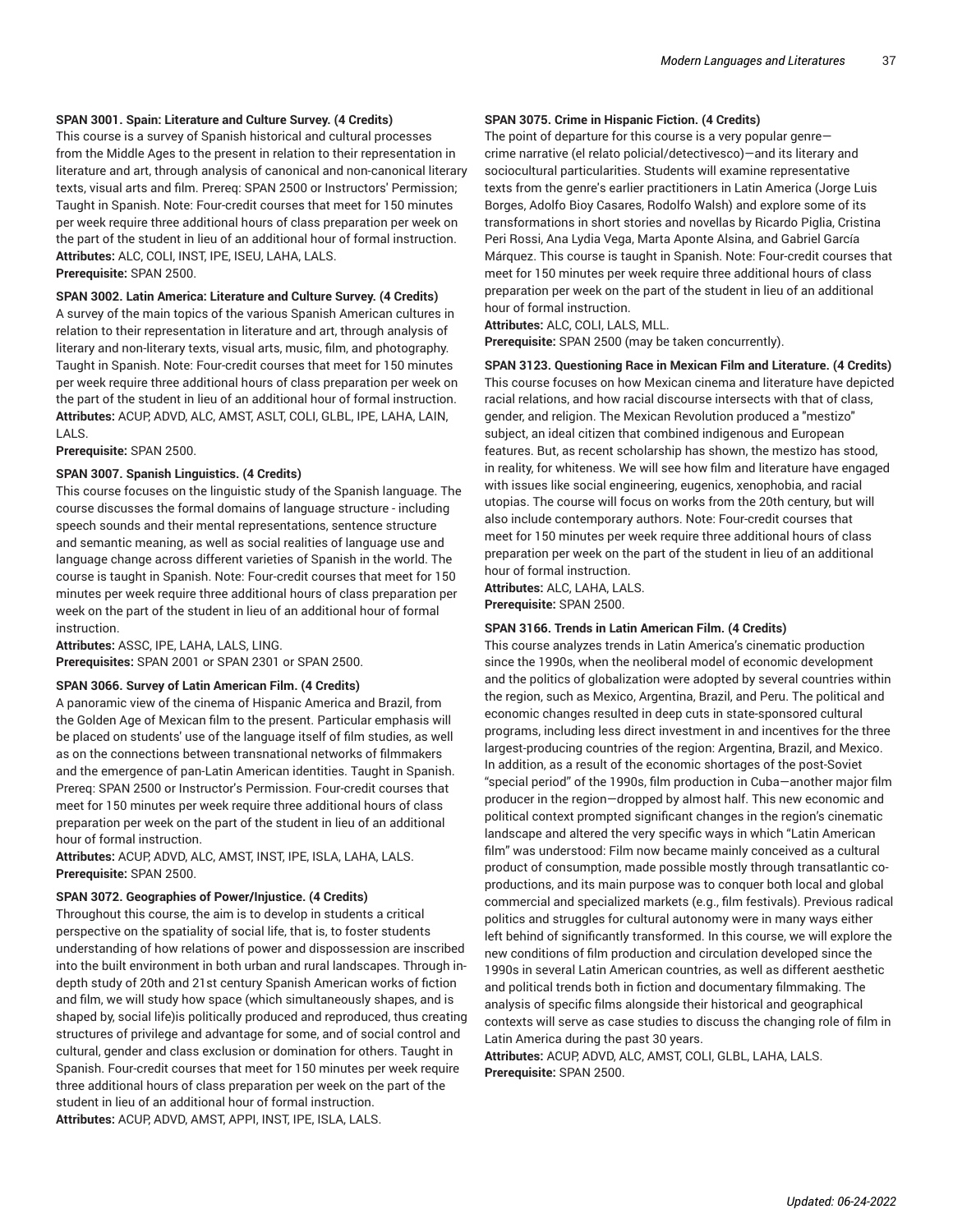**SPAN 3001. Spain: Literature and Culture Survey. (4 Credits)**
This course is a survey of Spanish historical and cultural processes from the Middle Ages to the present in relation to their representation in literature and art, through analysis of canonical and non-canonical literary texts, visual arts and film. Prereq: SPAN 2500 or Instructors' Permission; Taught in Spanish. Note: Four-credit courses that meet for 150 minutes per week require three additional hours of class preparation per week on the part of the student in lieu of an additional hour of formal instruction.
**Attributes:** ALC, COLI, INST, IPE, ISEU, LAHA, LALS.
**Prerequisite:** SPAN 2500.

**SPAN 3002. Latin America: Literature and Culture Survey. (4 Credits)**
A survey of the main topics of the various Spanish American cultures in relation to their representation in literature and art, through analysis of literary and non-literary texts, visual arts, music, film, and photography. Taught in Spanish. Note: Four-credit courses that meet for 150 minutes per week require three additional hours of class preparation per week on the part of the student in lieu of an additional hour of formal instruction.
**Attributes:** ACUP, ADVD, ALC, AMST, ASLT, COLI, GLBL, IPE, LAHA, LAIN, LALS.
**Prerequisite:** SPAN 2500.

**SPAN 3007. Spanish Linguistics. (4 Credits)**
This course focuses on the linguistic study of the Spanish language. The course discusses the formal domains of language structure - including speech sounds and their mental representations, sentence structure and semantic meaning, as well as social realities of language use and language change across different varieties of Spanish in the world. The course is taught in Spanish. Note: Four-credit courses that meet for 150 minutes per week require three additional hours of class preparation per week on the part of the student in lieu of an additional hour of formal instruction.
**Attributes:** ASSC, IPE, LAHA, LALS, LING.
**Prerequisites:** SPAN 2001 or SPAN 2301 or SPAN 2500.

**SPAN 3066. Survey of Latin American Film. (4 Credits)**
A panoramic view of the cinema of Hispanic America and Brazil, from the Golden Age of Mexican film to the present. Particular emphasis will be placed on students' use of the language itself of film studies, as well as on the connections between transnational networks of filmmakers and the emergence of pan-Latin American identities. Taught in Spanish. Prereq: SPAN 2500 or Instructor's Permission. Four-credit courses that meet for 150 minutes per week require three additional hours of class preparation per week on the part of the student in lieu of an additional hour of formal instruction.
**Attributes:** ACUP, ADVD, ALC, AMST, INST, IPE, ISLA, LAHA, LALS.
**Prerequisite:** SPAN 2500.

**SPAN 3072. Geographies of Power/Injustice. (4 Credits)**
Throughout this course, the aim is to develop in students a critical perspective on the spatiality of social life, that is, to foster students understanding of how relations of power and dispossession are inscribed into the built environment in both urban and rural landscapes. Through in-depth study of 20th and 21st century Spanish American works of fiction and film, we will study how space (which simultaneously shapes, and is shaped by, social life)is politically produced and reproduced, thus creating structures of privilege and advantage for some, and of social control and cultural, gender and class exclusion or domination for others. Taught in Spanish. Four-credit courses that meet for 150 minutes per week require three additional hours of class preparation per week on the part of the student in lieu of an additional hour of formal instruction.
**Attributes:** ACUP, ADVD, AMST, APPI, INST, IPE, ISLA, LALS.

**SPAN 3075. Crime in Hispanic Fiction. (4 Credits)**
The point of departure for this course is a very popular genre—crime narrative (el relato policial/detectivesco)—and its literary and sociocultural particularities. Students will examine representative texts from the genre's earlier practitioners in Latin America (Jorge Luis Borges, Adolfo Bioy Casares, Rodolfo Walsh) and explore some of its transformations in short stories and novellas by Ricardo Piglia, Cristina Peri Rossi, Ana Lydia Vega, Marta Aponte Alsina, and Gabriel García Márquez. This course is taught in Spanish. Note: Four-credit courses that meet for 150 minutes per week require three additional hours of class preparation per week on the part of the student in lieu of an additional hour of formal instruction.
**Attributes:** ALC, COLI, LALS, MLL.
**Prerequisite:** SPAN 2500 (may be taken concurrently).

**SPAN 3123. Questioning Race in Mexican Film and Literature. (4 Credits)**
This course focuses on how Mexican cinema and literature have depicted racial relations, and how racial discourse intersects with that of class, gender, and religion. The Mexican Revolution produced a "mestizo" subject, an ideal citizen that combined indigenous and European features. But, as recent scholarship has shown, the mestizo has stood, in reality, for whiteness. We will see how film and literature have engaged with issues like social engineering, eugenics, xenophobia, and racial utopias. The course will focus on works from the 20th century, but will also include contemporary authors. Note: Four-credit courses that meet for 150 minutes per week require three additional hours of class preparation per week on the part of the student in lieu of an additional hour of formal instruction.
**Attributes:** ALC, LAHA, LALS.
**Prerequisite:** SPAN 2500.

**SPAN 3166. Trends in Latin American Film. (4 Credits)**
This course analyzes trends in Latin America's cinematic production since the 1990s, when the neoliberal model of economic development and the politics of globalization were adopted by several countries within the region, such as Mexico, Argentina, Brazil, and Peru. The political and economic changes resulted in deep cuts in state-sponsored cultural programs, including less direct investment in and incentives for the three largest-producing countries of the region: Argentina, Brazil, and Mexico. In addition, as a result of the economic shortages of the post-Soviet "special period" of the 1990s, film production in Cuba—another major film producer in the region—dropped by almost half. This new economic and political context prompted significant changes in the region's cinematic landscape and altered the very specific ways in which "Latin American film" was understood: Film now became mainly conceived as a cultural product of consumption, made possible mostly through transatlantic co-productions, and its main purpose was to conquer both local and global commercial and specialized markets (e.g., film festivals). Previous radical politics and struggles for cultural autonomy were in many ways either left behind of significantly transformed. In this course, we will explore the new conditions of film production and circulation developed since the 1990s in several Latin American countries, as well as different aesthetic and political trends both in fiction and documentary filmmaking. The analysis of specific films alongside their historical and geographical contexts will serve as case studies to discuss the changing role of film in Latin America during the past 30 years.
**Attributes:** ACUP, ADVD, ALC, AMST, COLI, GLBL, LAHA, LALS.
**Prerequisite:** SPAN 2500.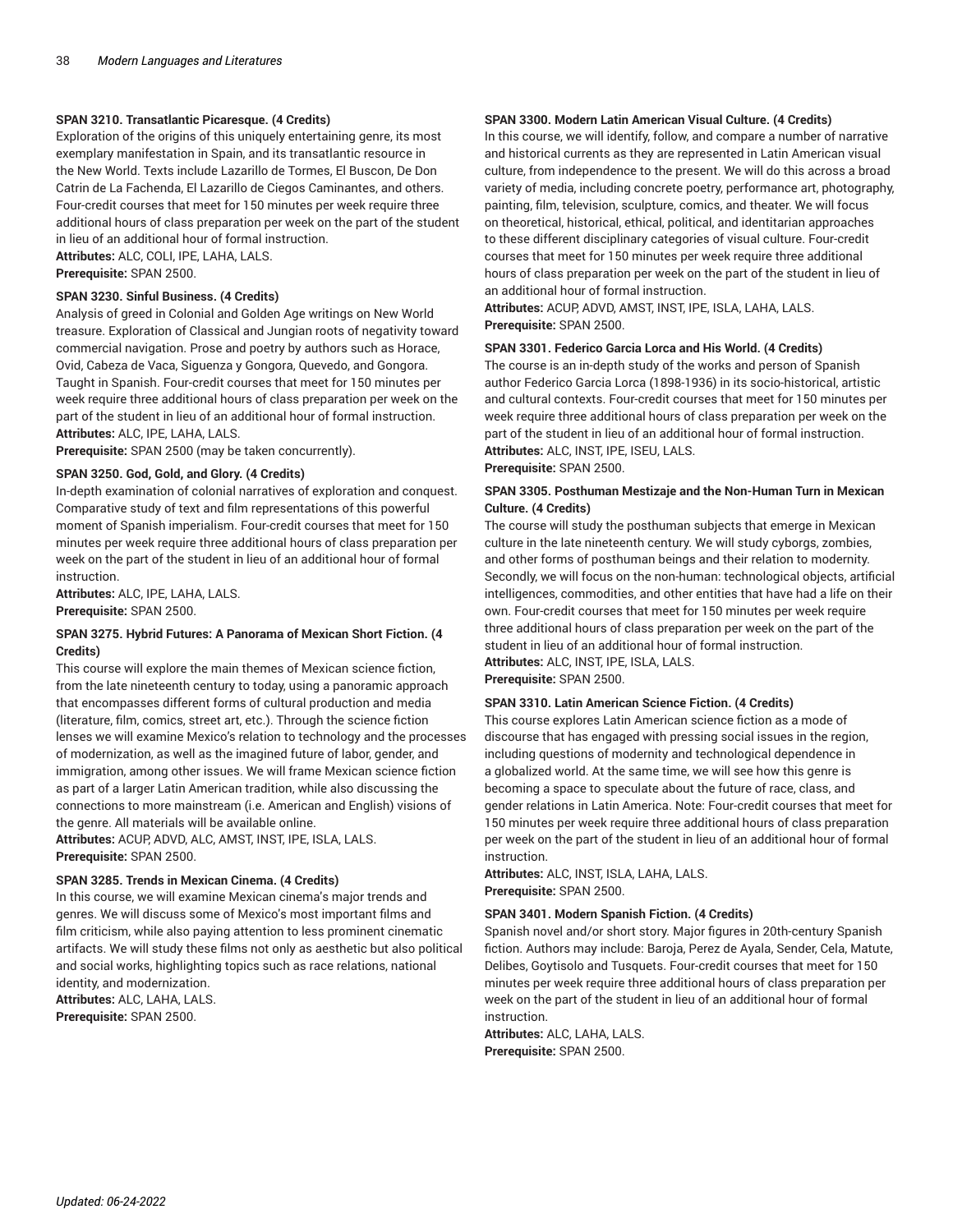#### SPAN 3210. Transatlantic Picaresque. (4 Credits)

Exploration of the origins of this uniquely entertaining genre, its most exemplary manifestation in Spain, and its transatlantic resource in the New World. Texts include Lazarillo de Tormes, El Buscon, De Don Catrin de La Fachenda, El Lazarillo de Ciegos Caminantes, and others. Four-credit courses that meet for 150 minutes per week require three additional hours of class preparation per week on the part of the student in lieu of an additional hour of formal instruction.
**Attributes:** ALC, COLI, IPE, LAHA, LALS.
**Prerequisite:** SPAN 2500.

#### SPAN 3230. Sinful Business. (4 Credits)

Analysis of greed in Colonial and Golden Age writings on New World treasure. Exploration of Classical and Jungian roots of negativity toward commercial navigation. Prose and poetry by authors such as Horace, Ovid, Cabeza de Vaca, Siguenza y Gongora, Quevedo, and Gongora. Taught in Spanish. Four-credit courses that meet for 150 minutes per week require three additional hours of class preparation per week on the part of the student in lieu of an additional hour of formal instruction.
**Attributes:** ALC, IPE, LAHA, LALS.
**Prerequisite:** SPAN 2500 (may be taken concurrently).

#### SPAN 3250. God, Gold, and Glory. (4 Credits)

In-depth examination of colonial narratives of exploration and conquest. Comparative study of text and film representations of this powerful moment of Spanish imperialism. Four-credit courses that meet for 150 minutes per week require three additional hours of class preparation per week on the part of the student in lieu of an additional hour of formal instruction.
**Attributes:** ALC, IPE, LAHA, LALS.
**Prerequisite:** SPAN 2500.

#### SPAN 3275. Hybrid Futures: A Panorama of Mexican Short Fiction. (4 Credits)

This course will explore the main themes of Mexican science fiction, from the late nineteenth century to today, using a panoramic approach that encompasses different forms of cultural production and media (literature, film, comics, street art, etc.). Through the science fiction lenses we will examine Mexico's relation to technology and the processes of modernization, as well as the imagined future of labor, gender, and immigration, among other issues. We will frame Mexican science fiction as part of a larger Latin American tradition, while also discussing the connections to more mainstream (i.e. American and English) visions of the genre. All materials will be available online.
**Attributes:** ACUP, ADVD, ALC, AMST, INST, IPE, ISLA, LALS.
**Prerequisite:** SPAN 2500.

#### SPAN 3285. Trends in Mexican Cinema. (4 Credits)

In this course, we will examine Mexican cinema's major trends and genres. We will discuss some of Mexico's most important films and film criticism, while also paying attention to less prominent cinematic artifacts. We will study these films not only as aesthetic but also political and social works, highlighting topics such as race relations, national identity, and modernization.
**Attributes:** ALC, LAHA, LALS.
**Prerequisite:** SPAN 2500.

#### SPAN 3300. Modern Latin American Visual Culture. (4 Credits)

In this course, we will identify, follow, and compare a number of narrative and historical currents as they are represented in Latin American visual culture, from independence to the present. We will do this across a broad variety of media, including concrete poetry, performance art, photography, painting, film, television, sculpture, comics, and theater. We will focus on theoretical, historical, ethical, political, and identitarian approaches to these different disciplinary categories of visual culture. Four-credit courses that meet for 150 minutes per week require three additional hours of class preparation per week on the part of the student in lieu of an additional hour of formal instruction.
**Attributes:** ACUP, ADVD, AMST, INST, IPE, ISLA, LAHA, LALS.
**Prerequisite:** SPAN 2500.

#### SPAN 3301. Federico Garcia Lorca and His World. (4 Credits)

The course is an in-depth study of the works and person of Spanish author Federico Garcia Lorca (1898-1936) in its socio-historical, artistic and cultural contexts. Four-credit courses that meet for 150 minutes per week require three additional hours of class preparation per week on the part of the student in lieu of an additional hour of formal instruction.
**Attributes:** ALC, INST, IPE, ISEU, LALS.
**Prerequisite:** SPAN 2500.

#### SPAN 3305. Posthuman Mestizaje and the Non-Human Turn in Mexican Culture. (4 Credits)

The course will study the posthuman subjects that emerge in Mexican culture in the late nineteenth century. We will study cyborgs, zombies, and other forms of posthuman beings and their relation to modernity. Secondly, we will focus on the non-human: technological objects, artificial intelligences, commodities, and other entities that have had a life on their own. Four-credit courses that meet for 150 minutes per week require three additional hours of class preparation per week on the part of the student in lieu of an additional hour of formal instruction.
**Attributes:** ALC, INST, IPE, ISLA, LALS.
**Prerequisite:** SPAN 2500.

#### SPAN 3310. Latin American Science Fiction. (4 Credits)

This course explores Latin American science fiction as a mode of discourse that has engaged with pressing social issues in the region, including questions of modernity and technological dependence in a globalized world. At the same time, we will see how this genre is becoming a space to speculate about the future of race, class, and gender relations in Latin America. Note: Four-credit courses that meet for 150 minutes per week require three additional hours of class preparation per week on the part of the student in lieu of an additional hour of formal instruction.
**Attributes:** ALC, INST, ISLA, LAHA, LALS.
**Prerequisite:** SPAN 2500.

#### SPAN 3401. Modern Spanish Fiction. (4 Credits)

Spanish novel and/or short story. Major figures in 20th-century Spanish fiction. Authors may include: Baroja, Perez de Ayala, Sender, Cela, Matute, Delibes, Goytisolo and Tusquets. Four-credit courses that meet for 150 minutes per week require three additional hours of class preparation per week on the part of the student in lieu of an additional hour of formal instruction.
**Attributes:** ALC, LAHA, LALS.
**Prerequisite:** SPAN 2500.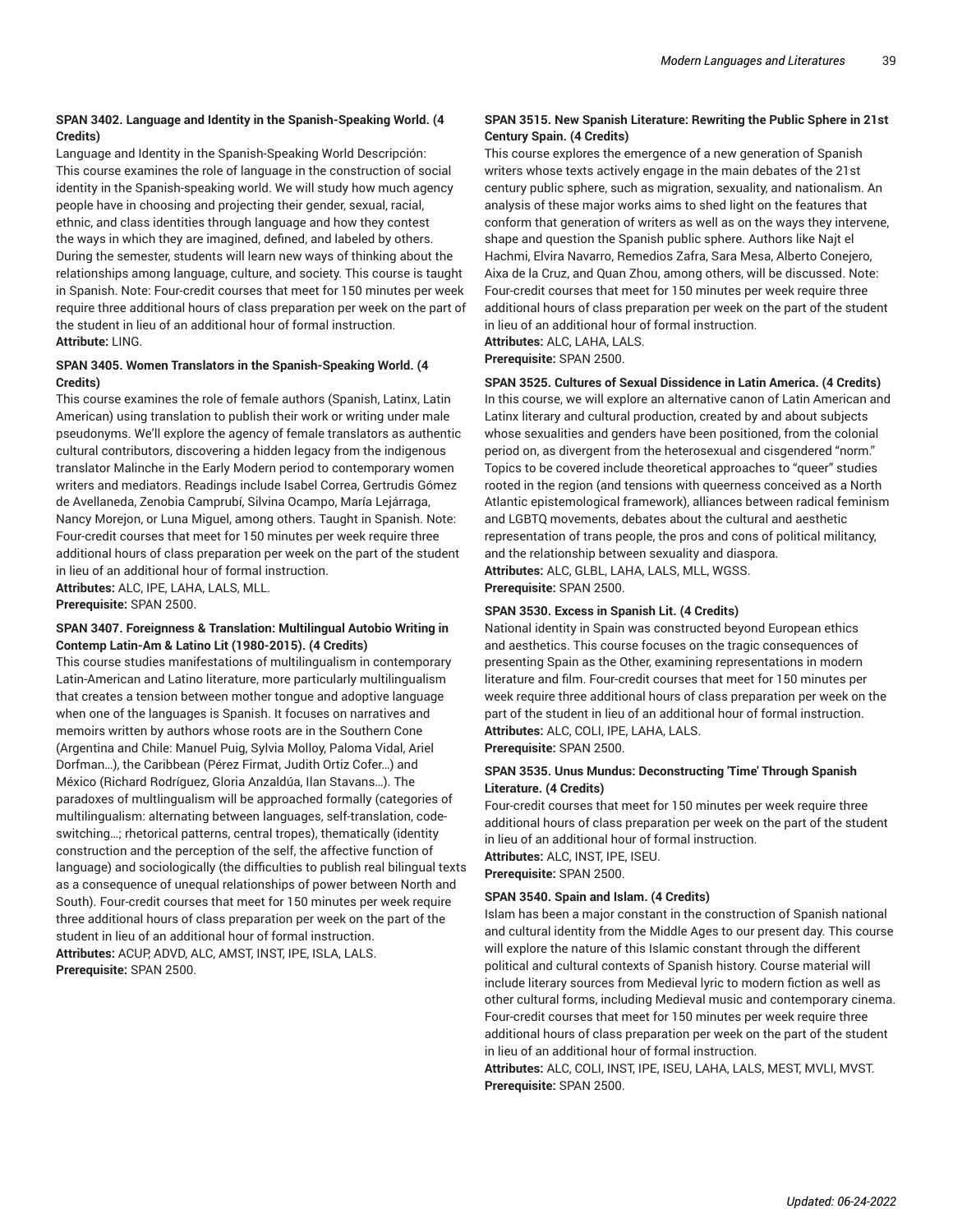**SPAN 3402. Language and Identity in the Spanish-Speaking World. (4 Credits)**

Language and Identity in the Spanish-Speaking World Descripción: This course examines the role of language in the construction of social identity in the Spanish-speaking world. We will study how much agency people have in choosing and projecting their gender, sexual, racial, ethnic, and class identities through language and how they contest the ways in which they are imagined, defined, and labeled by others. During the semester, students will learn new ways of thinking about the relationships among language, culture, and society. This course is taught in Spanish. Note: Four-credit courses that meet for 150 minutes per week require three additional hours of class preparation per week on the part of the student in lieu of an additional hour of formal instruction.
**Attribute:** LING.

**SPAN 3405. Women Translators in the Spanish-Speaking World. (4 Credits)**

This course examines the role of female authors (Spanish, Latinx, Latin American) using translation to publish their work or writing under male pseudonyms. We'll explore the agency of female translators as authentic cultural contributors, discovering a hidden legacy from the indigenous translator Malinche in the Early Modern period to contemporary women writers and mediators. Readings include Isabel Correa, Gertrudis Gómez de Avellaneda, Zenobia Camprubí, Silvina Ocampo, María Lejárraga, Nancy Morejon, or Luna Miguel, among others. Taught in Spanish. Note: Four-credit courses that meet for 150 minutes per week require three additional hours of class preparation per week on the part of the student in lieu of an additional hour of formal instruction.
**Attributes:** ALC, IPE, LAHA, LALS, MLL.
**Prerequisite:** SPAN 2500.

**SPAN 3407. Foreignness & Translation: Multilingual Autobio Writing in Contemp Latin-Am & Latino Lit (1980-2015). (4 Credits)**

This course studies manifestations of multilingualism in contemporary Latin-American and Latino literature, more particularly multilingualism that creates a tension between mother tongue and adoptive language when one of the languages is Spanish. It focuses on narratives and memoirs written by authors whose roots are in the Southern Cone (Argentina and Chile: Manuel Puig, Sylvia Molloy, Paloma Vidal, Ariel Dorfman…), the Caribbean (Pérez Firmat, Judith Ortiz Cofer…) and México (Richard Rodríguez, Gloria Anzaldúa, Ilan Stavans…). The paradoxes of multlingualism will be approached formally (categories of multilingualism: alternating between languages, self-translation, code-switching…; rhetorical patterns, central tropes), thematically (identity construction and the perception of the self, the affective function of language) and sociologically (the difficulties to publish real bilingual texts as a consequence of unequal relationships of power between North and South). Four-credit courses that meet for 150 minutes per week require three additional hours of class preparation per week on the part of the student in lieu of an additional hour of formal instruction.
**Attributes:** ACUP, ADVD, ALC, AMST, INST, IPE, ISLA, LALS.
**Prerequisite:** SPAN 2500.

**SPAN 3515. New Spanish Literature: Rewriting the Public Sphere in 21st Century Spain. (4 Credits)**

This course explores the emergence of a new generation of Spanish writers whose texts actively engage in the main debates of the 21st century public sphere, such as migration, sexuality, and nationalism. An analysis of these major works aims to shed light on the features that conform that generation of writers as well as on the ways they intervene, shape and question the Spanish public sphere. Authors like Najt el Hachmi, Elvira Navarro, Remedios Zafra, Sara Mesa, Alberto Conejero, Aixa de la Cruz, and Quan Zhou, among others, will be discussed. Note: Four-credit courses that meet for 150 minutes per week require three additional hours of class preparation per week on the part of the student in lieu of an additional hour of formal instruction.
**Attributes:** ALC, LAHA, LALS.
**Prerequisite:** SPAN 2500.

**SPAN 3525. Cultures of Sexual Dissidence in Latin America. (4 Credits)**

In this course, we will explore an alternative canon of Latin American and Latinx literary and cultural production, created by and about subjects whose sexualities and genders have been positioned, from the colonial period on, as divergent from the heterosexual and cisgendered "norm." Topics to be covered include theoretical approaches to "queer" studies rooted in the region (and tensions with queerness conceived as a North Atlantic epistemological framework), alliances between radical feminism and LGBTQ movements, debates about the cultural and aesthetic representation of trans people, the pros and cons of political militancy, and the relationship between sexuality and diaspora.
**Attributes:** ALC, GLBL, LAHA, LALS, MLL, WGSS.
**Prerequisite:** SPAN 2500.

**SPAN 3530. Excess in Spanish Lit. (4 Credits)**

National identity in Spain was constructed beyond European ethics and aesthetics. This course focuses on the tragic consequences of presenting Spain as the Other, examining representations in modern literature and film. Four-credit courses that meet for 150 minutes per week require three additional hours of class preparation per week on the part of the student in lieu of an additional hour of formal instruction.
**Attributes:** ALC, COLI, IPE, LAHA, LALS.
**Prerequisite:** SPAN 2500.

**SPAN 3535. Unus Mundus: Deconstructing 'Time' Through Spanish Literature. (4 Credits)**

Four-credit courses that meet for 150 minutes per week require three additional hours of class preparation per week on the part of the student in lieu of an additional hour of formal instruction.
**Attributes:** ALC, INST, IPE, ISEU.
**Prerequisite:** SPAN 2500.

**SPAN 3540. Spain and Islam. (4 Credits)**

Islam has been a major constant in the construction of Spanish national and cultural identity from the Middle Ages to our present day. This course will explore the nature of this Islamic constant through the different political and cultural contexts of Spanish history. Course material will include literary sources from Medieval lyric to modern fiction as well as other cultural forms, including Medieval music and contemporary cinema. Four-credit courses that meet for 150 minutes per week require three additional hours of class preparation per week on the part of the student in lieu of an additional hour of formal instruction.
**Attributes:** ALC, COLI, INST, IPE, ISEU, LAHA, LALS, MEST, MVLI, MVST.
**Prerequisite:** SPAN 2500.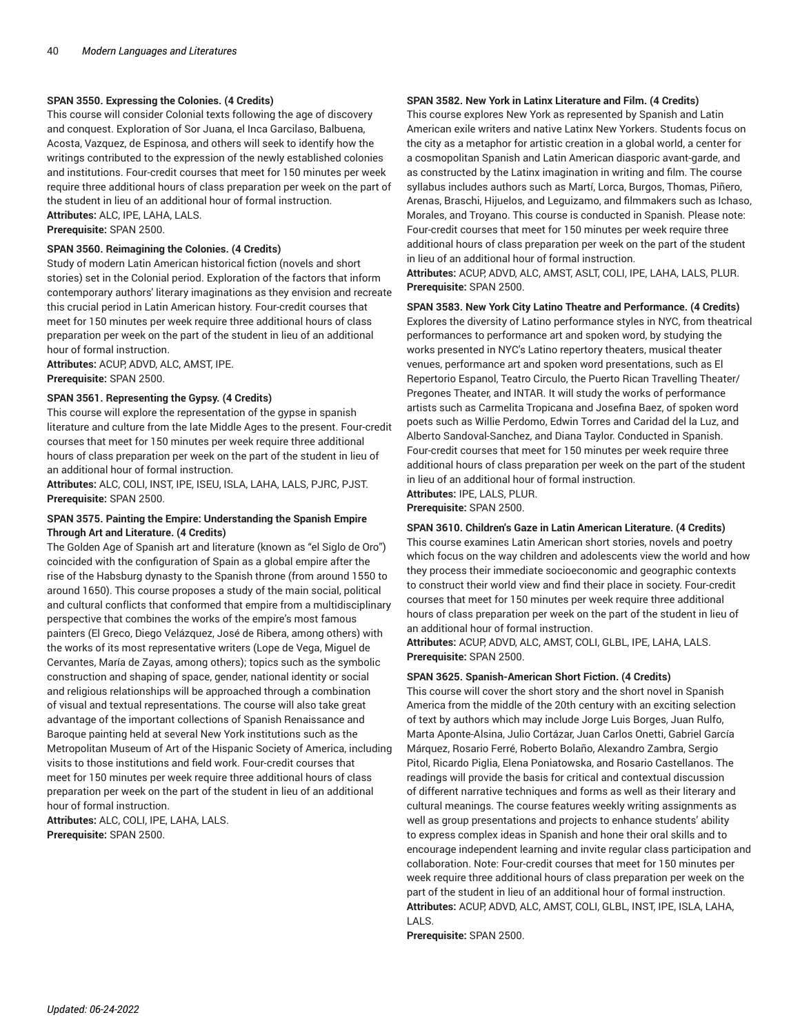#### SPAN 3550. Expressing the Colonies. (4 Credits)

This course will consider Colonial texts following the age of discovery and conquest. Exploration of Sor Juana, el Inca Garcilaso, Balbuena, Acosta, Vazquez, de Espinosa, and others will seek to identify how the writings contributed to the expression of the newly established colonies and institutions. Four-credit courses that meet for 150 minutes per week require three additional hours of class preparation per week on the part of the student in lieu of an additional hour of formal instruction.
**Attributes:** ALC, IPE, LAHA, LALS.
**Prerequisite:** SPAN 2500.

#### SPAN 3560. Reimagining the Colonies. (4 Credits)

Study of modern Latin American historical fiction (novels and short stories) set in the Colonial period. Exploration of the factors that inform contemporary authors' literary imaginations as they envision and recreate this crucial period in Latin American history. Four-credit courses that meet for 150 minutes per week require three additional hours of class preparation per week on the part of the student in lieu of an additional hour of formal instruction.
**Attributes:** ACUP, ADVD, ALC, AMST, IPE.
**Prerequisite:** SPAN 2500.

#### SPAN 3561. Representing the Gypsy. (4 Credits)

This course will explore the representation of the gypse in spanish literature and culture from the late Middle Ages to the present. Four-credit courses that meet for 150 minutes per week require three additional hours of class preparation per week on the part of the student in lieu of an additional hour of formal instruction.
**Attributes:** ALC, COLI, INST, IPE, ISEU, ISLA, LAHA, LALS, PJRC, PJST.
**Prerequisite:** SPAN 2500.

#### SPAN 3575. Painting the Empire: Understanding the Spanish Empire Through Art and Literature. (4 Credits)

The Golden Age of Spanish art and literature (known as "el Siglo de Oro") coincided with the configuration of Spain as a global empire after the rise of the Habsburg dynasty to the Spanish throne (from around 1550 to around 1650). This course proposes a study of the main social, political and cultural conflicts that conformed that empire from a multidisciplinary perspective that combines the works of the empire's most famous painters (El Greco, Diego Velázquez, José de Ribera, among others) with the works of its most representative writers (Lope de Vega, Miguel de Cervantes, María de Zayas, among others); topics such as the symbolic construction and shaping of space, gender, national identity or social and religious relationships will be approached through a combination of visual and textual representations. The course will also take great advantage of the important collections of Spanish Renaissance and Baroque painting held at several New York institutions such as the Metropolitan Museum of Art of the Hispanic Society of America, including visits to those institutions and field work. Four-credit courses that meet for 150 minutes per week require three additional hours of class preparation per week on the part of the student in lieu of an additional hour of formal instruction.
**Attributes:** ALC, COLI, IPE, LAHA, LALS.
**Prerequisite:** SPAN 2500.

#### SPAN 3582. New York in Latinx Literature and Film. (4 Credits)

This course explores New York as represented by Spanish and Latin American exile writers and native Latinx New Yorkers. Students focus on the city as a metaphor for artistic creation in a global world, a center for a cosmopolitan Spanish and Latin American diasporic avant-garde, and as constructed by the Latinx imagination in writing and film. The course syllabus includes authors such as Martí, Lorca, Burgos, Thomas, Piñero, Arenas, Braschi, Hijuelos, and Leguizamo, and filmmakers such as Ichaso, Morales, and Troyano. This course is conducted in Spanish. Please note: Four-credit courses that meet for 150 minutes per week require three additional hours of class preparation per week on the part of the student in lieu of an additional hour of formal instruction.
**Attributes:** ACUP, ADVD, ALC, AMST, ASLT, COLI, IPE, LAHA, LALS, PLUR.
**Prerequisite:** SPAN 2500.

#### SPAN 3583. New York City Latino Theatre and Performance. (4 Credits)

Explores the diversity of Latino performance styles in NYC, from theatrical performances to performance art and spoken word, by studying the works presented in NYC's Latino repertory theaters, musical theater venues, performance art and spoken word presentations, such as El Repertorio Espanol, Teatro Circulo, the Puerto Rican Travelling Theater/ Pregones Theater, and INTAR. It will study the works of performance artists such as Carmelita Tropicana and Josefina Baez, of spoken word poets such as Willie Perdomo, Edwin Torres and Caridad del la Luz, and Alberto Sandoval-Sanchez, and Diana Taylor. Conducted in Spanish. Four-credit courses that meet for 150 minutes per week require three additional hours of class preparation per week on the part of the student in lieu of an additional hour of formal instruction.
**Attributes:** IPE, LALS, PLUR.
**Prerequisite:** SPAN 2500.

#### SPAN 3610. Children's Gaze in Latin American Literature. (4 Credits)

This course examines Latin American short stories, novels and poetry which focus on the way children and adolescents view the world and how they process their immediate socioeconomic and geographic contexts to construct their world view and find their place in society. Four-credit courses that meet for 150 minutes per week require three additional hours of class preparation per week on the part of the student in lieu of an additional hour of formal instruction.
**Attributes:** ACUP, ADVD, ALC, AMST, COLI, GLBL, IPE, LAHA, LALS.
**Prerequisite:** SPAN 2500.

#### SPAN 3625. Spanish-American Short Fiction. (4 Credits)

This course will cover the short story and the short novel in Spanish America from the middle of the 20th century with an exciting selection of text by authors which may include Jorge Luis Borges, Juan Rulfo, Marta Aponte-Alsina, Julio Cortázar, Juan Carlos Onetti, Gabriel García Márquez, Rosario Ferré, Roberto Bolaño, Alexandro Zambra, Sergio Pitol, Ricardo Piglia, Elena Poniatowska, and Rosario Castellanos. The readings will provide the basis for critical and contextual discussion of different narrative techniques and forms as well as their literary and cultural meanings. The course features weekly writing assignments as well as group presentations and projects to enhance students' ability to express complex ideas in Spanish and hone their oral skills and to encourage independent learning and invite regular class participation and collaboration. Note: Four-credit courses that meet for 150 minutes per week require three additional hours of class preparation per week on the part of the student in lieu of an additional hour of formal instruction.
**Attributes:** ACUP, ADVD, ALC, AMST, COLI, GLBL, INST, IPE, ISLA, LAHA, LALS.
**Prerequisite:** SPAN 2500.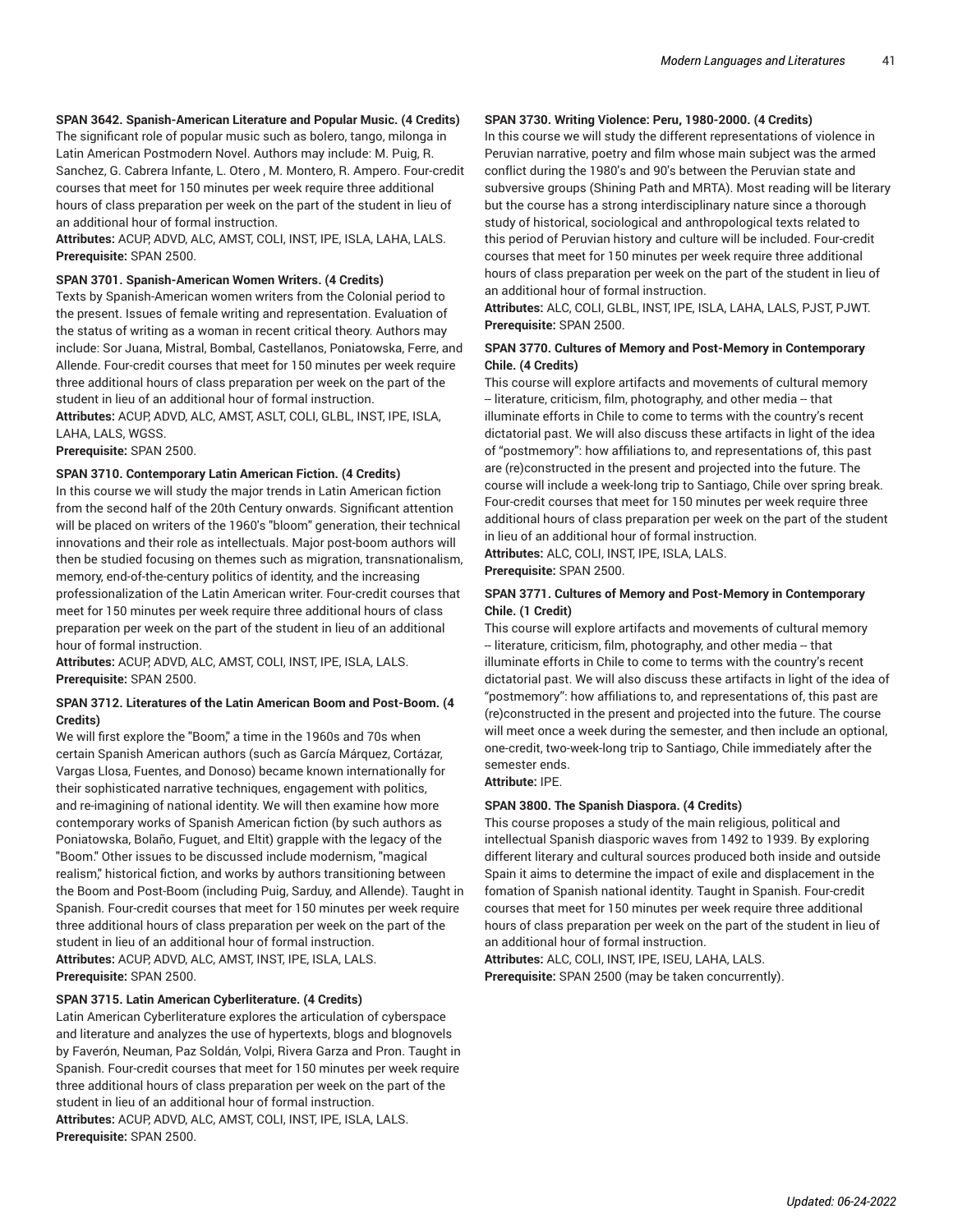**SPAN 3642. Spanish-American Literature and Popular Music. (4 Credits)**
The significant role of popular music such as bolero, tango, milonga in Latin American Postmodern Novel. Authors may include: M. Puig, R. Sanchez, G. Cabrera Infante, L. Otero , M. Montero, R. Ampero. Four-credit courses that meet for 150 minutes per week require three additional hours of class preparation per week on the part of the student in lieu of an additional hour of formal instruction.
**Attributes:** ACUP, ADVD, ALC, AMST, COLI, INST, IPE, ISLA, LAHA, LALS.
**Prerequisite:** SPAN 2500.

**SPAN 3701. Spanish-American Women Writers. (4 Credits)**
Texts by Spanish-American women writers from the Colonial period to the present. Issues of female writing and representation. Evaluation of the status of writing as a woman in recent critical theory. Authors may include: Sor Juana, Mistral, Bombal, Castellanos, Poniatowska, Ferre, and Allende. Four-credit courses that meet for 150 minutes per week require three additional hours of class preparation per week on the part of the student in lieu of an additional hour of formal instruction.
**Attributes:** ACUP, ADVD, ALC, AMST, ASLT, COLI, GLBL, INST, IPE, ISLA, LAHA, LALS, WGSS.
**Prerequisite:** SPAN 2500.

**SPAN 3710. Contemporary Latin American Fiction. (4 Credits)**
In this course we will study the major trends in Latin American fiction from the second half of the 20th Century onwards. Significant attention will be placed on writers of the 1960's "bloom" generation, their technical innovations and their role as intellectuals. Major post-boom authors will then be studied focusing on themes such as migration, transnationalism, memory, end-of-the-century politics of identity, and the increasing professionalization of the Latin American writer. Four-credit courses that meet for 150 minutes per week require three additional hours of class preparation per week on the part of the student in lieu of an additional hour of formal instruction.
**Attributes:** ACUP, ADVD, ALC, AMST, COLI, INST, IPE, ISLA, LALS.
**Prerequisite:** SPAN 2500.

**SPAN 3712. Literatures of the Latin American Boom and Post-Boom. (4 Credits)**
We will first explore the "Boom," a time in the 1960s and 70s when certain Spanish American authors (such as García Márquez, Cortázar, Vargas Llosa, Fuentes, and Donoso) became known internationally for their sophisticated narrative techniques, engagement with politics, and re-imagining of national identity. We will then examine how more contemporary works of Spanish American fiction (by such authors as Poniatowska, Bolaño, Fuguet, and Eltit) grapple with the legacy of the "Boom." Other issues to be discussed include modernism, "magical realism," historical fiction, and works by authors transitioning between the Boom and Post-Boom (including Puig, Sarduy, and Allende). Taught in Spanish. Four-credit courses that meet for 150 minutes per week require three additional hours of class preparation per week on the part of the student in lieu of an additional hour of formal instruction.
**Attributes:** ACUP, ADVD, ALC, AMST, INST, IPE, ISLA, LALS.
**Prerequisite:** SPAN 2500.

**SPAN 3715. Latin American Cyberliterature. (4 Credits)**
Latin American Cyberliterature explores the articulation of cyberspace and literature and analyzes the use of hypertexts, blogs and blognovels by Faverón, Neuman, Paz Soldán, Volpi, Rivera Garza and Pron. Taught in Spanish. Four-credit courses that meet for 150 minutes per week require three additional hours of class preparation per week on the part of the student in lieu of an additional hour of formal instruction.
**Attributes:** ACUP, ADVD, ALC, AMST, COLI, INST, IPE, ISLA, LALS.
**Prerequisite:** SPAN 2500.

**SPAN 3730. Writing Violence: Peru, 1980-2000. (4 Credits)**
In this course we will study the different representations of violence in Peruvian narrative, poetry and film whose main subject was the armed conflict during the 1980's and 90's between the Peruvian state and subversive groups (Shining Path and MRTA). Most reading will be literary but the course has a strong interdisciplinary nature since a thorough study of historical, sociological and anthropological texts related to this period of Peruvian history and culture will be included. Four-credit courses that meet for 150 minutes per week require three additional hours of class preparation per week on the part of the student in lieu of an additional hour of formal instruction.
**Attributes:** ALC, COLI, GLBL, INST, IPE, ISLA, LAHA, LALS, PJST, PJWT.
**Prerequisite:** SPAN 2500.

**SPAN 3770. Cultures of Memory and Post-Memory in Contemporary Chile. (4 Credits)**
This course will explore artifacts and movements of cultural memory -- literature, criticism, film, photography, and other media -- that illuminate efforts in Chile to come to terms with the country's recent dictatorial past. We will also discuss these artifacts in light of the idea of "postmemory": how affiliations to, and representations of, this past are (re)constructed in the present and projected into the future. The course will include a week-long trip to Santiago, Chile over spring break. Four-credit courses that meet for 150 minutes per week require three additional hours of class preparation per week on the part of the student in lieu of an additional hour of formal instruction.
**Attributes:** ALC, COLI, INST, IPE, ISLA, LALS.
**Prerequisite:** SPAN 2500.

**SPAN 3771. Cultures of Memory and Post-Memory in Contemporary Chile. (1 Credit)**
This course will explore artifacts and movements of cultural memory -- literature, criticism, film, photography, and other media -- that illuminate efforts in Chile to come to terms with the country's recent dictatorial past. We will also discuss these artifacts in light of the idea of "postmemory": how affiliations to, and representations of, this past are (re)constructed in the present and projected into the future. The course will meet once a week during the semester, and then include an optional, one-credit, two-week-long trip to Santiago, Chile immediately after the semester ends.
**Attribute:** IPE.

**SPAN 3800. The Spanish Diaspora. (4 Credits)**
This course proposes a study of the main religious, political and intellectual Spanish diasporic waves from 1492 to 1939. By exploring different literary and cultural sources produced both inside and outside Spain it aims to determine the impact of exile and displacement in the fomation of Spanish national identity. Taught in Spanish. Four-credit courses that meet for 150 minutes per week require three additional hours of class preparation per week on the part of the student in lieu of an additional hour of formal instruction.
**Attributes:** ALC, COLI, INST, IPE, ISEU, LAHA, LALS.
**Prerequisite:** SPAN 2500 (may be taken concurrently).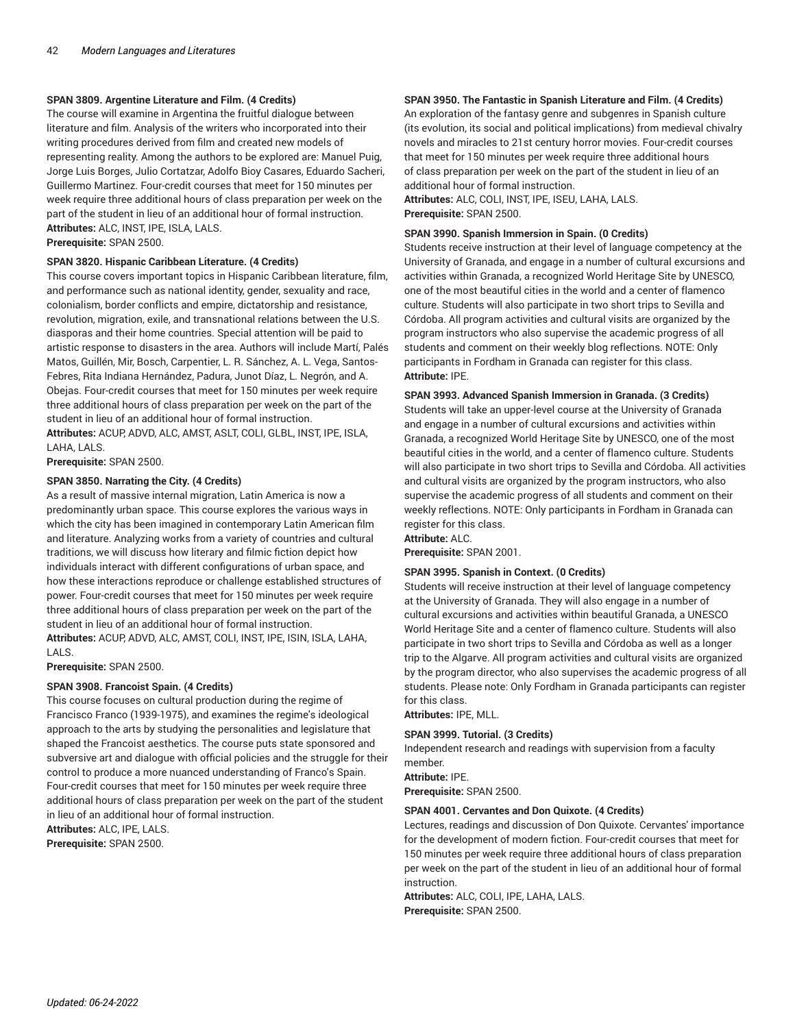**SPAN 3809. Argentine Literature and Film. (4 Credits)**
The course will examine in Argentina the fruitful dialogue between literature and film. Analysis of the writers who incorporated into their writing procedures derived from film and created new models of representing reality. Among the authors to be explored are: Manuel Puig, Jorge Luis Borges, Julio Cortatzar, Adolfo Bioy Casares, Eduardo Sacheri, Guillermo Martinez. Four-credit courses that meet for 150 minutes per week require three additional hours of class preparation per week on the part of the student in lieu of an additional hour of formal instruction.
**Attributes:** ALC, INST, IPE, ISLA, LALS.
**Prerequisite:** SPAN 2500.

**SPAN 3820. Hispanic Caribbean Literature. (4 Credits)**
This course covers important topics in Hispanic Caribbean literature, film, and performance such as national identity, gender, sexuality and race, colonialism, border conflicts and empire, dictatorship and resistance, revolution, migration, exile, and transnational relations between the U.S. diasporas and their home countries. Special attention will be paid to artistic response to disasters in the area. Authors will include Martí, Palés Matos, Guillén, Mir, Bosch, Carpentier, L. R. Sánchez, A. L. Vega, Santos-Febres, Rita Indiana Hernández, Padura, Junot Díaz, L. Negrón, and A. Obejas. Four-credit courses that meet for 150 minutes per week require three additional hours of class preparation per week on the part of the student in lieu of an additional hour of formal instruction.
**Attributes:** ACUP, ADVD, ALC, AMST, ASLT, COLI, GLBL, INST, IPE, ISLA, LAHA, LALS.
**Prerequisite:** SPAN 2500.

**SPAN 3850. Narrating the City. (4 Credits)**
As a result of massive internal migration, Latin America is now a predominantly urban space. This course explores the various ways in which the city has been imagined in contemporary Latin American film and literature. Analyzing works from a variety of countries and cultural traditions, we will discuss how literary and filmic fiction depict how individuals interact with different configurations of urban space, and how these interactions reproduce or challenge established structures of power. Four-credit courses that meet for 150 minutes per week require three additional hours of class preparation per week on the part of the student in lieu of an additional hour of formal instruction.
**Attributes:** ACUP, ADVD, ALC, AMST, COLI, INST, IPE, ISIN, ISLA, LAHA, LALS.
**Prerequisite:** SPAN 2500.

**SPAN 3908. Francoist Spain. (4 Credits)**
This course focuses on cultural production during the regime of Francisco Franco (1939-1975), and examines the regime's ideological approach to the arts by studying the personalities and legislature that shaped the Francoist aesthetics. The course puts state sponsored and subversive art and dialogue with official policies and the struggle for their control to produce a more nuanced understanding of Franco's Spain. Four-credit courses that meet for 150 minutes per week require three additional hours of class preparation per week on the part of the student in lieu of an additional hour of formal instruction.
**Attributes:** ALC, IPE, LALS.
**Prerequisite:** SPAN 2500.

**SPAN 3950. The Fantastic in Spanish Literature and Film. (4 Credits)**
An exploration of the fantasy genre and subgenres in Spanish culture (its evolution, its social and political implications) from medieval chivalry novels and miracles to 21st century horror movies. Four-credit courses that meet for 150 minutes per week require three additional hours of class preparation per week on the part of the student in lieu of an additional hour of formal instruction.
**Attributes:** ALC, COLI, INST, IPE, ISEU, LAHA, LALS.
**Prerequisite:** SPAN 2500.

**SPAN 3990. Spanish Immersion in Spain. (0 Credits)**
Students receive instruction at their level of language competency at the University of Granada, and engage in a number of cultural excursions and activities within Granada, a recognized World Heritage Site by UNESCO, one of the most beautiful cities in the world and a center of flamenco culture. Students will also participate in two short trips to Sevilla and Córdoba. All program activities and cultural visits are organized by the program instructors who also supervise the academic progress of all students and comment on their weekly blog reflections. NOTE: Only participants in Fordham in Granada can register for this class.
**Attribute:** IPE.

**SPAN 3993. Advanced Spanish Immersion in Granada. (3 Credits)**
Students will take an upper-level course at the University of Granada and engage in a number of cultural excursions and activities within Granada, a recognized World Heritage Site by UNESCO, one of the most beautiful cities in the world, and a center of flamenco culture. Students will also participate in two short trips to Sevilla and Córdoba. All activities and cultural visits are organized by the program instructors, who also supervise the academic progress of all students and comment on their weekly reflections. NOTE: Only participants in Fordham in Granada can register for this class.
**Attribute:** ALC.
**Prerequisite:** SPAN 2001.

**SPAN 3995. Spanish in Context. (0 Credits)**
Students will receive instruction at their level of language competency at the University of Granada. They will also engage in a number of cultural excursions and activities within beautiful Granada, a UNESCO World Heritage Site and a center of flamenco culture. Students will also participate in two short trips to Sevilla and Córdoba as well as a longer trip to the Algarve. All program activities and cultural visits are organized by the program director, who also supervises the academic progress of all students. Please note: Only Fordham in Granada participants can register for this class.
**Attributes:** IPE, MLL.

**SPAN 3999. Tutorial. (3 Credits)**
Independent research and readings with supervision from a faculty member.
**Attribute:** IPE.
**Prerequisite:** SPAN 2500.

**SPAN 4001. Cervantes and Don Quixote. (4 Credits)**
Lectures, readings and discussion of Don Quixote. Cervantes' importance for the development of modern fiction. Four-credit courses that meet for 150 minutes per week require three additional hours of class preparation per week on the part of the student in lieu of an additional hour of formal instruction.
**Attributes:** ALC, COLI, IPE, LAHA, LALS.
**Prerequisite:** SPAN 2500.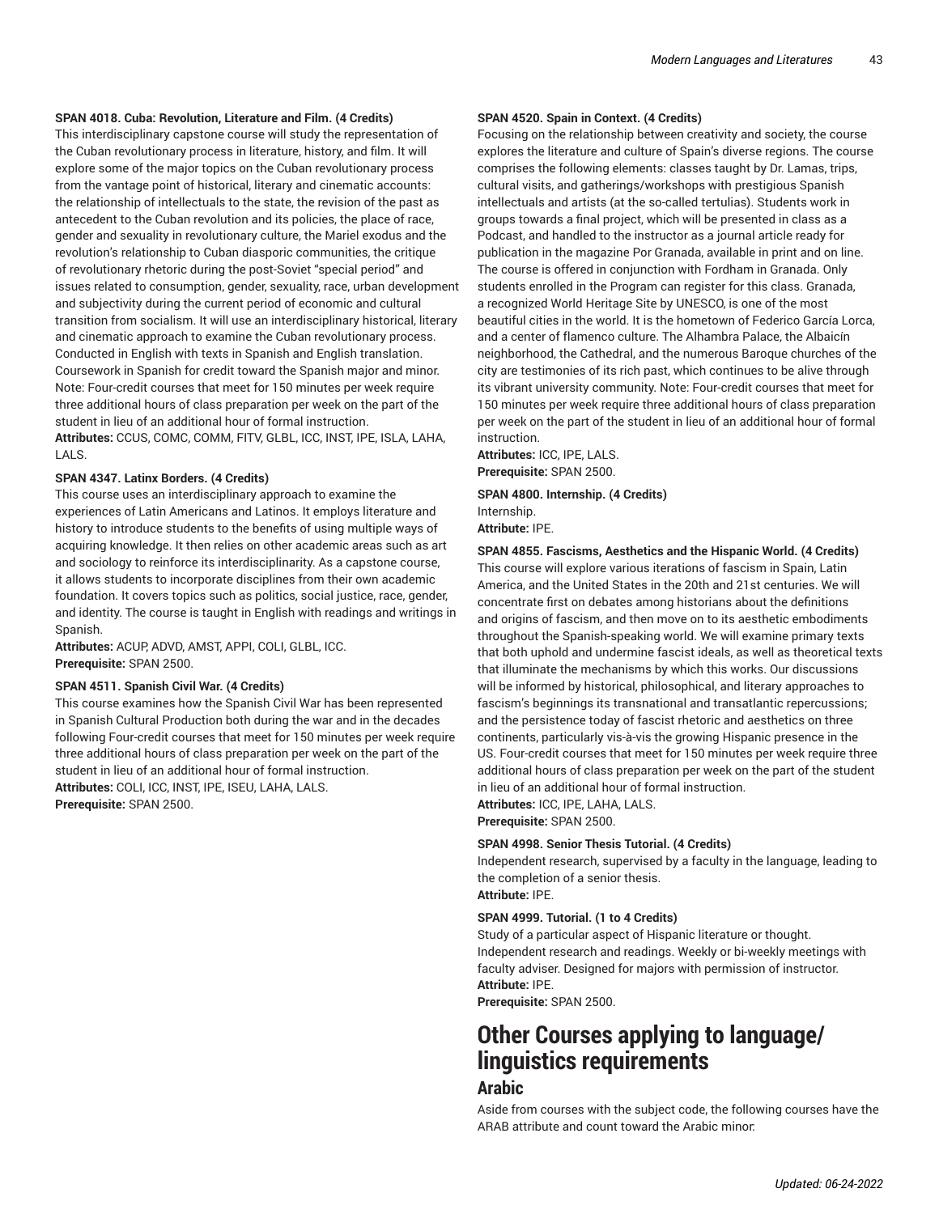**SPAN 4018. Cuba: Revolution, Literature and Film. (4 Credits)**
This interdisciplinary capstone course will study the representation of the Cuban revolutionary process in literature, history, and film. It will explore some of the major topics on the Cuban revolutionary process from the vantage point of historical, literary and cinematic accounts: the relationship of intellectuals to the state, the revision of the past as antecedent to the Cuban revolution and its policies, the place of race, gender and sexuality in revolutionary culture, the Mariel exodus and the revolution's relationship to Cuban diasporic communities, the critique of revolutionary rhetoric during the post-Soviet "special period" and issues related to consumption, gender, sexuality, race, urban development and subjectivity during the current period of economic and cultural transition from socialism. It will use an interdisciplinary historical, literary and cinematic approach to examine the Cuban revolutionary process. Conducted in English with texts in Spanish and English translation. Coursework in Spanish for credit toward the Spanish major and minor. Note: Four-credit courses that meet for 150 minutes per week require three additional hours of class preparation per week on the part of the student in lieu of an additional hour of formal instruction.
**Attributes:** CCUS, COMC, COMM, FITV, GLBL, ICC, INST, IPE, ISLA, LAHA, LALS.

**SPAN 4347. Latinx Borders. (4 Credits)**
This course uses an interdisciplinary approach to examine the experiences of Latin Americans and Latinos. It employs literature and history to introduce students to the benefits of using multiple ways of acquiring knowledge. It then relies on other academic areas such as art and sociology to reinforce its interdisciplinarity. As a capstone course, it allows students to incorporate disciplines from their own academic foundation. It covers topics such as politics, social justice, race, gender, and identity. The course is taught in English with readings and writings in Spanish.
**Attributes:** ACUP, ADVD, AMST, APPI, COLI, GLBL, ICC.
**Prerequisite:** SPAN 2500.

**SPAN 4511. Spanish Civil War. (4 Credits)**
This course examines how the Spanish Civil War has been represented in Spanish Cultural Production both during the war and in the decades following Four-credit courses that meet for 150 minutes per week require three additional hours of class preparation per week on the part of the student in lieu of an additional hour of formal instruction.
**Attributes:** COLI, ICC, INST, IPE, ISEU, LAHA, LALS.
**Prerequisite:** SPAN 2500.

**SPAN 4520. Spain in Context. (4 Credits)**
Focusing on the relationship between creativity and society, the course explores the literature and culture of Spain's diverse regions. The course comprises the following elements: classes taught by Dr. Lamas, trips, cultural visits, and gatherings/workshops with prestigious Spanish intellectuals and artists (at the so-called tertulias). Students work in groups towards a final project, which will be presented in class as a Podcast, and handled to the instructor as a journal article ready for publication in the magazine Por Granada, available in print and on line. The course is offered in conjunction with Fordham in Granada. Only students enrolled in the Program can register for this class. Granada, a recognized World Heritage Site by UNESCO, is one of the most beautiful cities in the world. It is the hometown of Federico García Lorca, and a center of flamenco culture. The Alhambra Palace, the Albaicín neighborhood, the Cathedral, and the numerous Baroque churches of the city are testimonies of its rich past, which continues to be alive through its vibrant university community. Note: Four-credit courses that meet for 150 minutes per week require three additional hours of class preparation per week on the part of the student in lieu of an additional hour of formal instruction.
**Attributes:** ICC, IPE, LALS.
**Prerequisite:** SPAN 2500.

**SPAN 4800. Internship. (4 Credits)**
Internship.
**Attribute:** IPE.

**SPAN 4855. Fascisms, Aesthetics and the Hispanic World. (4 Credits)**
This course will explore various iterations of fascism in Spain, Latin America, and the United States in the 20th and 21st centuries. We will concentrate first on debates among historians about the definitions and origins of fascism, and then move on to its aesthetic embodiments throughout the Spanish-speaking world. We will examine primary texts that both uphold and undermine fascist ideals, as well as theoretical texts that illuminate the mechanisms by which this works. Our discussions will be informed by historical, philosophical, and literary approaches to fascism's beginnings its transnational and transatlantic repercussions; and the persistence today of fascist rhetoric and aesthetics on three continents, particularly vis-à-vis the growing Hispanic presence in the US. Four-credit courses that meet for 150 minutes per week require three additional hours of class preparation per week on the part of the student in lieu of an additional hour of formal instruction.
**Attributes:** ICC, IPE, LAHA, LALS.
**Prerequisite:** SPAN 2500.

**SPAN 4998. Senior Thesis Tutorial. (4 Credits)**
Independent research, supervised by a faculty in the language, leading to the completion of a senior thesis.
**Attribute:** IPE.

**SPAN 4999. Tutorial. (1 to 4 Credits)**
Study of a particular aspect of Hispanic literature or thought. Independent research and readings. Weekly or bi-weekly meetings with faculty adviser. Designed for majors with permission of instructor.
**Attribute:** IPE.
**Prerequisite:** SPAN 2500.

# Other Courses applying to language/ linguistics requirements

## Arabic

Aside from courses with the subject code, the following courses have the ARAB attribute and count toward the Arabic minor: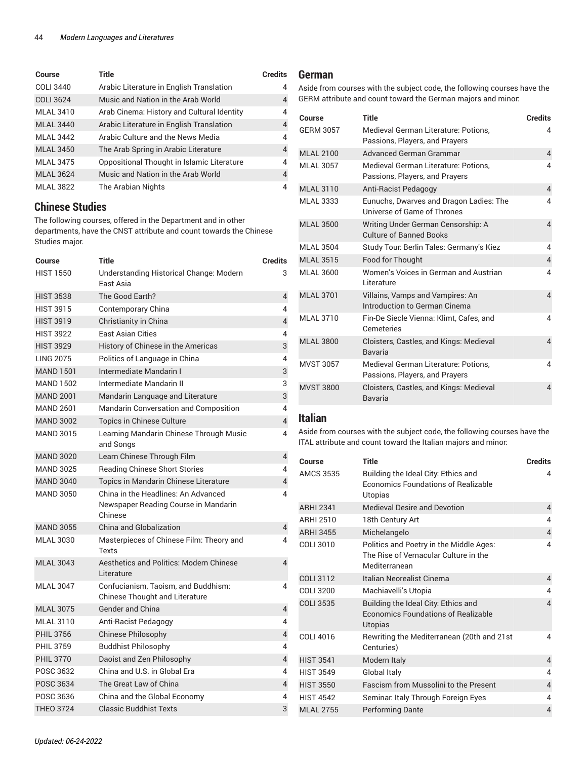| Course | Title | Credits |
| --- | --- | --- |
| COLI 3440 | Arabic Literature in English Translation | 4 |
| COLI 3624 | Music and Nation in the Arab World | 4 |
| MLAL 3410 | Arab Cinema: History and Cultural Identity | 4 |
| MLAL 3440 | Arabic Literature in English Translation | 4 |
| MLAL 3442 | Arabic Culture and the News Media | 4 |
| MLAL 3450 | The Arab Spring in Arabic Literature | 4 |
| MLAL 3475 | Oppositional Thought in Islamic Literature | 4 |
| MLAL 3624 | Music and Nation in the Arab World | 4 |
| MLAL 3822 | The Arabian Nights | 4 |

## Chinese Studies

The following courses, offered in the Department and in other departments, have the CNST attribute and count towards the Chinese Studies major.

| Course | Title | Credits |
| --- | --- | --- |
| HIST 1550 | Understanding Historical Change: Modern East Asia | 3 |
| HIST 3538 | The Good Earth? | 4 |
| HIST 3915 | Contemporary China | 4 |
| HIST 3919 | Christianity in China | 4 |
| HIST 3922 | East Asian Cities | 4 |
| HIST 3929 | History of Chinese in the Americas | 3 |
| LING 2075 | Politics of Language in China | 4 |
| MAND 1501 | Intermediate Mandarin I | 3 |
| MAND 1502 | Intermediate Mandarin II | 3 |
| MAND 2001 | Mandarin Language and Literature | 3 |
| MAND 2601 | Mandarin Conversation and Composition | 4 |
| MAND 3002 | Topics in Chinese Culture | 4 |
| MAND 3015 | Learning Mandarin Chinese Through Music and Songs | 4 |
| MAND 3020 | Learn Chinese Through Film | 4 |
| MAND 3025 | Reading Chinese Short Stories | 4 |
| MAND 3040 | Topics in Mandarin Chinese Literature | 4 |
| MAND 3050 | China in the Headlines: An Advanced Newspaper Reading Course in Mandarin Chinese | 4 |
| MAND 3055 | China and Globalization | 4 |
| MLAL 3030 | Masterpieces of Chinese Film: Theory and Texts | 4 |
| MLAL 3043 | Aesthetics and Politics: Modern Chinese Literature | 4 |
| MLAL 3047 | Confucianism, Taoism, and Buddhism: Chinese Thought and Literature | 4 |
| MLAL 3075 | Gender and China | 4 |
| MLAL 3110 | Anti-Racist Pedagogy | 4 |
| PHIL 3756 | Chinese Philosophy | 4 |
| PHIL 3759 | Buddhist Philosophy | 4 |
| PHIL 3770 | Daoist and Zen Philosophy | 4 |
| POSC 3632 | China and U.S. in Global Era | 4 |
| POSC 3634 | The Great Law of China | 4 |
| POSC 3636 | China and the Global Economy | 4 |
| THEO 3724 | Classic Buddhist Texts | 3 |

## German

Aside from courses with the subject code, the following courses have the GERM attribute and count toward the German majors and minor:

| Course | Title | Credits |
| --- | --- | --- |
| GERM 3057 | Medieval German Literature: Potions, Passions, Players, and Prayers | 4 |
| MLAL 2100 | Advanced German Grammar | 4 |
| MLAL 3057 | Medieval German Literature: Potions, Passions, Players, and Prayers | 4 |
| MLAL 3110 | Anti-Racist Pedagogy | 4 |
| MLAL 3333 | Eunuchs, Dwarves and Dragon Ladies: The Universe of Game of Thrones | 4 |
| MLAL 3500 | Writing Under German Censorship: A Culture of Banned Books | 4 |
| MLAL 3504 | Study Tour: Berlin Tales: Germany's Kiez | 4 |
| MLAL 3515 | Food for Thought | 4 |
| MLAL 3600 | Women's Voices in German and Austrian Literature | 4 |
| MLAL 3701 | Villains, Vamps and Vampires: An Introduction to German Cinema | 4 |
| MLAL 3710 | Fin-De Siecle Vienna: Klimt, Cafes, and Cemeteries | 4 |
| MLAL 3800 | Cloisters, Castles, and Kings: Medieval Bavaria | 4 |
| MVST 3057 | Medieval German Literature: Potions, Passions, Players, and Prayers | 4 |
| MVST 3800 | Cloisters, Castles, and Kings: Medieval Bavaria | 4 |

## Italian

Aside from courses with the subject code, the following courses have the ITAL attribute and count toward the Italian majors and minor:

| Course | Title | Credits |
| --- | --- | --- |
| AMCS 3535 | Building the Ideal City: Ethics and Economics Foundations of Realizable Utopias | 4 |
| ARHI 2341 | Medieval Desire and Devotion | 4 |
| ARHI 2510 | 18th Century Art | 4 |
| ARHI 3455 | Michelangelo | 4 |
| COLI 3010 | Politics and Poetry in the Middle Ages: The Rise of Vernacular Culture in the Mediterranean | 4 |
| COLI 3112 | Italian Neorealist Cinema | 4 |
| COLI 3200 | Machiavelli's Utopia | 4 |
| COLI 3535 | Building the Ideal City: Ethics and Economics Foundations of Realizable Utopias | 4 |
| COLI 4016 | Rewriting the Mediterranean (20th and 21st Centuries) | 4 |
| HIST 3541 | Modern Italy | 4 |
| HIST 3549 | Global Italy | 4 |
| HIST 3550 | Fascism from Mussolini to the Present | 4 |
| HIST 4542 | Seminar: Italy Through Foreign Eyes | 4 |
| MLAL 2755 | Performing Dante | 4 |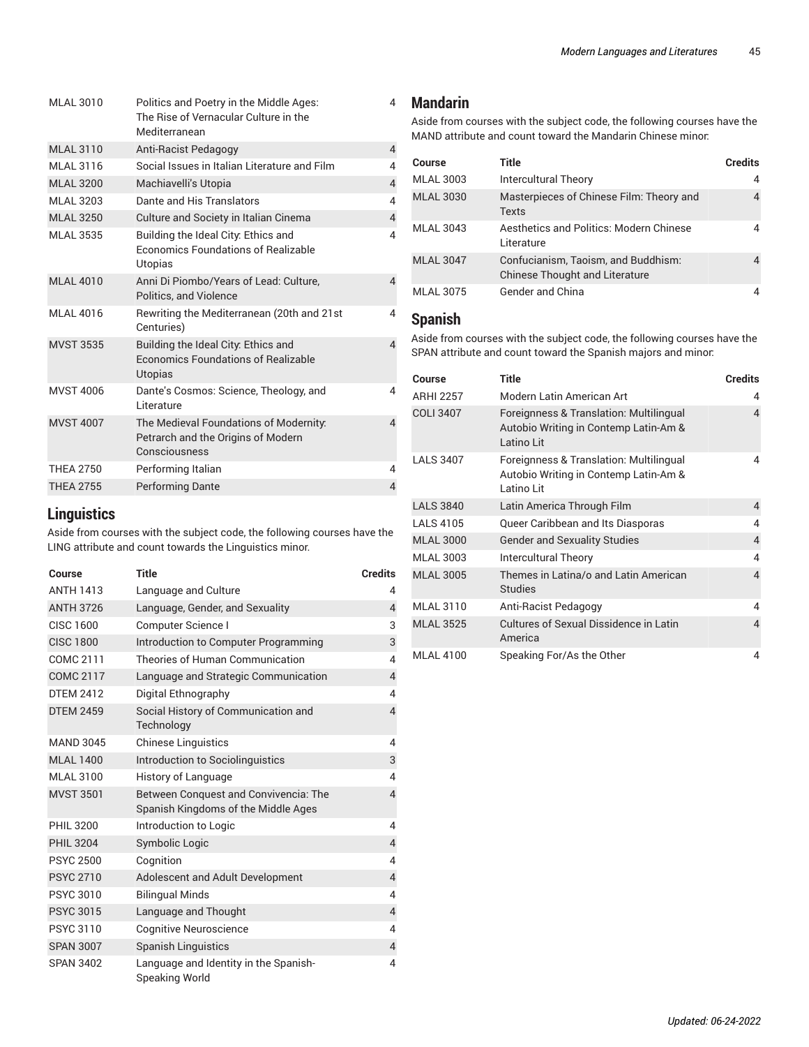| | | |
|---|---|---|
| MLAL 3010 | Politics and Poetry in the Middle Ages: The Rise of Vernacular Culture in the Mediterranean | 4 |
| MLAL 3110 | Anti-Racist Pedagogy | 4 |
| MLAL 3116 | Social Issues in Italian Literature and Film | 4 |
| MLAL 3200 | Machiavelli's Utopia | 4 |
| MLAL 3203 | Dante and His Translators | 4 |
| MLAL 3250 | Culture and Society in Italian Cinema | 4 |
| MLAL 3535 | Building the Ideal City: Ethics and Economics Foundations of Realizable Utopias | 4 |
| MLAL 4010 | Anni Di Piombo/Years of Lead: Culture, Politics, and Violence | 4 |
| MLAL 4016 | Rewriting the Mediterranean (20th and 21st Centuries) | 4 |
| MVST 3535 | Building the Ideal City: Ethics and Economics Foundations of Realizable Utopias | 4 |
| MVST 4006 | Dante's Cosmos: Science, Theology, and Literature | 4 |
| MVST 4007 | The Medieval Foundations of Modernity: Petrarch and the Origins of Modern Consciousness | 4 |
| THEA 2750 | Performing Italian | 4 |
| THEA 2755 | Performing Dante | 4 |

## Linguistics

Aside from courses with the subject code, the following courses have the LING attribute and count towards the Linguistics minor.

| Course | Title | Credits |
|---|---|---|
| ANTH 1413 | Language and Culture | 4 |
| ANTH 3726 | Language, Gender, and Sexuality | 4 |
| CISC 1600 | Computer Science I | 3 |
| CISC 1800 | Introduction to Computer Programming | 3 |
| COMC 2111 | Theories of Human Communication | 4 |
| COMC 2117 | Language and Strategic Communication | 4 |
| DTEM 2412 | Digital Ethnography | 4 |
| DTEM 2459 | Social History of Communication and Technology | 4 |
| MAND 3045 | Chinese Linguistics | 4 |
| MLAL 1400 | Introduction to Sociolinguistics | 3 |
| MLAL 3100 | History of Language | 4 |
| MVST 3501 | Between Conquest and Convivencia: The Spanish Kingdoms of the Middle Ages | 4 |
| PHIL 3200 | Introduction to Logic | 4 |
| PHIL 3204 | Symbolic Logic | 4 |
| PSYC 2500 | Cognition | 4 |
| PSYC 2710 | Adolescent and Adult Development | 4 |
| PSYC 3010 | Bilingual Minds | 4 |
| PSYC 3015 | Language and Thought | 4 |
| PSYC 3110 | Cognitive Neuroscience | 4 |
| SPAN 3007 | Spanish Linguistics | 4 |
| SPAN 3402 | Language and Identity in the Spanish-Speaking World | 4 |

## Mandarin

Aside from courses with the subject code, the following courses have the MAND attribute and count toward the Mandarin Chinese minor.

| Course | Title | Credits |
|---|---|---|
| MLAL 3003 | Intercultural Theory | 4 |
| MLAL 3030 | Masterpieces of Chinese Film: Theory and Texts | 4 |
| MLAL 3043 | Aesthetics and Politics: Modern Chinese Literature | 4 |
| MLAL 3047 | Confucianism, Taoism, and Buddhism: Chinese Thought and Literature | 4 |
| MLAL 3075 | Gender and China | 4 |

## Spanish

Aside from courses with the subject code, the following courses have the SPAN attribute and count toward the Spanish majors and minor.

| Course | Title | Credits |
|---|---|---|
| ARHI 2257 | Modern Latin American Art | 4 |
| COLI 3407 | Foreignness & Translation: Multilingual Autobio Writing in Contemp Latin-Am & Latino Lit | 4 |
| LALS 3407 | Foreignness & Translation: Multilingual Autobio Writing in Contemp Latin-Am & Latino Lit | 4 |
| LALS 3840 | Latin America Through Film | 4 |
| LALS 4105 | Queer Caribbean and Its Diasporas | 4 |
| MLAL 3000 | Gender and Sexuality Studies | 4 |
| MLAL 3003 | Intercultural Theory | 4 |
| MLAL 3005 | Themes in Latina/o and Latin American Studies | 4 |
| MLAL 3110 | Anti-Racist Pedagogy | 4 |
| MLAL 3525 | Cultures of Sexual Dissidence in Latin America | 4 |
| MLAL 4100 | Speaking For/As the Other | 4 |